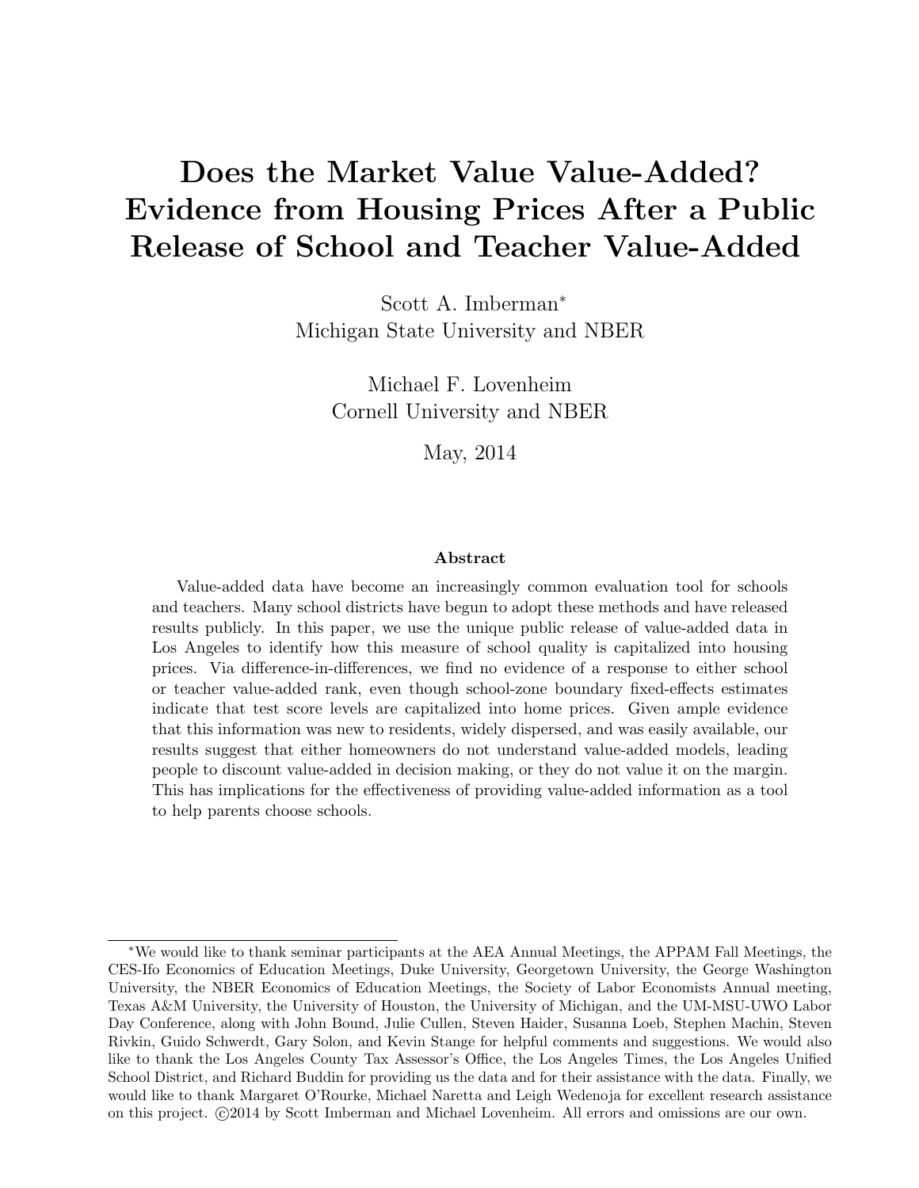# Does the Market Value Value-Added? Evidence from Housing Prices After a Public Release of School and Teacher Value-Added

Scott A. Imberman*
Michigan State University and NBER

Michael F. Lovenheim
Cornell University and NBER

May, 2014

## Abstract

Value-added data have become an increasingly common evaluation tool for schools and teachers. Many school districts have begun to adopt these methods and have released results publicly. In this paper, we use the unique public release of value-added data in Los Angeles to identify how this measure of school quality is capitalized into housing prices. Via difference-in-differences, we find no evidence of a response to either school or teacher value-added rank, even though school-zone boundary fixed-effects estimates indicate that test score levels are capitalized into home prices. Given ample evidence that this information was new to residents, widely dispersed, and was easily available, our results suggest that either homeowners do not understand value-added models, leading people to discount value-added in decision making, or they do not value it on the margin. This has implications for the effectiveness of providing value-added information as a tool to help parents choose schools.

---

*We would like to thank seminar participants at the AEA Annual Meetings, the APPAM Fall Meetings, the CES-Ifo Economics of Education Meetings, Duke University, Georgetown University, the George Washington University, the NBER Economics of Education Meetings, the Society of Labor Economists Annual meeting, Texas A&M University, the University of Houston, the University of Michigan, and the UM-MSU-UWO Labor Day Conference, along with John Bound, Julie Cullen, Steven Haider, Susanna Loeb, Stephen Machin, Steven Rivkin, Guido Schwerdt, Gary Solon, and Kevin Stange for helpful comments and suggestions. We would also like to thank the Los Angeles County Tax Assessor's Office, the Los Angeles Times, the Los Angeles Unified School District, and Richard Buddin for providing us the data and for their assistance with the data. Finally, we would like to thank Margaret O'Rourke, Michael Naretta and Leigh Wedenoja for excellent research assistance on this project. ©2014 by Scott Imberman and Michael Lovenheim. All errors and omissions are our own.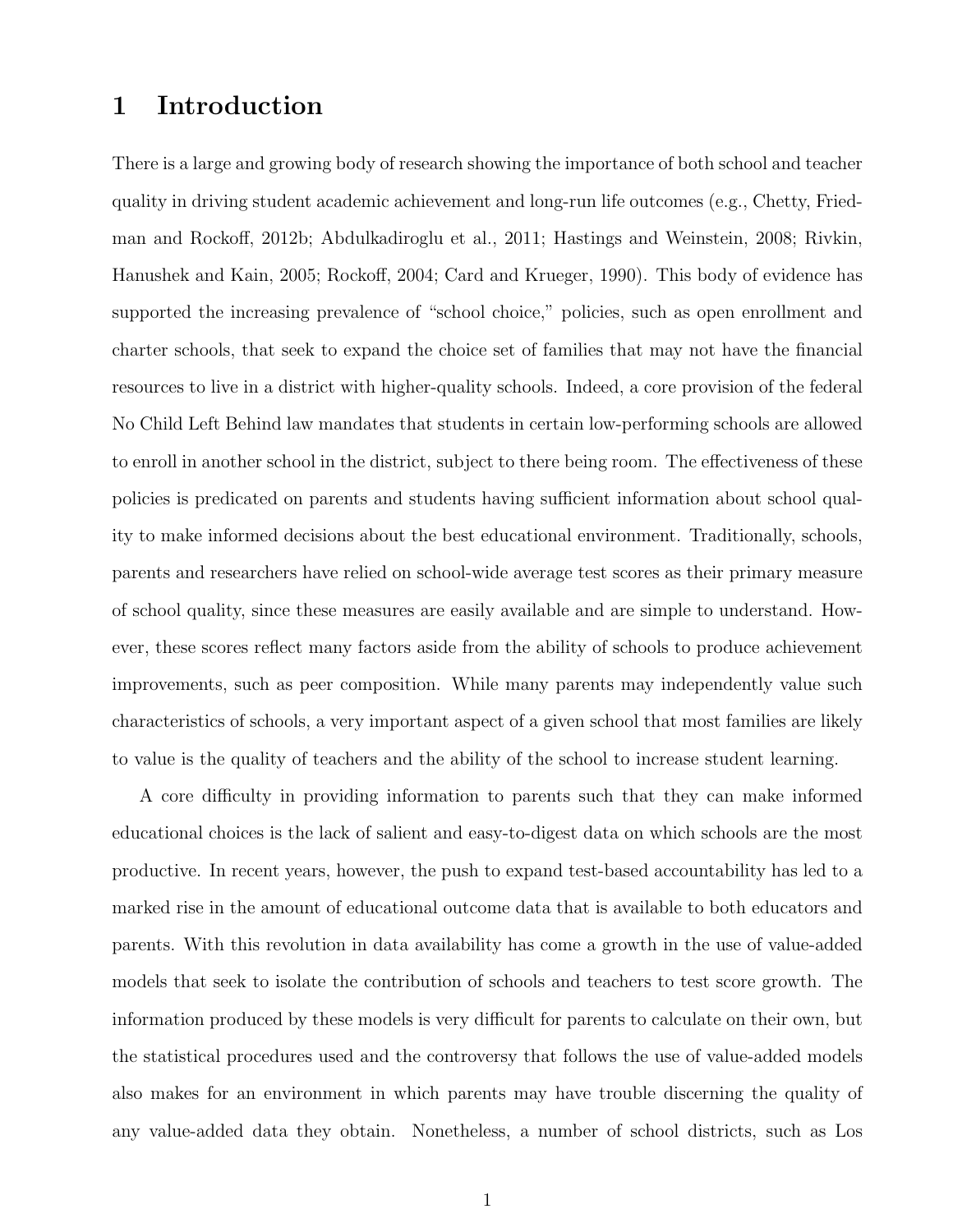# 1 Introduction

There is a large and growing body of research showing the importance of both school and teacher quality in driving student academic achievement and long-run life outcomes (e.g., Chetty, Friedman and Rockoff, 2012b; Abdulkadiroglu et al., 2011; Hastings and Weinstein, 2008; Rivkin, Hanushek and Kain, 2005; Rockoff, 2004; Card and Krueger, 1990). This body of evidence has supported the increasing prevalence of "school choice," policies, such as open enrollment and charter schools, that seek to expand the choice set of families that may not have the financial resources to live in a district with higher-quality schools. Indeed, a core provision of the federal No Child Left Behind law mandates that students in certain low-performing schools are allowed to enroll in another school in the district, subject to there being room. The effectiveness of these policies is predicated on parents and students having sufficient information about school quality to make informed decisions about the best educational environment. Traditionally, schools, parents and researchers have relied on school-wide average test scores as their primary measure of school quality, since these measures are easily available and are simple to understand. However, these scores reflect many factors aside from the ability of schools to produce achievement improvements, such as peer composition. While many parents may independently value such characteristics of schools, a very important aspect of a given school that most families are likely to value is the quality of teachers and the ability of the school to increase student learning.

A core difficulty in providing information to parents such that they can make informed educational choices is the lack of salient and easy-to-digest data on which schools are the most productive. In recent years, however, the push to expand test-based accountability has led to a marked rise in the amount of educational outcome data that is available to both educators and parents. With this revolution in data availability has come a growth in the use of value-added models that seek to isolate the contribution of schools and teachers to test score growth. The information produced by these models is very difficult for parents to calculate on their own, but the statistical procedures used and the controversy that follows the use of value-added models also makes for an environment in which parents may have trouble discerning the quality of any value-added data they obtain. Nonetheless, a number of school districts, such as Los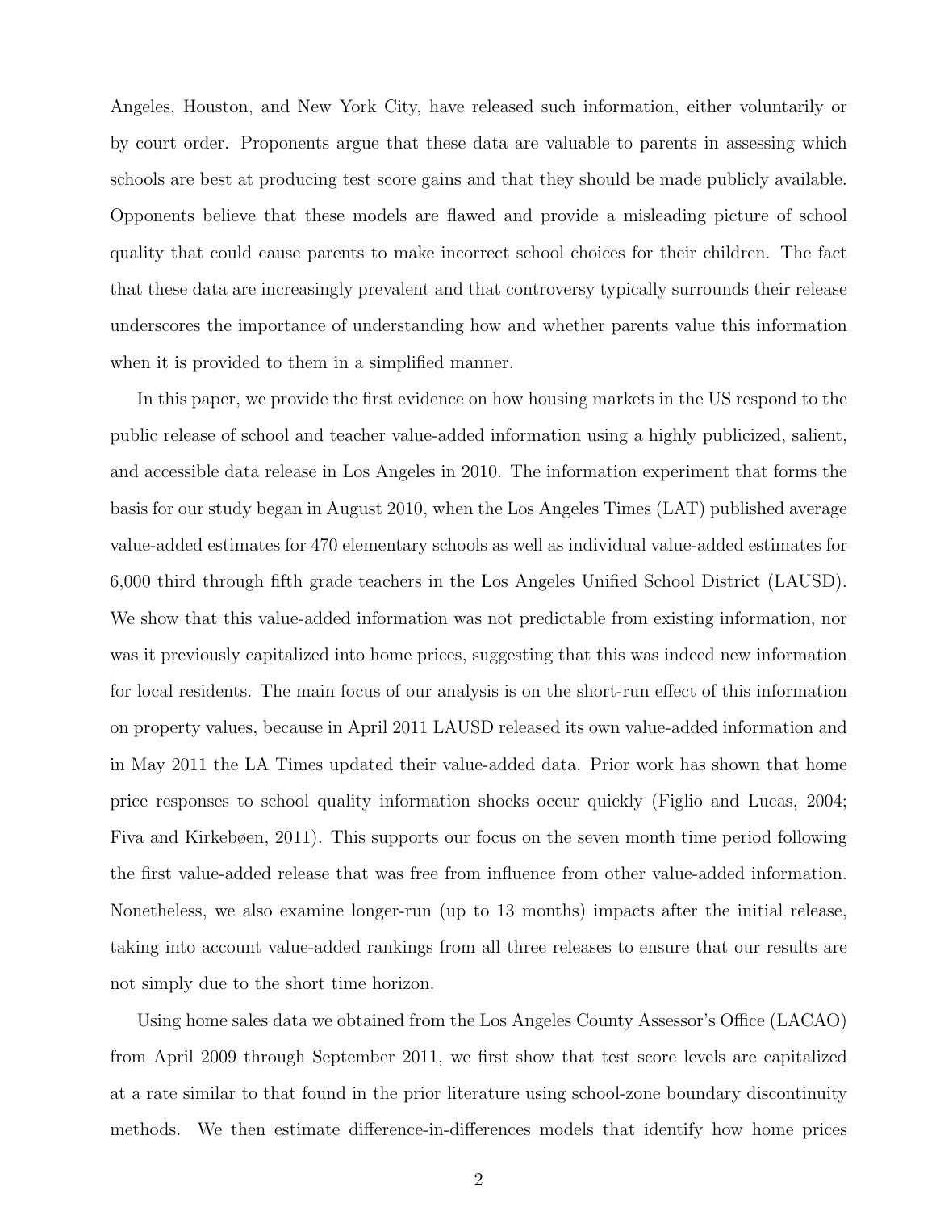Angeles, Houston, and New York City, have released such information, either voluntarily or by court order. Proponents argue that these data are valuable to parents in assessing which schools are best at producing test score gains and that they should be made publicly available. Opponents believe that these models are flawed and provide a misleading picture of school quality that could cause parents to make incorrect school choices for their children. The fact that these data are increasingly prevalent and that controversy typically surrounds their release underscores the importance of understanding how and whether parents value this information when it is provided to them in a simplified manner.

In this paper, we provide the first evidence on how housing markets in the US respond to the public release of school and teacher value-added information using a highly publicized, salient, and accessible data release in Los Angeles in 2010. The information experiment that forms the basis for our study began in August 2010, when the Los Angeles Times (LAT) published average value-added estimates for 470 elementary schools as well as individual value-added estimates for 6,000 third through fifth grade teachers in the Los Angeles Unified School District (LAUSD). We show that this value-added information was not predictable from existing information, nor was it previously capitalized into home prices, suggesting that this was indeed new information for local residents. The main focus of our analysis is on the short-run effect of this information on property values, because in April 2011 LAUSD released its own value-added information and in May 2011 the LA Times updated their value-added data. Prior work has shown that home price responses to school quality information shocks occur quickly (Figlio and Lucas, 2004; Fiva and Kirkebøen, 2011). This supports our focus on the seven month time period following the first value-added release that was free from influence from other value-added information. Nonetheless, we also examine longer-run (up to 13 months) impacts after the initial release, taking into account value-added rankings from all three releases to ensure that our results are not simply due to the short time horizon.

Using home sales data we obtained from the Los Angeles County Assessor's Office (LACAO) from April 2009 through September 2011, we first show that test score levels are capitalized at a rate similar to that found in the prior literature using school-zone boundary discontinuity methods. We then estimate difference-in-differences models that identify how home prices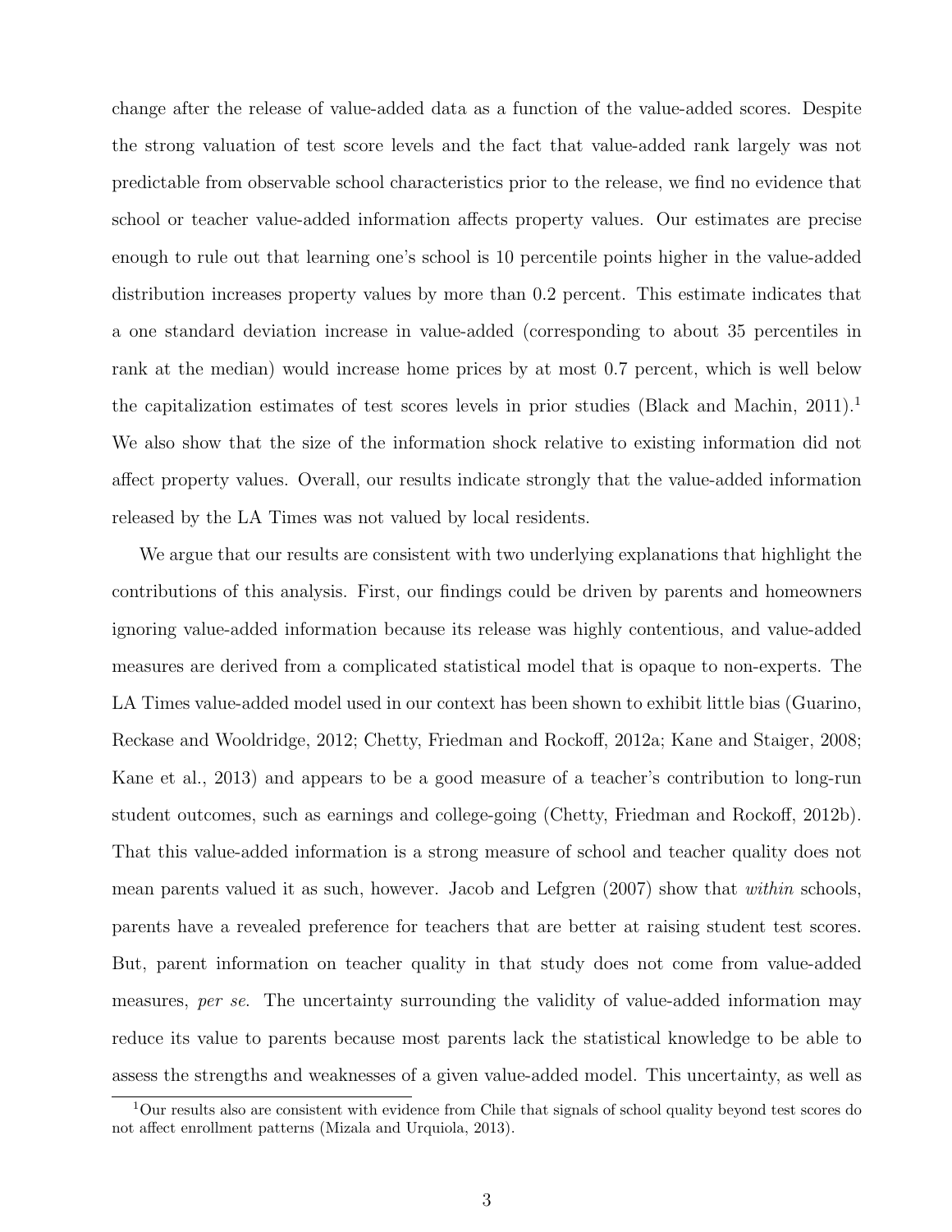change after the release of value-added data as a function of the value-added scores. Despite the strong valuation of test score levels and the fact that value-added rank largely was not predictable from observable school characteristics prior to the release, we find no evidence that school or teacher value-added information affects property values. Our estimates are precise enough to rule out that learning one's school is 10 percentile points higher in the value-added distribution increases property values by more than 0.2 percent. This estimate indicates that a one standard deviation increase in value-added (corresponding to about 35 percentiles in rank at the median) would increase home prices by at most 0.7 percent, which is well below the capitalization estimates of test scores levels in prior studies (Black and Machin, 2011).[1] We also show that the size of the information shock relative to existing information did not affect property values. Overall, our results indicate strongly that the value-added information released by the LA Times was not valued by local residents.

We argue that our results are consistent with two underlying explanations that highlight the contributions of this analysis. First, our findings could be driven by parents and homeowners ignoring value-added information because its release was highly contentious, and value-added measures are derived from a complicated statistical model that is opaque to non-experts. The LA Times value-added model used in our context has been shown to exhibit little bias (Guarino, Reckase and Wooldridge, 2012; Chetty, Friedman and Rockoff, 2012a; Kane and Staiger, 2008; Kane et al., 2013) and appears to be a good measure of a teacher's contribution to long-run student outcomes, such as earnings and college-going (Chetty, Friedman and Rockoff, 2012b). That this value-added information is a strong measure of school and teacher quality does not mean parents valued it as such, however. Jacob and Lefgren (2007) show that *within* schools, parents have a revealed preference for teachers that are better at raising student test scores. But, parent information on teacher quality in that study does not come from value-added measures, *per se*. The uncertainty surrounding the validity of value-added information may reduce its value to parents because most parents lack the statistical knowledge to be able to assess the strengths and weaknesses of a given value-added model. This uncertainty, as well as

[1] Our results also are consistent with evidence from Chile that signals of school quality beyond test scores do not affect enrollment patterns (Mizala and Urquiola, 2013).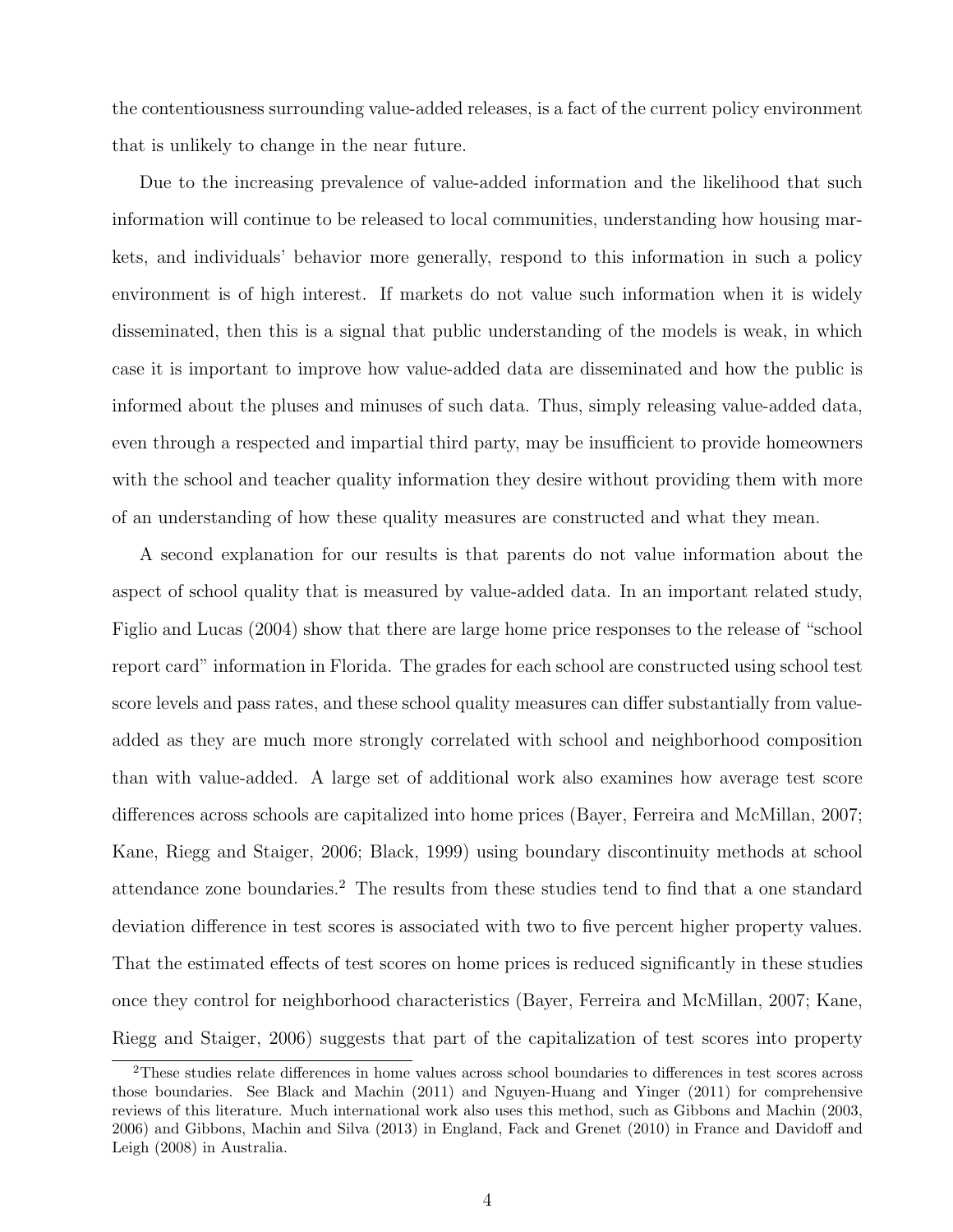the contentiousness surrounding value-added releases, is a fact of the current policy environment that is unlikely to change in the near future.

Due to the increasing prevalence of value-added information and the likelihood that such information will continue to be released to local communities, understanding how housing markets, and individuals' behavior more generally, respond to this information in such a policy environment is of high interest. If markets do not value such information when it is widely disseminated, then this is a signal that public understanding of the models is weak, in which case it is important to improve how value-added data are disseminated and how the public is informed about the pluses and minuses of such data. Thus, simply releasing value-added data, even through a respected and impartial third party, may be insufficient to provide homeowners with the school and teacher quality information they desire without providing them with more of an understanding of how these quality measures are constructed and what they mean.

A second explanation for our results is that parents do not value information about the aspect of school quality that is measured by value-added data. In an important related study, Figlio and Lucas (2004) show that there are large home price responses to the release of "school report card" information in Florida. The grades for each school are constructed using school test score levels and pass rates, and these school quality measures can differ substantially from value-added as they are much more strongly correlated with school and neighborhood composition than with value-added. A large set of additional work also examines how average test score differences across schools are capitalized into home prices (Bayer, Ferreira and McMillan, 2007; Kane, Riegg and Staiger, 2006; Black, 1999) using boundary discontinuity methods at school attendance zone boundaries.[2] The results from these studies tend to find that a one standard deviation difference in test scores is associated with two to five percent higher property values. That the estimated effects of test scores on home prices is reduced significantly in these studies once they control for neighborhood characteristics (Bayer, Ferreira and McMillan, 2007; Kane, Riegg and Staiger, 2006) suggests that part of the capitalization of test scores into property

[2]These studies relate differences in home values across school boundaries to differences in test scores across those boundaries. See Black and Machin (2011) and Nguyen-Huang and Yinger (2011) for comprehensive reviews of this literature. Much international work also uses this method, such as Gibbons and Machin (2003, 2006) and Gibbons, Machin and Silva (2013) in England, Fack and Grenet (2010) in France and Davidoff and Leigh (2008) in Australia.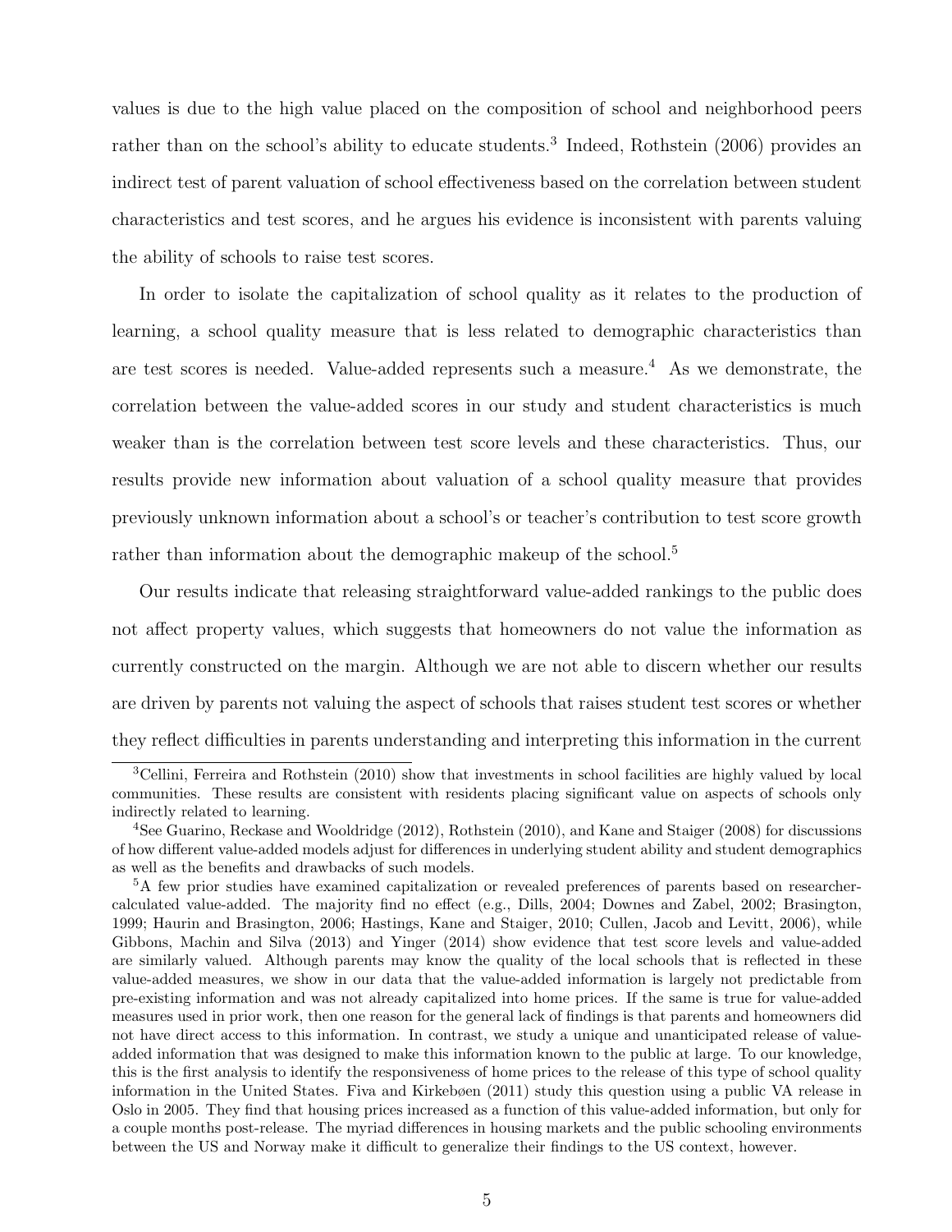values is due to the high value placed on the composition of school and neighborhood peers rather than on the school's ability to educate students.[3] Indeed, Rothstein (2006) provides an indirect test of parent valuation of school effectiveness based on the correlation between student characteristics and test scores, and he argues his evidence is inconsistent with parents valuing the ability of schools to raise test scores.

In order to isolate the capitalization of school quality as it relates to the production of learning, a school quality measure that is less related to demographic characteristics than are test scores is needed. Value-added represents such a measure.[4] As we demonstrate, the correlation between the value-added scores in our study and student characteristics is much weaker than is the correlation between test score levels and these characteristics. Thus, our results provide new information about valuation of a school quality measure that provides previously unknown information about a school's or teacher's contribution to test score growth rather than information about the demographic makeup of the school.[5]

Our results indicate that releasing straightforward value-added rankings to the public does not affect property values, which suggests that homeowners do not value the information as currently constructed on the margin. Although we are not able to discern whether our results are driven by parents not valuing the aspect of schools that raises student test scores or whether they reflect difficulties in parents understanding and interpreting this information in the current

[3] Cellini, Ferreira and Rothstein (2010) show that investments in school facilities are highly valued by local communities. These results are consistent with residents placing significant value on aspects of schools only indirectly related to learning.

[4] See Guarino, Reckase and Wooldridge (2012), Rothstein (2010), and Kane and Staiger (2008) for discussions of how different value-added models adjust for differences in underlying student ability and student demographics as well as the benefits and drawbacks of such models.

[5] A few prior studies have examined capitalization or revealed preferences of parents based on researcher-calculated value-added. The majority find no effect (e.g., Dills, 2004; Downes and Zabel, 2002; Brasington, 1999; Haurin and Brasington, 2006; Hastings, Kane and Staiger, 2010; Cullen, Jacob and Levitt, 2006), while Gibbons, Machin and Silva (2013) and Yinger (2014) show evidence that test score levels and value-added are similarly valued. Although parents may know the quality of the local schools that is reflected in these value-added measures, we show in our data that the value-added information is largely not predictable from pre-existing information and was not already capitalized into home prices. If the same is true for value-added measures used in prior work, then one reason for the general lack of findings is that parents and homeowners did not have direct access to this information. In contrast, we study a unique and unanticipated release of value-added information that was designed to make this information known to the public at large. To our knowledge, this is the first analysis to identify the responsiveness of home prices to the release of this type of school quality information in the United States. Fiva and Kirkebøen (2011) study this question using a public VA release in Oslo in 2005. They find that housing prices increased as a function of this value-added information, but only for a couple months post-release. The myriad differences in housing markets and the public schooling environments between the US and Norway make it difficult to generalize their findings to the US context, however.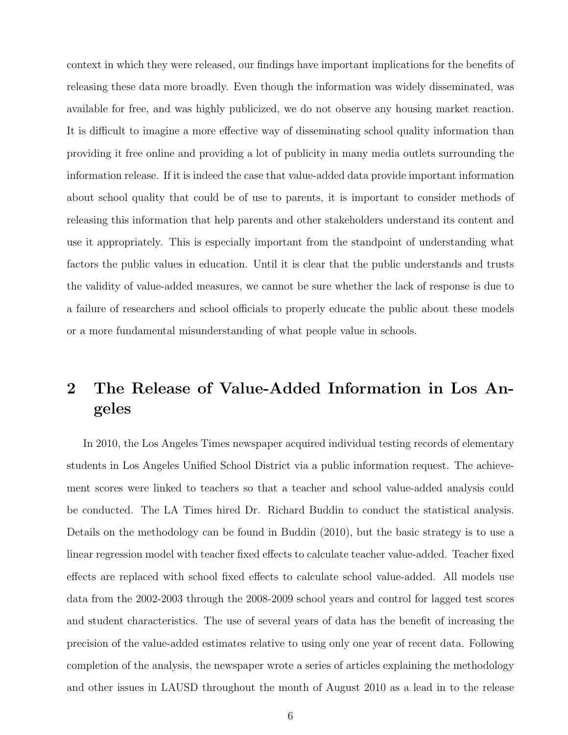context in which they were released, our findings have important implications for the benefits of releasing these data more broadly. Even though the information was widely disseminated, was available for free, and was highly publicized, we do not observe any housing market reaction. It is difficult to imagine a more effective way of disseminating school quality information than providing it free online and providing a lot of publicity in many media outlets surrounding the information release. If it is indeed the case that value-added data provide important information about school quality that could be of use to parents, it is important to consider methods of releasing this information that help parents and other stakeholders understand its content and use it appropriately. This is especially important from the standpoint of understanding what factors the public values in education. Until it is clear that the public understands and trusts the validity of value-added measures, we cannot be sure whether the lack of response is due to a failure of researchers and school officials to properly educate the public about these models or a more fundamental misunderstanding of what people value in schools.

## 2 The Release of Value-Added Information in Los Angeles

In 2010, the Los Angeles Times newspaper acquired individual testing records of elementary students in Los Angeles Unified School District via a public information request. The achievement scores were linked to teachers so that a teacher and school value-added analysis could be conducted. The LA Times hired Dr. Richard Buddin to conduct the statistical analysis. Details on the methodology can be found in Buddin (2010), but the basic strategy is to use a linear regression model with teacher fixed effects to calculate teacher value-added. Teacher fixed effects are replaced with school fixed effects to calculate school value-added. All models use data from the 2002-2003 through the 2008-2009 school years and control for lagged test scores and student characteristics. The use of several years of data has the benefit of increasing the precision of the value-added estimates relative to using only one year of recent data. Following completion of the analysis, the newspaper wrote a series of articles explaining the methodology and other issues in LAUSD throughout the month of August 2010 as a lead in to the release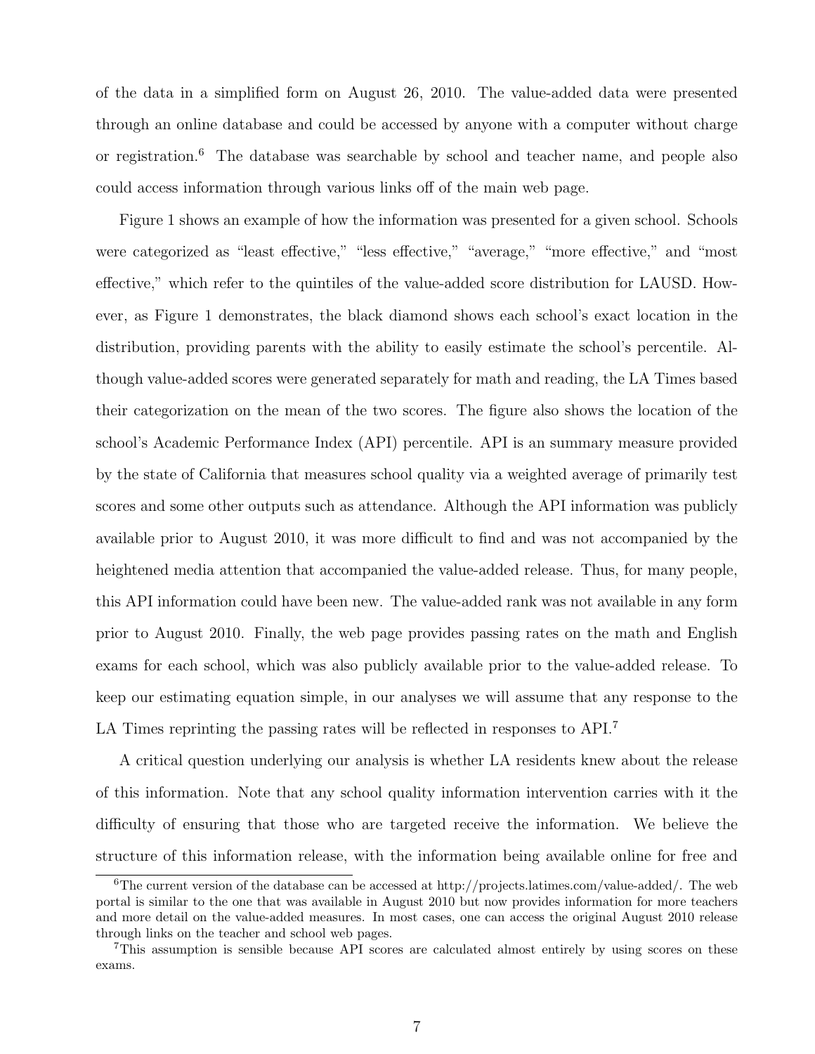of the data in a simplified form on August 26, 2010. The value-added data were presented through an online database and could be accessed by anyone with a computer without charge or registration.[6] The database was searchable by school and teacher name, and people also could access information through various links off of the main web page.

Figure 1 shows an example of how the information was presented for a given school. Schools were categorized as "least effective," "less effective," "average," "more effective," and "most effective," which refer to the quintiles of the value-added score distribution for LAUSD. However, as Figure 1 demonstrates, the black diamond shows each school's exact location in the distribution, providing parents with the ability to easily estimate the school's percentile. Although value-added scores were generated separately for math and reading, the LA Times based their categorization on the mean of the two scores. The figure also shows the location of the school's Academic Performance Index (API) percentile. API is an summary measure provided by the state of California that measures school quality via a weighted average of primarily test scores and some other outputs such as attendance. Although the API information was publicly available prior to August 2010, it was more difficult to find and was not accompanied by the heightened media attention that accompanied the value-added release. Thus, for many people, this API information could have been new. The value-added rank was not available in any form prior to August 2010. Finally, the web page provides passing rates on the math and English exams for each school, which was also publicly available prior to the value-added release. To keep our estimating equation simple, in our analyses we will assume that any response to the LA Times reprinting the passing rates will be reflected in responses to API.[7]

A critical question underlying our analysis is whether LA residents knew about the release of this information. Note that any school quality information intervention carries with it the difficulty of ensuring that those who are targeted receive the information. We believe the structure of this information release, with the information being available online for free and

[6]The current version of the database can be accessed at http://projects.latimes.com/value-added/. The web portal is similar to the one that was available in August 2010 but now provides information for more teachers and more detail on the value-added measures. In most cases, one can access the original August 2010 release through links on the teacher and school web pages.

[7]This assumption is sensible because API scores are calculated almost entirely by using scores on these exams.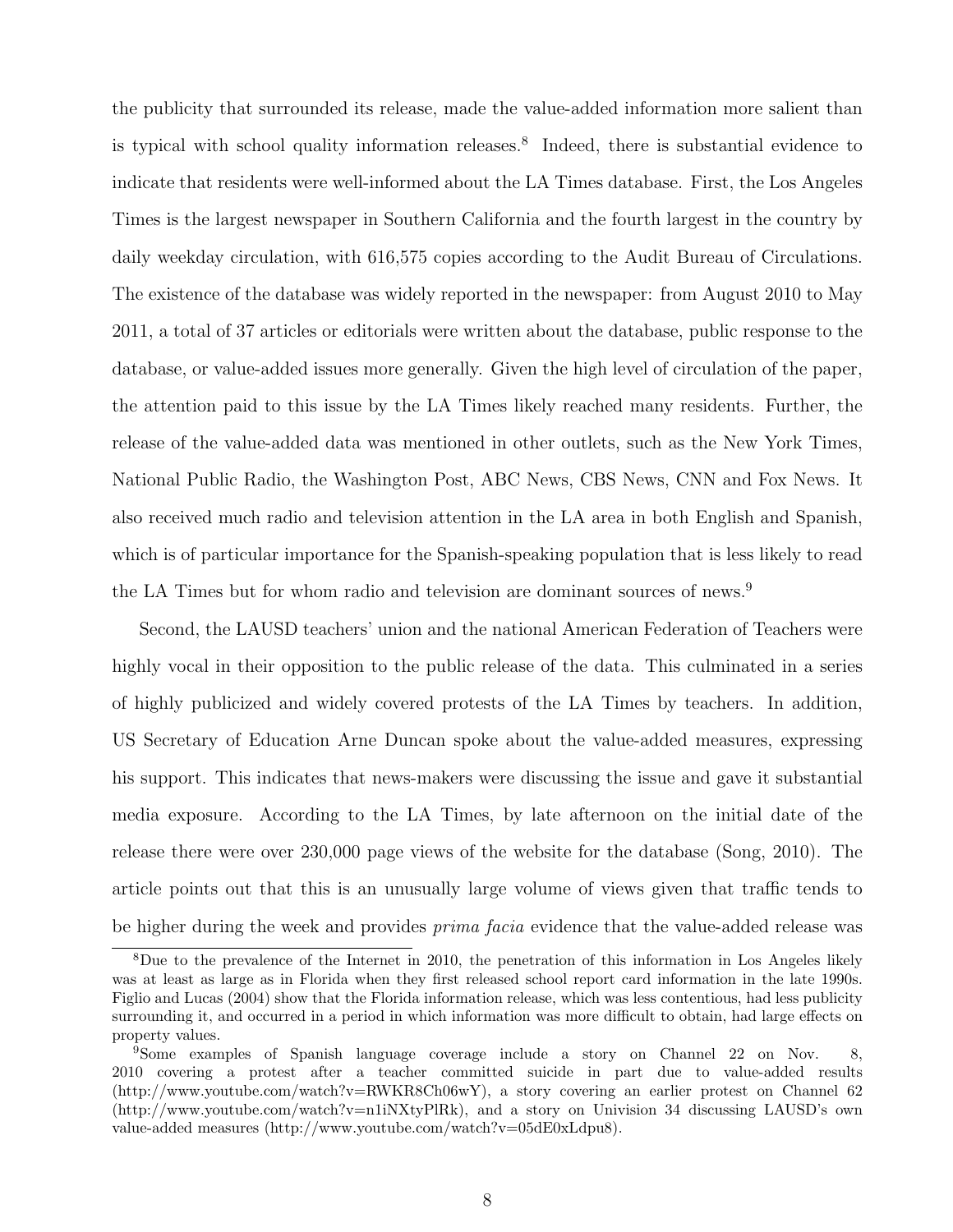the publicity that surrounded its release, made the value-added information more salient than is typical with school quality information releases.[8] Indeed, there is substantial evidence to indicate that residents were well-informed about the LA Times database. First, the Los Angeles Times is the largest newspaper in Southern California and the fourth largest in the country by daily weekday circulation, with 616,575 copies according to the Audit Bureau of Circulations. The existence of the database was widely reported in the newspaper: from August 2010 to May 2011, a total of 37 articles or editorials were written about the database, public response to the database, or value-added issues more generally. Given the high level of circulation of the paper, the attention paid to this issue by the LA Times likely reached many residents. Further, the release of the value-added data was mentioned in other outlets, such as the New York Times, National Public Radio, the Washington Post, ABC News, CBS News, CNN and Fox News. It also received much radio and television attention in the LA area in both English and Spanish, which is of particular importance for the Spanish-speaking population that is less likely to read the LA Times but for whom radio and television are dominant sources of news.[9]

Second, the LAUSD teachers' union and the national American Federation of Teachers were highly vocal in their opposition to the public release of the data. This culminated in a series of highly publicized and widely covered protests of the LA Times by teachers. In addition, US Secretary of Education Arne Duncan spoke about the value-added measures, expressing his support. This indicates that news-makers were discussing the issue and gave it substantial media exposure. According to the LA Times, by late afternoon on the initial date of the release there were over 230,000 page views of the website for the database (Song, 2010). The article points out that this is an unusually large volume of views given that traffic tends to be higher during the week and provides *prima facia* evidence that the value-added release was

[8]Due to the prevalence of the Internet in 2010, the penetration of this information in Los Angeles likely was at least as large as in Florida when they first released school report card information in the late 1990s. Figlio and Lucas (2004) show that the Florida information release, which was less contentious, had less publicity surrounding it, and occurred in a period in which information was more difficult to obtain, had large effects on property values.

[9]Some examples of Spanish language coverage include a story on Channel 22 on Nov. 8, 2010 covering a protest after a teacher committed suicide in part due to value-added results (http://www.youtube.com/watch?v=RWKR8Ch06wY), a story covering an earlier protest on Channel 62 (http://www.youtube.com/watch?v=n1iNXtyPlRk), and a story on Univision 34 discussing LAUSD's own value-added measures (http://www.youtube.com/watch?v=05dE0xLdpu8).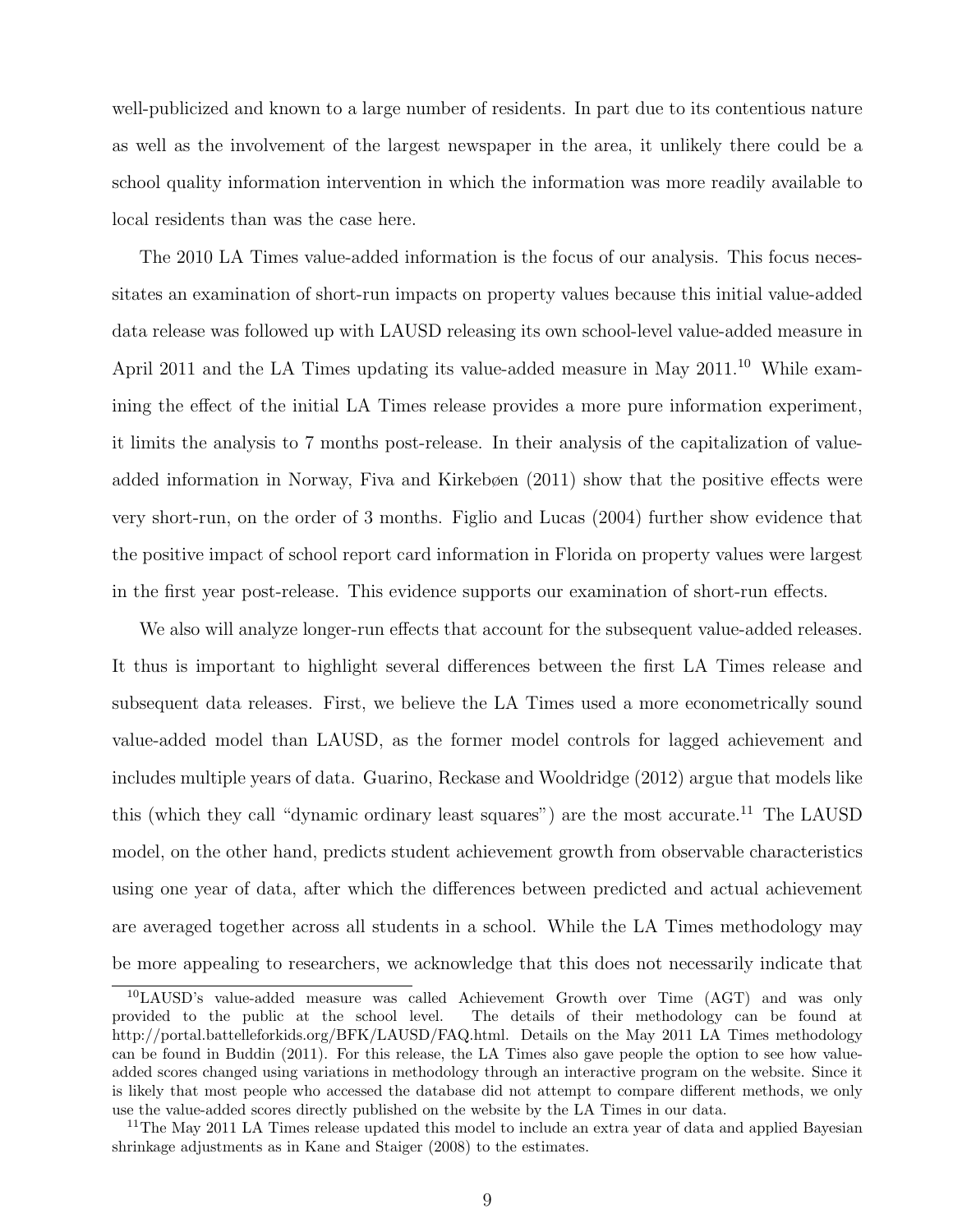well-publicized and known to a large number of residents. In part due to its contentious nature as well as the involvement of the largest newspaper in the area, it unlikely there could be a school quality information intervention in which the information was more readily available to local residents than was the case here.

The 2010 LA Times value-added information is the focus of our analysis. This focus necessitates an examination of short-run impacts on property values because this initial value-added data release was followed up with LAUSD releasing its own school-level value-added measure in April 2011 and the LA Times updating its value-added measure in May 2011.[10] While examining the effect of the initial LA Times release provides a more pure information experiment, it limits the analysis to 7 months post-release. In their analysis of the capitalization of value-added information in Norway, Fiva and Kirkebøen (2011) show that the positive effects were very short-run, on the order of 3 months. Figlio and Lucas (2004) further show evidence that the positive impact of school report card information in Florida on property values were largest in the first year post-release. This evidence supports our examination of short-run effects.

We also will analyze longer-run effects that account for the subsequent value-added releases. It thus is important to highlight several differences between the first LA Times release and subsequent data releases. First, we believe the LA Times used a more econometrically sound value-added model than LAUSD, as the former model controls for lagged achievement and includes multiple years of data. Guarino, Reckase and Wooldridge (2012) argue that models like this (which they call "dynamic ordinary least squares") are the most accurate.[11] The LAUSD model, on the other hand, predicts student achievement growth from observable characteristics using one year of data, after which the differences between predicted and actual achievement are averaged together across all students in a school. While the LA Times methodology may be more appealing to researchers, we acknowledge that this does not necessarily indicate that

[10] LAUSD's value-added measure was called Achievement Growth over Time (AGT) and was only provided to the public at the school level. The details of their methodology can be found at http://portal.battelleforkids.org/BFK/LAUSD/FAQ.html. Details on the May 2011 LA Times methodology can be found in Buddin (2011). For this release, the LA Times also gave people the option to see how value-added scores changed using variations in methodology through an interactive program on the website. Since it is likely that most people who accessed the database did not attempt to compare different methods, we only use the value-added scores directly published on the website by the LA Times in our data.

[11] The May 2011 LA Times release updated this model to include an extra year of data and applied Bayesian shrinkage adjustments as in Kane and Staiger (2008) to the estimates.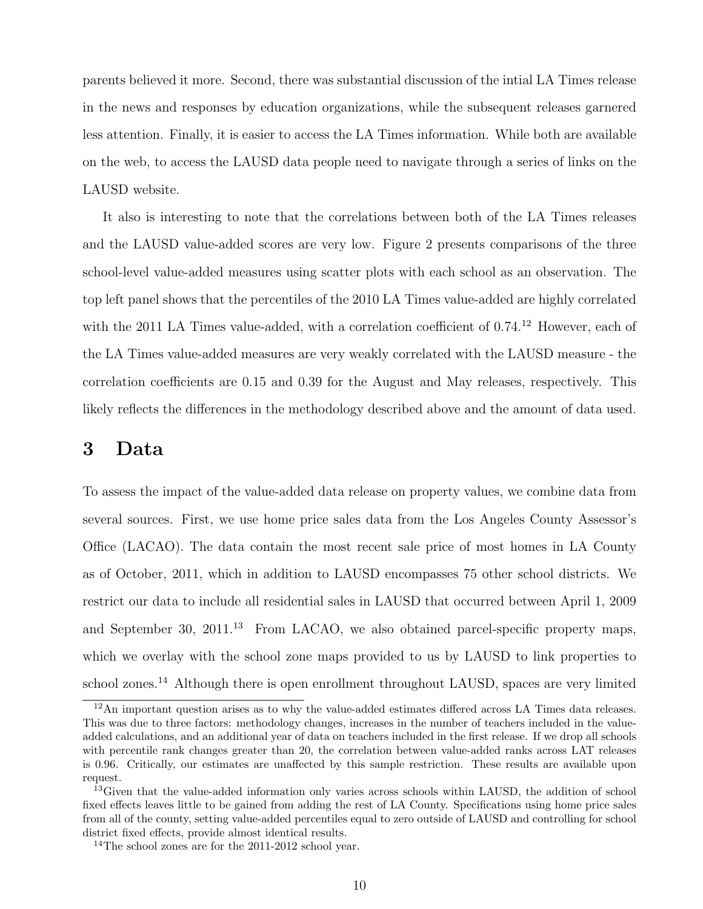parents believed it more. Second, there was substantial discussion of the intial LA Times release in the news and responses by education organizations, while the subsequent releases garnered less attention. Finally, it is easier to access the LA Times information. While both are available on the web, to access the LAUSD data people need to navigate through a series of links on the LAUSD website.

It also is interesting to note that the correlations between both of the LA Times releases and the LAUSD value-added scores are very low. Figure 2 presents comparisons of the three school-level value-added measures using scatter plots with each school as an observation. The top left panel shows that the percentiles of the 2010 LA Times value-added are highly correlated with the 2011 LA Times value-added, with a correlation coefficient of 0.74.[12] However, each of the LA Times value-added measures are very weakly correlated with the LAUSD measure - the correlation coefficients are 0.15 and 0.39 for the August and May releases, respectively. This likely reflects the differences in the methodology described above and the amount of data used.

# 3 Data

To assess the impact of the value-added data release on property values, we combine data from several sources. First, we use home price sales data from the Los Angeles County Assessor's Office (LACAO). The data contain the most recent sale price of most homes in LA County as of October, 2011, which in addition to LAUSD encompasses 75 other school districts. We restrict our data to include all residential sales in LAUSD that occurred between April 1, 2009 and September 30, 2011.[13] From LACAO, we also obtained parcel-specific property maps, which we overlay with the school zone maps provided to us by LAUSD to link properties to school zones.[14] Although there is open enrollment throughout LAUSD, spaces are very limited

[12] An important question arises as to why the value-added estimates differed across LA Times data releases. This was due to three factors: methodology changes, increases in the number of teachers included in the value-added calculations, and an additional year of data on teachers included in the first release. If we drop all schools with percentile rank changes greater than 20, the correlation between value-added ranks across LAT releases is 0.96. Critically, our estimates are unaffected by this sample restriction. These results are available upon request.

[13] Given that the value-added information only varies across schools within LAUSD, the addition of school fixed effects leaves little to be gained from adding the rest of LA County. Specifications using home price sales from all of the county, setting value-added percentiles equal to zero outside of LAUSD and controlling for school district fixed effects, provide almost identical results.

[14] The school zones are for the 2011-2012 school year.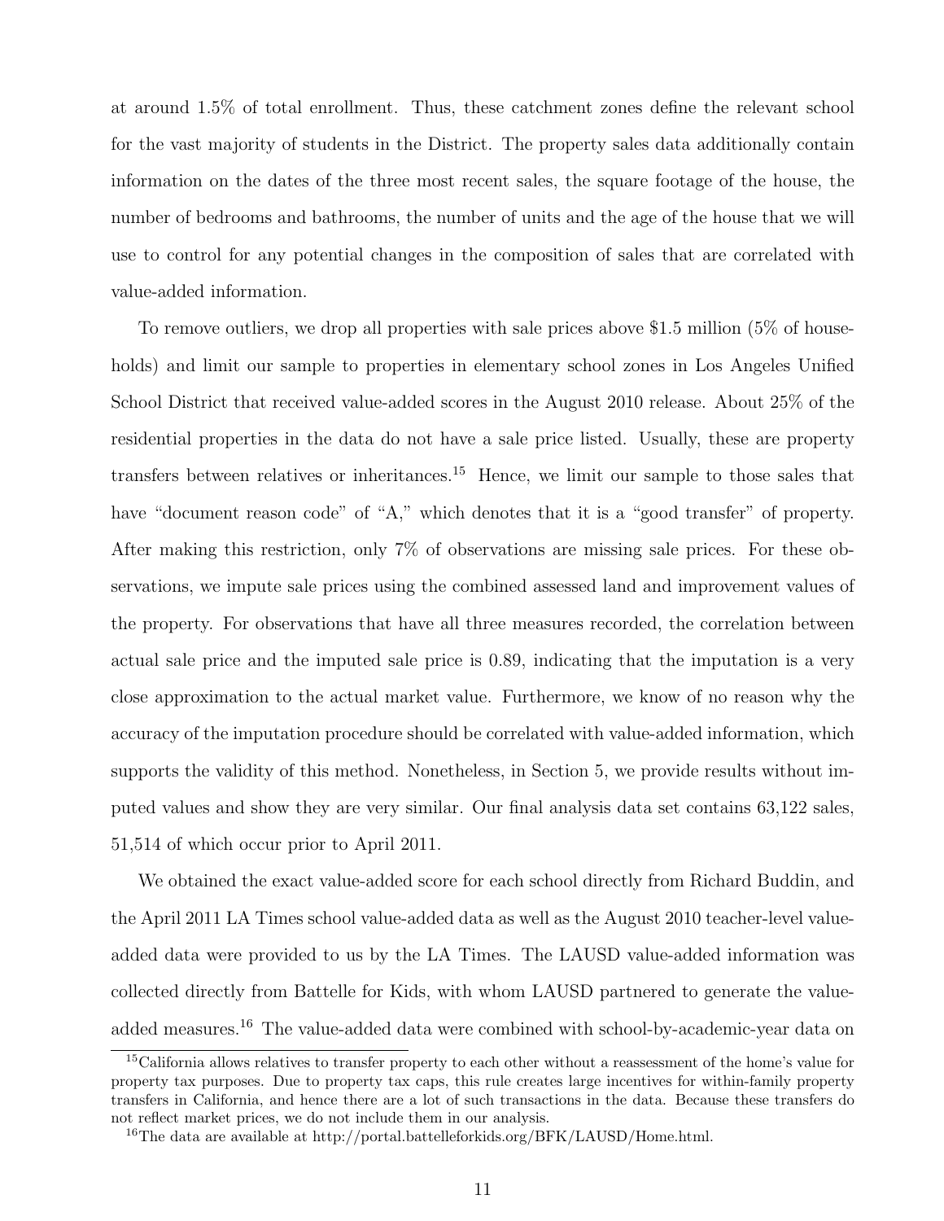at around 1.5% of total enrollment. Thus, these catchment zones define the relevant school for the vast majority of students in the District. The property sales data additionally contain information on the dates of the three most recent sales, the square footage of the house, the number of bedrooms and bathrooms, the number of units and the age of the house that we will use to control for any potential changes in the composition of sales that are correlated with value-added information.

To remove outliers, we drop all properties with sale prices above $1.5 million (5% of households) and limit our sample to properties in elementary school zones in Los Angeles Unified School District that received value-added scores in the August 2010 release. About 25% of the residential properties in the data do not have a sale price listed. Usually, these are property transfers between relatives or inheritances.[15] Hence, we limit our sample to those sales that have "document reason code" of "A," which denotes that it is a "good transfer" of property. After making this restriction, only 7% of observations are missing sale prices. For these observations, we impute sale prices using the combined assessed land and improvement values of the property. For observations that have all three measures recorded, the correlation between actual sale price and the imputed sale price is 0.89, indicating that the imputation is a very close approximation to the actual market value. Furthermore, we know of no reason why the accuracy of the imputation procedure should be correlated with value-added information, which supports the validity of this method. Nonetheless, in Section 5, we provide results without imputed values and show they are very similar. Our final analysis data set contains 63,122 sales, 51,514 of which occur prior to April 2011.

We obtained the exact value-added score for each school directly from Richard Buddin, and the April 2011 LA Times school value-added data as well as the August 2010 teacher-level value-added data were provided to us by the LA Times. The LAUSD value-added information was collected directly from Battelle for Kids, with whom LAUSD partnered to generate the value-added measures.[16] The value-added data were combined with school-by-academic-year data on

[15] California allows relatives to transfer property to each other without a reassessment of the home's value for property tax purposes. Due to property tax caps, this rule creates large incentives for within-family property transfers in California, and hence there are a lot of such transactions in the data. Because these transfers do not reflect market prices, we do not include them in our analysis.

[16] The data are available at http://portal.battelleforkids.org/BFK/LAUSD/Home.html.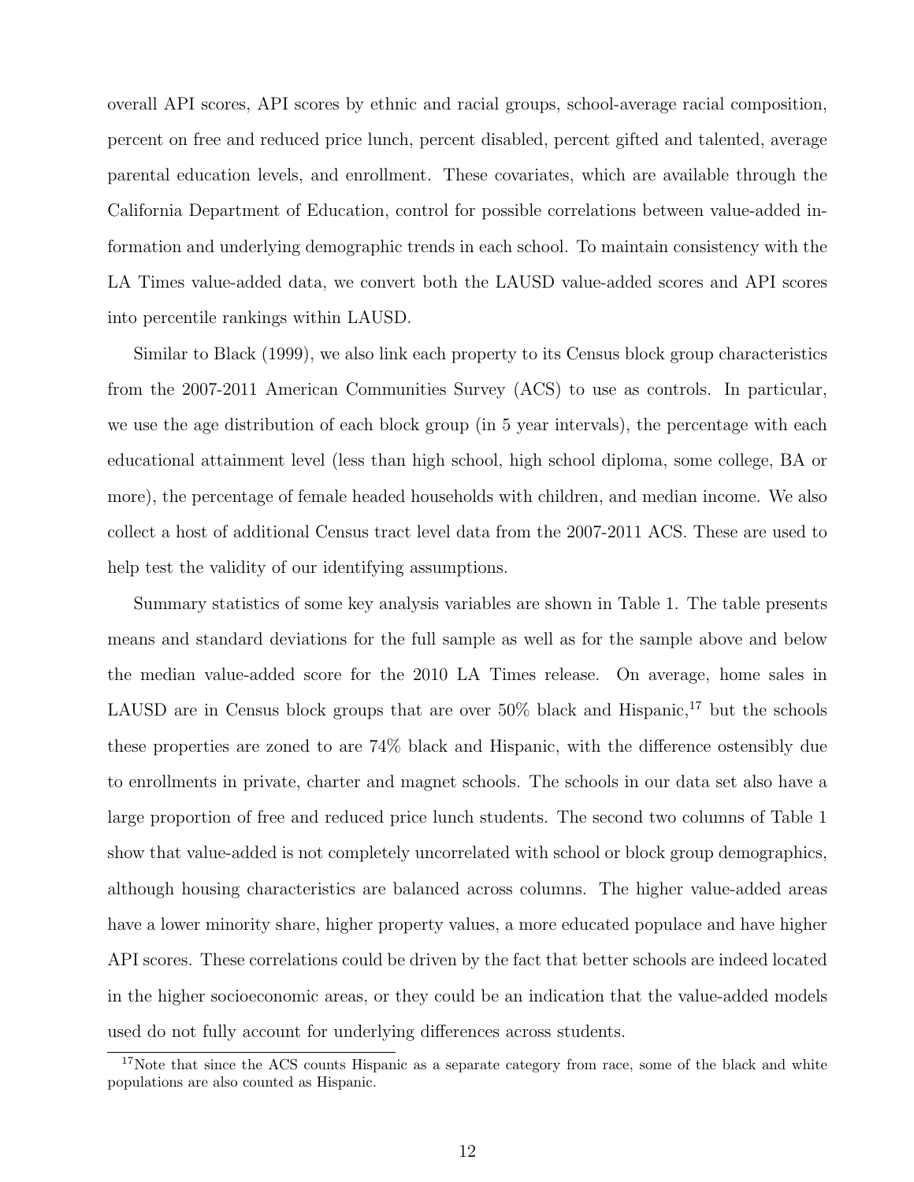overall API scores, API scores by ethnic and racial groups, school-average racial composition, percent on free and reduced price lunch, percent disabled, percent gifted and talented, average parental education levels, and enrollment. These covariates, which are available through the California Department of Education, control for possible correlations between value-added information and underlying demographic trends in each school. To maintain consistency with the LA Times value-added data, we convert both the LAUSD value-added scores and API scores into percentile rankings within LAUSD.

Similar to Black (1999), we also link each property to its Census block group characteristics from the 2007-2011 American Communities Survey (ACS) to use as controls. In particular, we use the age distribution of each block group (in 5 year intervals), the percentage with each educational attainment level (less than high school, high school diploma, some college, BA or more), the percentage of female headed households with children, and median income. We also collect a host of additional Census tract level data from the 2007-2011 ACS. These are used to help test the validity of our identifying assumptions.

Summary statistics of some key analysis variables are shown in Table 1. The table presents means and standard deviations for the full sample as well as for the sample above and below the median value-added score for the 2010 LA Times release. On average, home sales in LAUSD are in Census block groups that are over 50% black and Hispanic,[17] but the schools these properties are zoned to are 74% black and Hispanic, with the difference ostensibly due to enrollments in private, charter and magnet schools. The schools in our data set also have a large proportion of free and reduced price lunch students. The second two columns of Table 1 show that value-added is not completely uncorrelated with school or block group demographics, although housing characteristics are balanced across columns. The higher value-added areas have a lower minority share, higher property values, a more educated populace and have higher API scores. These correlations could be driven by the fact that better schools are indeed located in the higher socioeconomic areas, or they could be an indication that the value-added models used do not fully account for underlying differences across students.

[17] Note that since the ACS counts Hispanic as a separate category from race, some of the black and white populations are also counted as Hispanic.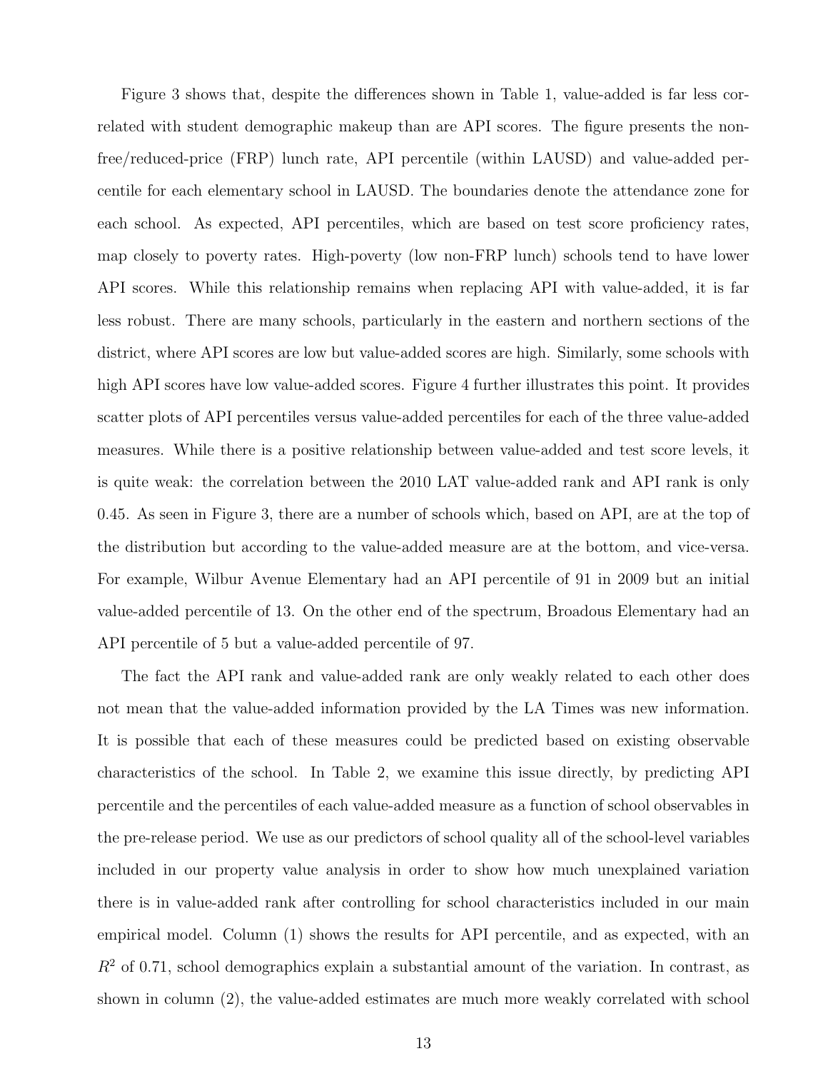Figure 3 shows that, despite the differences shown in Table 1, value-added is far less correlated with student demographic makeup than are API scores. The figure presents the non-free/reduced-price (FRP) lunch rate, API percentile (within LAUSD) and value-added percentile for each elementary school in LAUSD. The boundaries denote the attendance zone for each school. As expected, API percentiles, which are based on test score proficiency rates, map closely to poverty rates. High-poverty (low non-FRP lunch) schools tend to have lower API scores. While this relationship remains when replacing API with value-added, it is far less robust. There are many schools, particularly in the eastern and northern sections of the district, where API scores are low but value-added scores are high. Similarly, some schools with high API scores have low value-added scores. Figure 4 further illustrates this point. It provides scatter plots of API percentiles versus value-added percentiles for each of the three value-added measures. While there is a positive relationship between value-added and test score levels, it is quite weak: the correlation between the 2010 LAT value-added rank and API rank is only 0.45. As seen in Figure 3, there are a number of schools which, based on API, are at the top of the distribution but according to the value-added measure are at the bottom, and vice-versa. For example, Wilbur Avenue Elementary had an API percentile of 91 in 2009 but an initial value-added percentile of 13. On the other end of the spectrum, Broadous Elementary had an API percentile of 5 but a value-added percentile of 97.

The fact the API rank and value-added rank are only weakly related to each other does not mean that the value-added information provided by the LA Times was new information. It is possible that each of these measures could be predicted based on existing observable characteristics of the school. In Table 2, we examine this issue directly, by predicting API percentile and the percentiles of each value-added measure as a function of school observables in the pre-release period. We use as our predictors of school quality all of the school-level variables included in our property value analysis in order to show how much unexplained variation there is in value-added rank after controlling for school characteristics included in our main empirical model. Column (1) shows the results for API percentile, and as expected, with an $R^2$ of 0.71, school demographics explain a substantial amount of the variation. In contrast, as shown in column (2), the value-added estimates are much more weakly correlated with school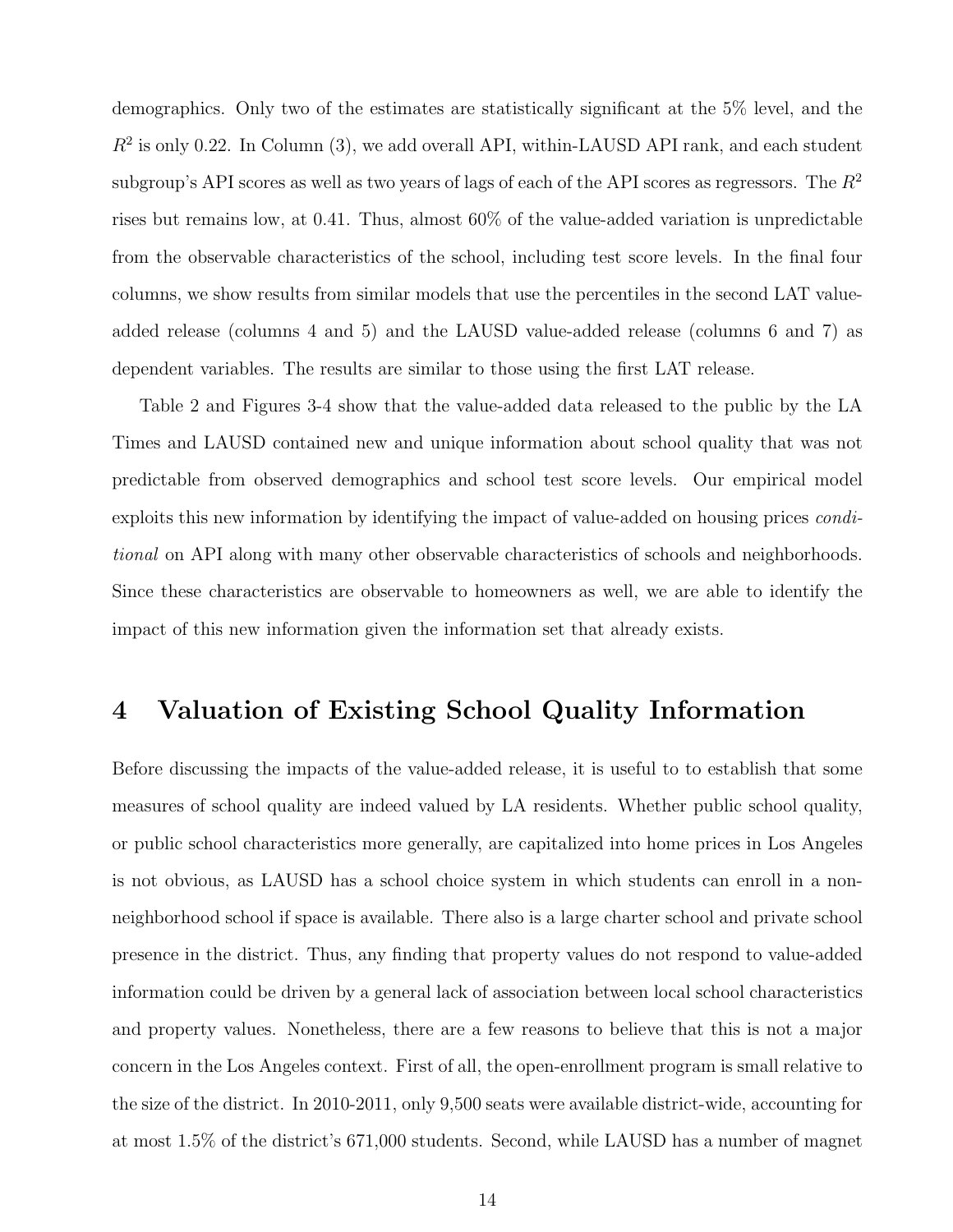demographics. Only two of the estimates are statistically significant at the 5% level, and the $R^2$ is only 0.22. In Column (3), we add overall API, within-LAUSD API rank, and each student subgroup's API scores as well as two years of lags of each of the API scores as regressors. The $R^2$ rises but remains low, at 0.41. Thus, almost 60% of the value-added variation is unpredictable from the observable characteristics of the school, including test score levels. In the final four columns, we show results from similar models that use the percentiles in the second LAT value-added release (columns 4 and 5) and the LAUSD value-added release (columns 6 and 7) as dependent variables. The results are similar to those using the first LAT release.

Table 2 and Figures 3-4 show that the value-added data released to the public by the LA Times and LAUSD contained new and unique information about school quality that was not predictable from observed demographics and school test score levels. Our empirical model exploits this new information by identifying the impact of value-added on housing prices *conditional* on API along with many other observable characteristics of schools and neighborhoods. Since these characteristics are observable to homeowners as well, we are able to identify the impact of this new information given the information set that already exists.

# 4 Valuation of Existing School Quality Information

Before discussing the impacts of the value-added release, it is useful to to establish that some measures of school quality are indeed valued by LA residents. Whether public school quality, or public school characteristics more generally, are capitalized into home prices in Los Angeles is not obvious, as LAUSD has a school choice system in which students can enroll in a non-neighborhood school if space is available. There also is a large charter school and private school presence in the district. Thus, any finding that property values do not respond to value-added information could be driven by a general lack of association between local school characteristics and property values. Nonetheless, there are a few reasons to believe that this is not a major concern in the Los Angeles context. First of all, the open-enrollment program is small relative to the size of the district. In 2010-2011, only 9,500 seats were available district-wide, accounting for at most 1.5% of the district's 671,000 students. Second, while LAUSD has a number of magnet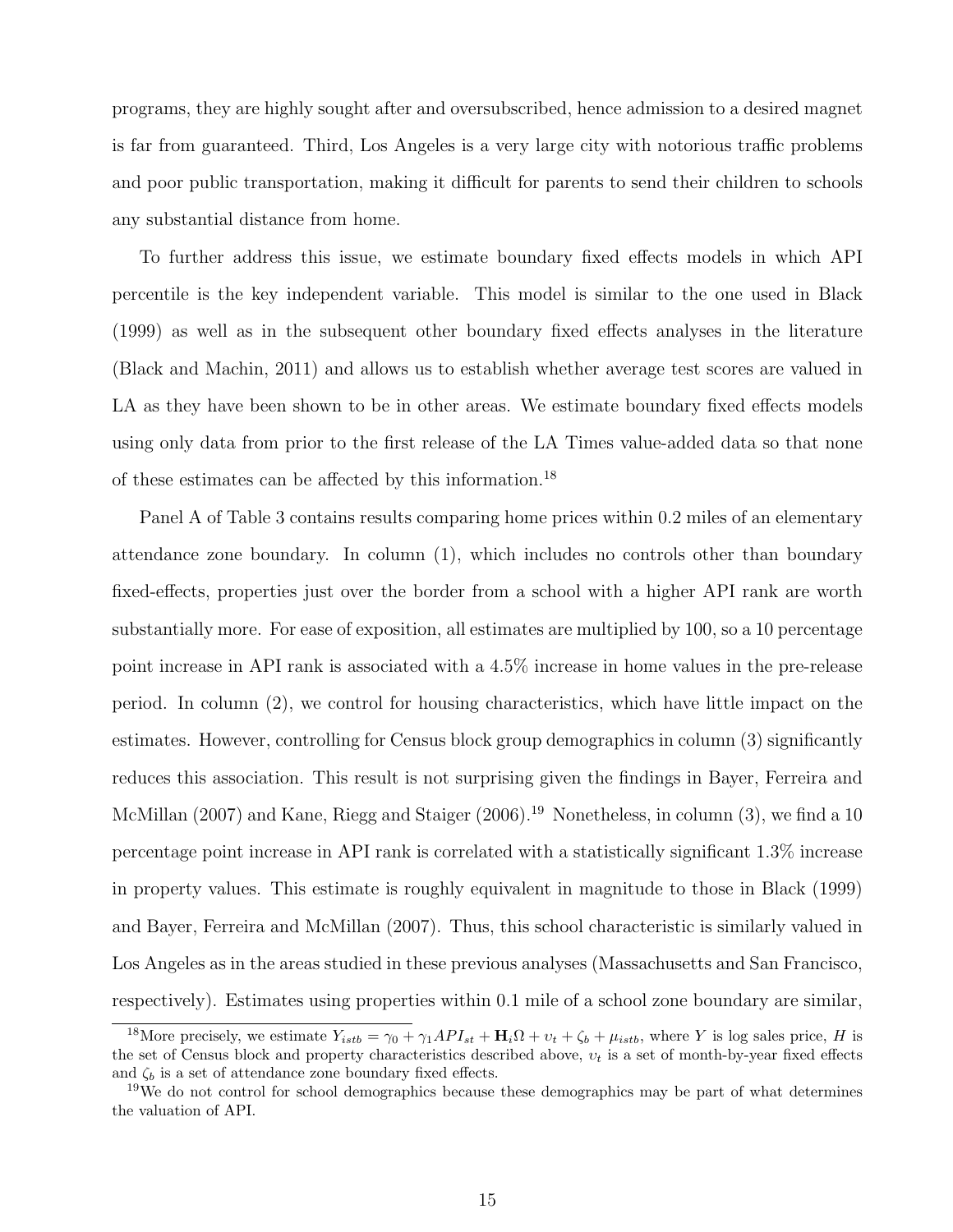programs, they are highly sought after and oversubscribed, hence admission to a desired magnet is far from guaranteed. Third, Los Angeles is a very large city with notorious traffic problems and poor public transportation, making it difficult for parents to send their children to schools any substantial distance from home.

To further address this issue, we estimate boundary fixed effects models in which API percentile is the key independent variable. This model is similar to the one used in Black (1999) as well as in the subsequent other boundary fixed effects analyses in the literature (Black and Machin, 2011) and allows us to establish whether average test scores are valued in LA as they have been shown to be in other areas. We estimate boundary fixed effects models using only data from prior to the first release of the LA Times value-added data so that none of these estimates can be affected by this information.[18]

Panel A of Table 3 contains results comparing home prices within 0.2 miles of an elementary attendance zone boundary. In column (1), which includes no controls other than boundary fixed-effects, properties just over the border from a school with a higher API rank are worth substantially more. For ease of exposition, all estimates are multiplied by 100, so a 10 percentage point increase in API rank is associated with a 4.5% increase in home values in the pre-release period. In column (2), we control for housing characteristics, which have little impact on the estimates. However, controlling for Census block group demographics in column (3) significantly reduces this association. This result is not surprising given the findings in Bayer, Ferreira and McMillan (2007) and Kane, Riegg and Staiger (2006).[19] Nonetheless, in column (3), we find a 10 percentage point increase in API rank is correlated with a statistically significant 1.3% increase in property values. This estimate is roughly equivalent in magnitude to those in Black (1999) and Bayer, Ferreira and McMillan (2007). Thus, this school characteristic is similarly valued in Los Angeles as in the areas studied in these previous analyses (Massachusetts and San Francisco, respectively). Estimates using properties within 0.1 mile of a school zone boundary are similar,

---

[18] More precisely, we estimate $Y_{istb} = \gamma_0 + \gamma_1 API_{st} + \mathbf{H}_i\Omega + \upsilon_t + \zeta_b + \mu_{istb}$, where $Y$ is log sales price, $H$ is the set of Census block and property characteristics described above, $\upsilon_t$ is a set of month-by-year fixed effects and $\zeta_b$ is a set of attendance zone boundary fixed effects.

[19] We do not control for school demographics because these demographics may be part of what determines the valuation of API.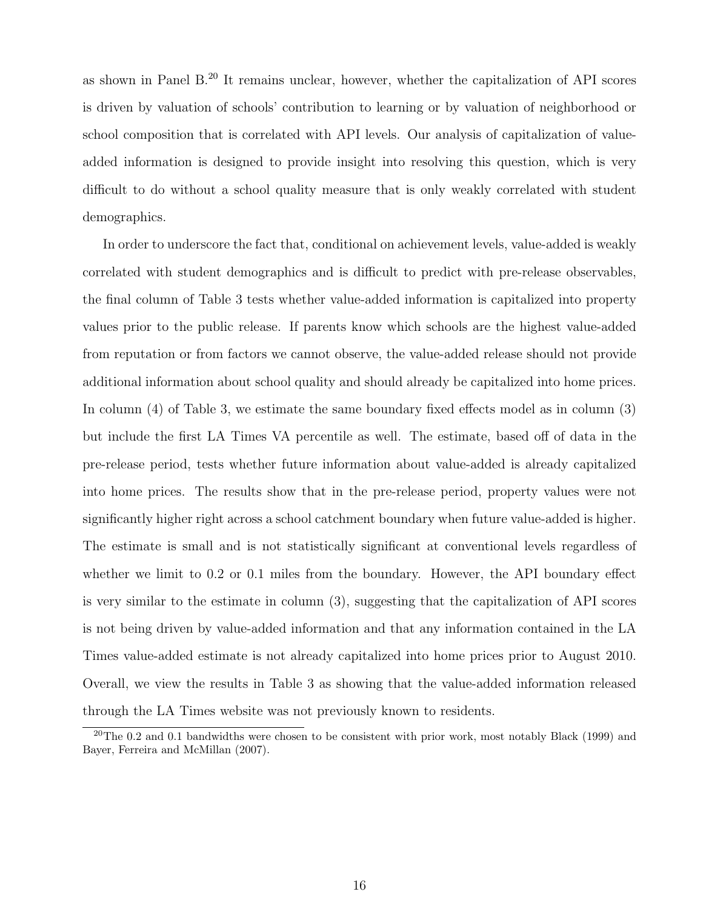as shown in Panel B.[20] It remains unclear, however, whether the capitalization of API scores is driven by valuation of schools' contribution to learning or by valuation of neighborhood or school composition that is correlated with API levels. Our analysis of capitalization of value-added information is designed to provide insight into resolving this question, which is very difficult to do without a school quality measure that is only weakly correlated with student demographics.

In order to underscore the fact that, conditional on achievement levels, value-added is weakly correlated with student demographics and is difficult to predict with pre-release observables, the final column of Table 3 tests whether value-added information is capitalized into property values prior to the public release. If parents know which schools are the highest value-added from reputation or from factors we cannot observe, the value-added release should not provide additional information about school quality and should already be capitalized into home prices. In column (4) of Table 3, we estimate the same boundary fixed effects model as in column (3) but include the first LA Times VA percentile as well. The estimate, based off of data in the pre-release period, tests whether future information about value-added is already capitalized into home prices. The results show that in the pre-release period, property values were not significantly higher right across a school catchment boundary when future value-added is higher. The estimate is small and is not statistically significant at conventional levels regardless of whether we limit to 0.2 or 0.1 miles from the boundary. However, the API boundary effect is very similar to the estimate in column (3), suggesting that the capitalization of API scores is not being driven by value-added information and that any information contained in the LA Times value-added estimate is not already capitalized into home prices prior to August 2010. Overall, we view the results in Table 3 as showing that the value-added information released through the LA Times website was not previously known to residents.

[20]The 0.2 and 0.1 bandwidths were chosen to be consistent with prior work, most notably Black (1999) and Bayer, Ferreira and McMillan (2007).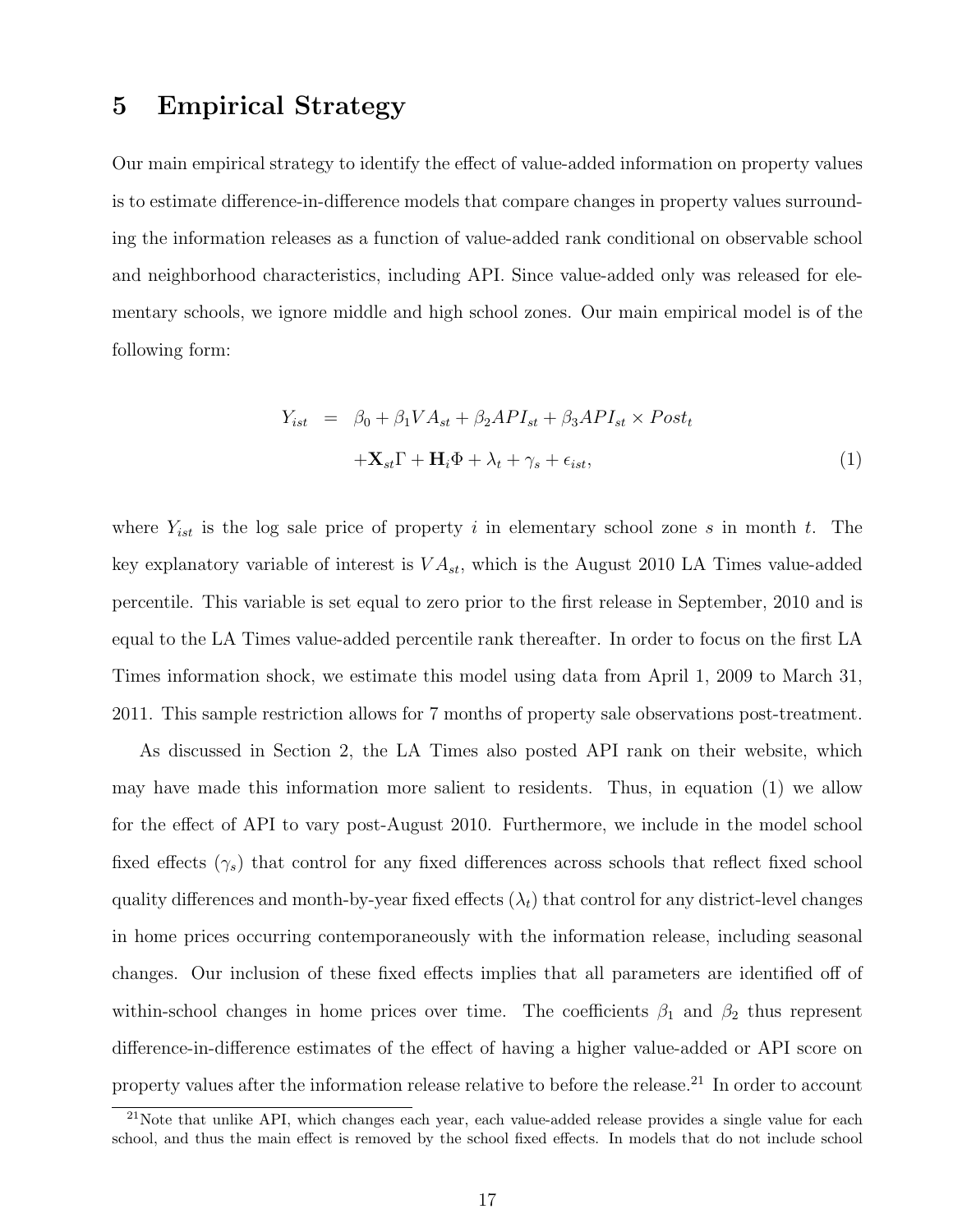# 5 Empirical Strategy

Our main empirical strategy to identify the effect of value-added information on property values is to estimate difference-in-difference models that compare changes in property values surrounding the information releases as a function of value-added rank conditional on observable school and neighborhood characteristics, including API. Since value-added only was released for elementary schools, we ignore middle and high school zones. Our main empirical model is of the following form:

$$
\begin{aligned}
Y_{ist} &= \beta_0 + \beta_1 VA_{st} + \beta_2 API_{st} + \beta_3 API_{st} \times Post_t \\
&\quad + \mathbf{X}_{st}\Gamma + \mathbf{H}_i\Phi + \lambda_t + \gamma_s + \epsilon_{ist}, \qquad (1)
\end{aligned}
$$

where $Y_{ist}$ is the log sale price of property $i$ in elementary school zone $s$ in month $t$. The key explanatory variable of interest is $VA_{st}$, which is the August 2010 LA Times value-added percentile. This variable is set equal to zero prior to the first release in September, 2010 and is equal to the LA Times value-added percentile rank thereafter. In order to focus on the first LA Times information shock, we estimate this model using data from April 1, 2009 to March 31, 2011. This sample restriction allows for 7 months of property sale observations post-treatment.

As discussed in Section 2, the LA Times also posted API rank on their website, which may have made this information more salient to residents. Thus, in equation (1) we allow for the effect of API to vary post-August 2010. Furthermore, we include in the model school fixed effects ($\gamma_s$) that control for any fixed differences across schools that reflect fixed school quality differences and month-by-year fixed effects ($\lambda_t$) that control for any district-level changes in home prices occurring contemporaneously with the information release, including seasonal changes. Our inclusion of these fixed effects implies that all parameters are identified off of within-school changes in home prices over time. The coefficients $\beta_1$ and $\beta_2$ thus represent difference-in-difference estimates of the effect of having a higher value-added or API score on property values after the information release relative to before the release.[21] In order to account

[21]Note that unlike API, which changes each year, each value-added release provides a single value for each school, and thus the main effect is removed by the school fixed effects. In models that do not include school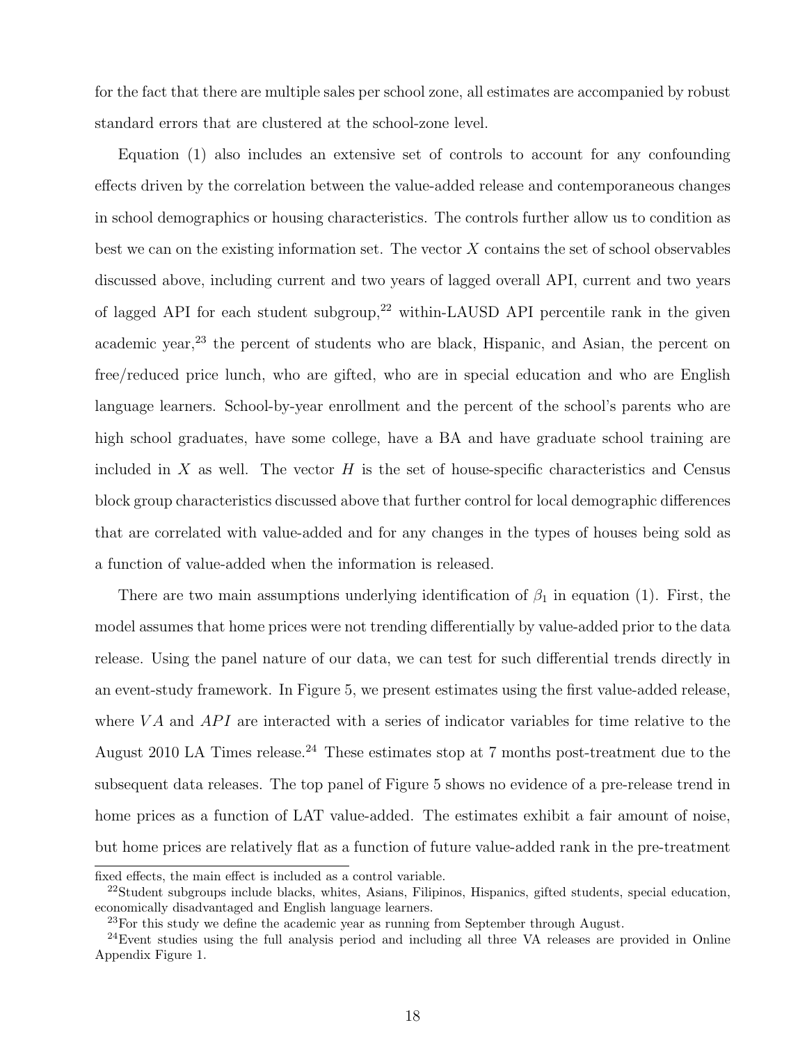for the fact that there are multiple sales per school zone, all estimates are accompanied by robust standard errors that are clustered at the school-zone level.

Equation (1) also includes an extensive set of controls to account for any confounding effects driven by the correlation between the value-added release and contemporaneous changes in school demographics or housing characteristics. The controls further allow us to condition as best we can on the existing information set. The vector $X$ contains the set of school observables discussed above, including current and two years of lagged overall API, current and two years of lagged API for each student subgroup,[22] within-LAUSD API percentile rank in the given academic year,[23] the percent of students who are black, Hispanic, and Asian, the percent on free/reduced price lunch, who are gifted, who are in special education and who are English language learners. School-by-year enrollment and the percent of the school's parents who are high school graduates, have some college, have a BA and have graduate school training are included in $X$ as well. The vector $H$ is the set of house-specific characteristics and Census block group characteristics discussed above that further control for local demographic differences that are correlated with value-added and for any changes in the types of houses being sold as a function of value-added when the information is released.

There are two main assumptions underlying identification of $\beta_1$ in equation (1). First, the model assumes that home prices were not trending differentially by value-added prior to the data release. Using the panel nature of our data, we can test for such differential trends directly in an event-study framework. In Figure 5, we present estimates using the first value-added release, where $VA$ and $API$ are interacted with a series of indicator variables for time relative to the August 2010 LA Times release.[24] These estimates stop at 7 months post-treatment due to the subsequent data releases. The top panel of Figure 5 shows no evidence of a pre-release trend in home prices as a function of LAT value-added. The estimates exhibit a fair amount of noise, but home prices are relatively flat as a function of future value-added rank in the pre-treatment

fixed effects, the main effect is included as a control variable.

[22] Student subgroups include blacks, whites, Asians, Filipinos, Hispanics, gifted students, special education, economically disadvantaged and English language learners.

[23] For this study we define the academic year as running from September through August.

[24] Event studies using the full analysis period and including all three VA releases are provided in Online Appendix Figure 1.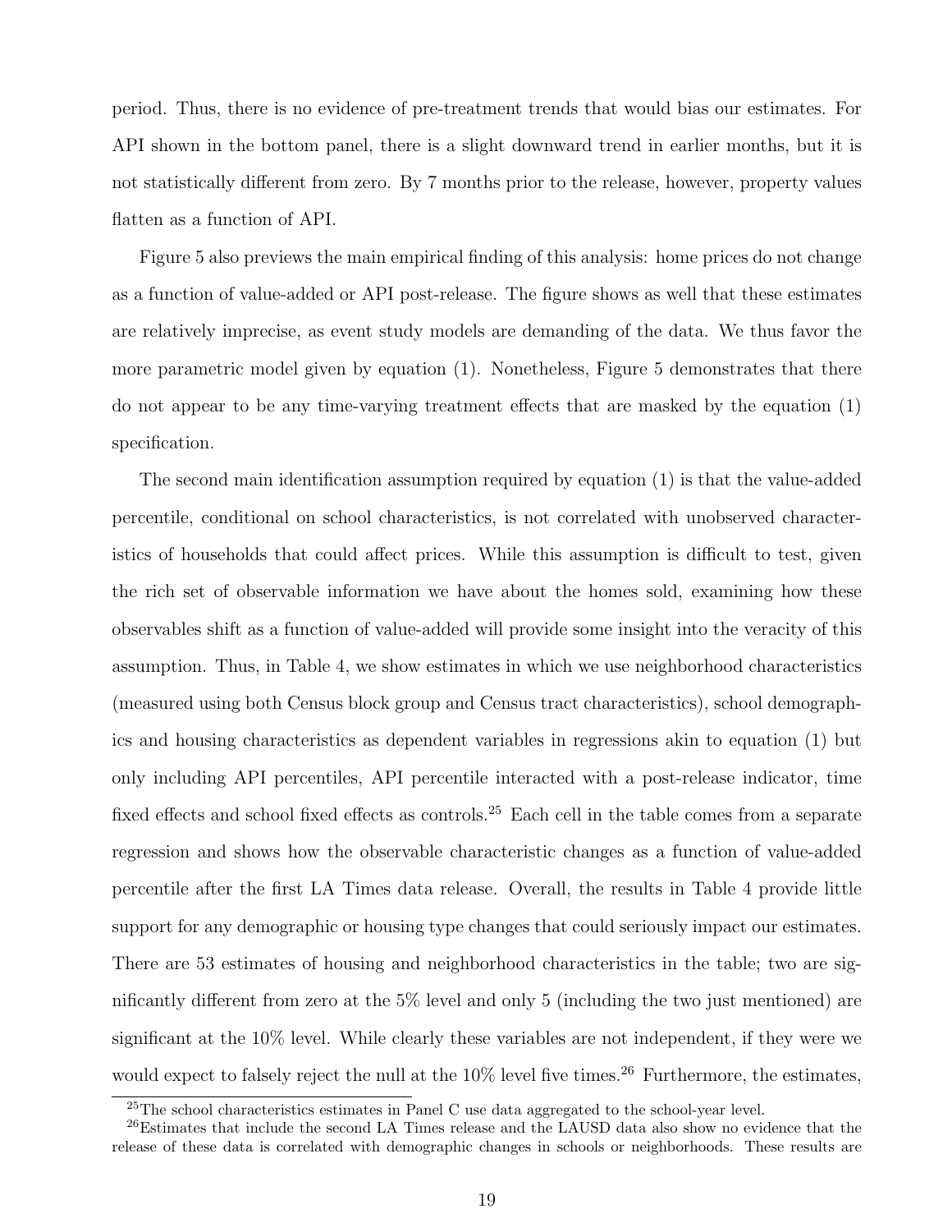period. Thus, there is no evidence of pre-treatment trends that would bias our estimates. For API shown in the bottom panel, there is a slight downward trend in earlier months, but it is not statistically different from zero. By 7 months prior to the release, however, property values flatten as a function of API.

Figure 5 also previews the main empirical finding of this analysis: home prices do not change as a function of value-added or API post-release. The figure shows as well that these estimates are relatively imprecise, as event study models are demanding of the data. We thus favor the more parametric model given by equation (1). Nonetheless, Figure 5 demonstrates that there do not appear to be any time-varying treatment effects that are masked by the equation (1) specification.

The second main identification assumption required by equation (1) is that the value-added percentile, conditional on school characteristics, is not correlated with unobserved characteristics of households that could affect prices. While this assumption is difficult to test, given the rich set of observable information we have about the homes sold, examining how these observables shift as a function of value-added will provide some insight into the veracity of this assumption. Thus, in Table 4, we show estimates in which we use neighborhood characteristics (measured using both Census block group and Census tract characteristics), school demographics and housing characteristics as dependent variables in regressions akin to equation (1) but only including API percentiles, API percentile interacted with a post-release indicator, time fixed effects and school fixed effects as controls.[25] Each cell in the table comes from a separate regression and shows how the observable characteristic changes as a function of value-added percentile after the first LA Times data release. Overall, the results in Table 4 provide little support for any demographic or housing type changes that could seriously impact our estimates. There are 53 estimates of housing and neighborhood characteristics in the table; two are significantly different from zero at the 5% level and only 5 (including the two just mentioned) are significant at the 10% level. While clearly these variables are not independent, if they were we would expect to falsely reject the null at the 10% level five times.[26] Furthermore, the estimates,

[25] The school characteristics estimates in Panel C use data aggregated to the school-year level.

[26] Estimates that include the second LA Times release and the LAUSD data also show no evidence that the release of these data is correlated with demographic changes in schools or neighborhoods. These results are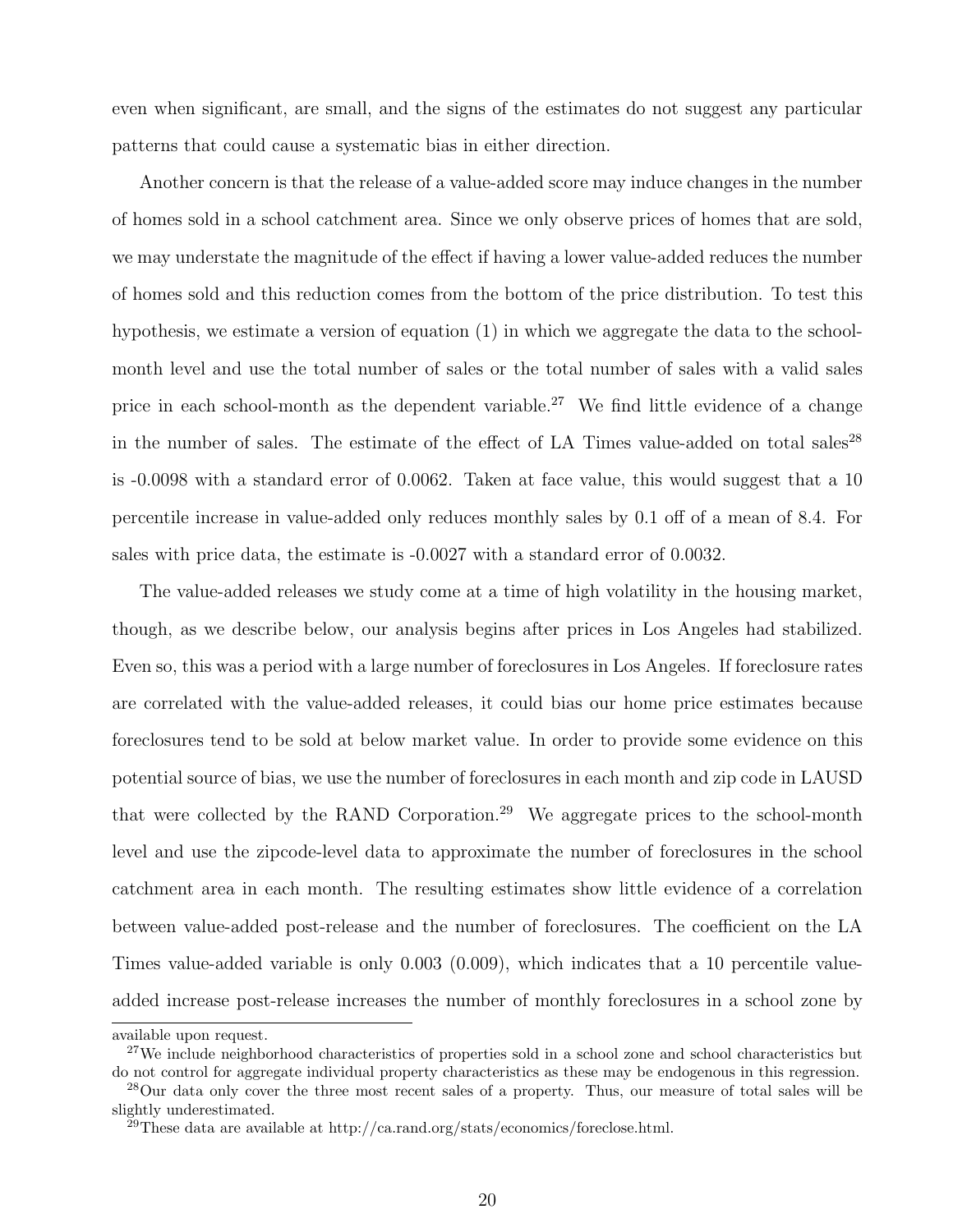even when significant, are small, and the signs of the estimates do not suggest any particular patterns that could cause a systematic bias in either direction.

Another concern is that the release of a value-added score may induce changes in the number of homes sold in a school catchment area. Since we only observe prices of homes that are sold, we may understate the magnitude of the effect if having a lower value-added reduces the number of homes sold and this reduction comes from the bottom of the price distribution. To test this hypothesis, we estimate a version of equation (1) in which we aggregate the data to the school-month level and use the total number of sales or the total number of sales with a valid sales price in each school-month as the dependent variable.[27] We find little evidence of a change in the number of sales. The estimate of the effect of LA Times value-added on total sales[28] is -0.0098 with a standard error of 0.0062. Taken at face value, this would suggest that a 10 percentile increase in value-added only reduces monthly sales by 0.1 off of a mean of 8.4. For sales with price data, the estimate is -0.0027 with a standard error of 0.0032.

The value-added releases we study come at a time of high volatility in the housing market, though, as we describe below, our analysis begins after prices in Los Angeles had stabilized. Even so, this was a period with a large number of foreclosures in Los Angeles. If foreclosure rates are correlated with the value-added releases, it could bias our home price estimates because foreclosures tend to be sold at below market value. In order to provide some evidence on this potential source of bias, we use the number of foreclosures in each month and zip code in LAUSD that were collected by the RAND Corporation.[29] We aggregate prices to the school-month level and use the zipcode-level data to approximate the number of foreclosures in the school catchment area in each month. The resulting estimates show little evidence of a correlation between value-added post-release and the number of foreclosures. The coefficient on the LA Times value-added variable is only 0.003 (0.009), which indicates that a 10 percentile value-added increase post-release increases the number of monthly foreclosures in a school zone by

---

available upon request.

[27]We include neighborhood characteristics of properties sold in a school zone and school characteristics but do not control for aggregate individual property characteristics as these may be endogenous in this regression.

[28]Our data only cover the three most recent sales of a property. Thus, our measure of total sales will be slightly underestimated.

[29]These data are available at http://ca.rand.org/stats/economics/foreclose.html.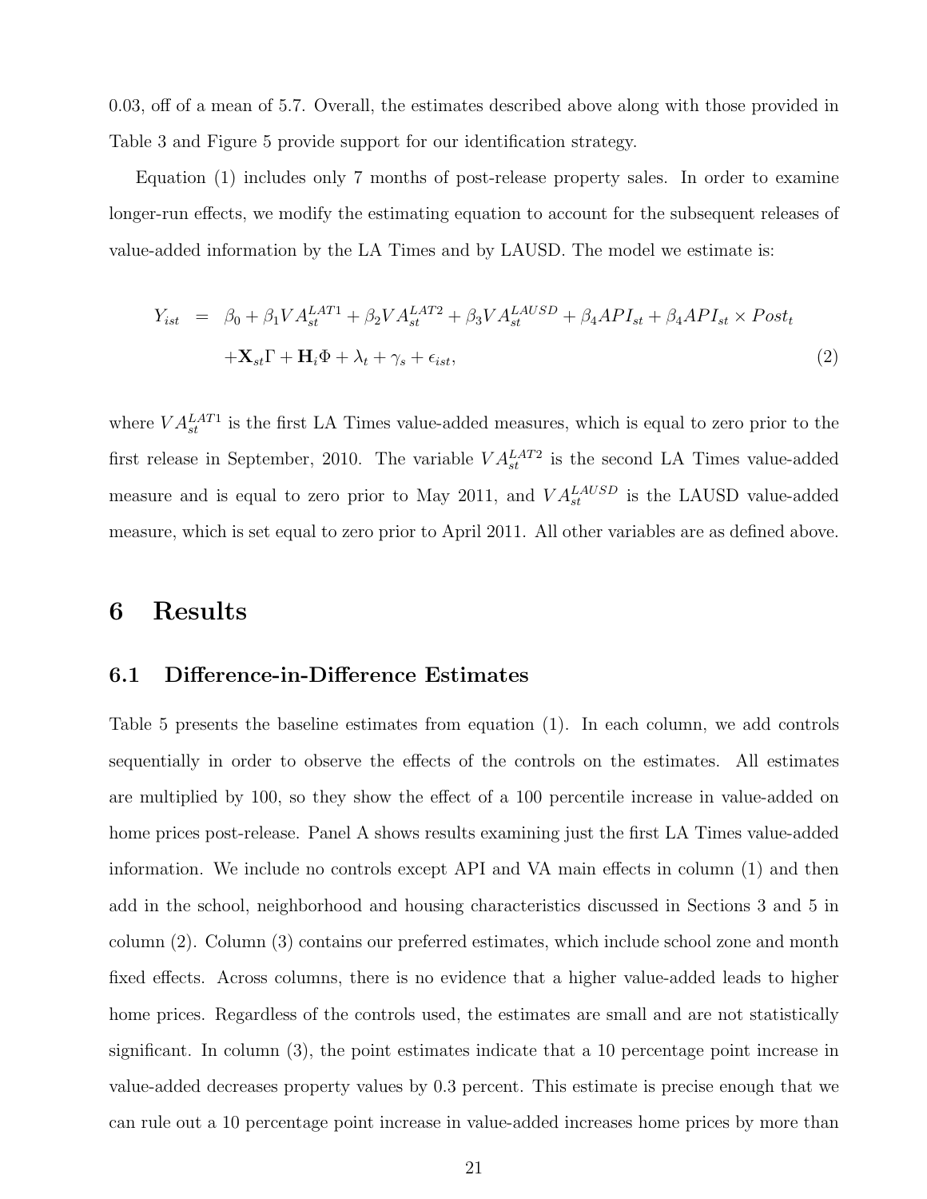0.03, off of a mean of 5.7. Overall, the estimates described above along with those provided in Table 3 and Figure 5 provide support for our identification strategy.

Equation (1) includes only 7 months of post-release property sales. In order to examine longer-run effects, we modify the estimating equation to account for the subsequent releases of value-added information by the LA Times and by LAUSD. The model we estimate is:

$$
\begin{aligned}
Y_{ist} &= \beta_0 + \beta_1 VA_{st}^{LAT1} + \beta_2 VA_{st}^{LAT2} + \beta_3 VA_{st}^{LAUSD} + \beta_4 API_{st} + \beta_4 API_{st} \times Post_t \\
&\quad + \mathbf{X}_{st}\Gamma + \mathbf{H}_i\Phi + \lambda_t + \gamma_s + \epsilon_{ist}, \qquad (2)
\end{aligned}
$$

where $VA_{st}^{LAT1}$ is the first LA Times value-added measures, which is equal to zero prior to the first release in September, 2010. The variable $VA_{st}^{LAT2}$ is the second LA Times value-added measure and is equal to zero prior to May 2011, and $VA_{st}^{LAUSD}$ is the LAUSD value-added measure, which is set equal to zero prior to April 2011. All other variables are as defined above.

# 6 Results

## 6.1 Difference-in-Difference Estimates

Table 5 presents the baseline estimates from equation (1). In each column, we add controls sequentially in order to observe the effects of the controls on the estimates. All estimates are multiplied by 100, so they show the effect of a 100 percentile increase in value-added on home prices post-release. Panel A shows results examining just the first LA Times value-added information. We include no controls except API and VA main effects in column (1) and then add in the school, neighborhood and housing characteristics discussed in Sections 3 and 5 in column (2). Column (3) contains our preferred estimates, which include school zone and month fixed effects. Across columns, there is no evidence that a higher value-added leads to higher home prices. Regardless of the controls used, the estimates are small and are not statistically significant. In column (3), the point estimates indicate that a 10 percentage point increase in value-added decreases property values by 0.3 percent. This estimate is precise enough that we can rule out a 10 percentage point increase in value-added increases home prices by more than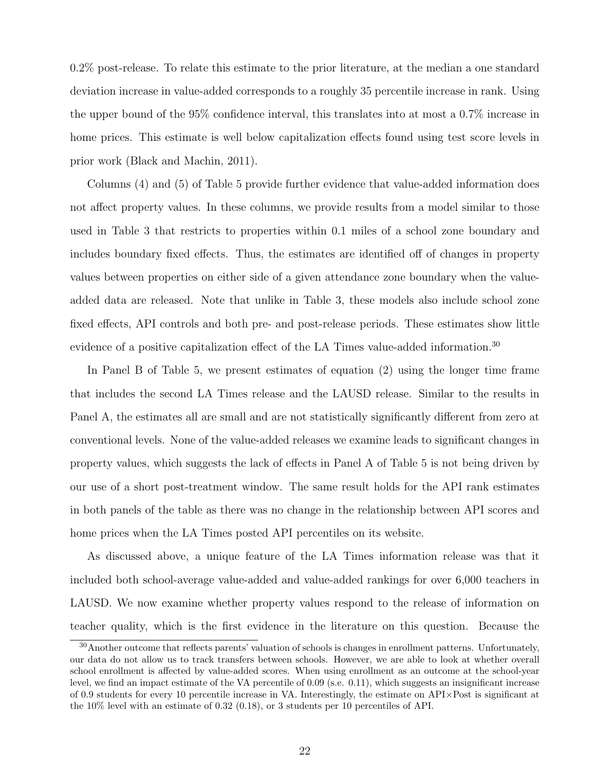0.2% post-release. To relate this estimate to the prior literature, at the median a one standard deviation increase in value-added corresponds to a roughly 35 percentile increase in rank. Using the upper bound of the 95% confidence interval, this translates into at most a 0.7% increase in home prices. This estimate is well below capitalization effects found using test score levels in prior work (Black and Machin, 2011).

Columns (4) and (5) of Table 5 provide further evidence that value-added information does not affect property values. In these columns, we provide results from a model similar to those used in Table 3 that restricts to properties within 0.1 miles of a school zone boundary and includes boundary fixed effects. Thus, the estimates are identified off of changes in property values between properties on either side of a given attendance zone boundary when the value-added data are released. Note that unlike in Table 3, these models also include school zone fixed effects, API controls and both pre- and post-release periods. These estimates show little evidence of a positive capitalization effect of the LA Times value-added information.[30]

In Panel B of Table 5, we present estimates of equation (2) using the longer time frame that includes the second LA Times release and the LAUSD release. Similar to the results in Panel A, the estimates all are small and are not statistically significantly different from zero at conventional levels. None of the value-added releases we examine leads to significant changes in property values, which suggests the lack of effects in Panel A of Table 5 is not being driven by our use of a short post-treatment window. The same result holds for the API rank estimates in both panels of the table as there was no change in the relationship between API scores and home prices when the LA Times posted API percentiles on its website.

As discussed above, a unique feature of the LA Times information release was that it included both school-average value-added and value-added rankings for over 6,000 teachers in LAUSD. We now examine whether property values respond to the release of information on teacher quality, which is the first evidence in the literature on this question. Because the

[30]Another outcome that reflects parents' valuation of schools is changes in enrollment patterns. Unfortunately, our data do not allow us to track transfers between schools. However, we are able to look at whether overall school enrollment is affected by value-added scores. When using enrollment as an outcome at the school-year level, we find an impact estimate of the VA percentile of 0.09 (s.e. 0.11), which suggests an insignificant increase of 0.9 students for every 10 percentile increase in VA. Interestingly, the estimate on API×Post is significant at the 10% level with an estimate of 0.32 (0.18), or 3 students per 10 percentiles of API.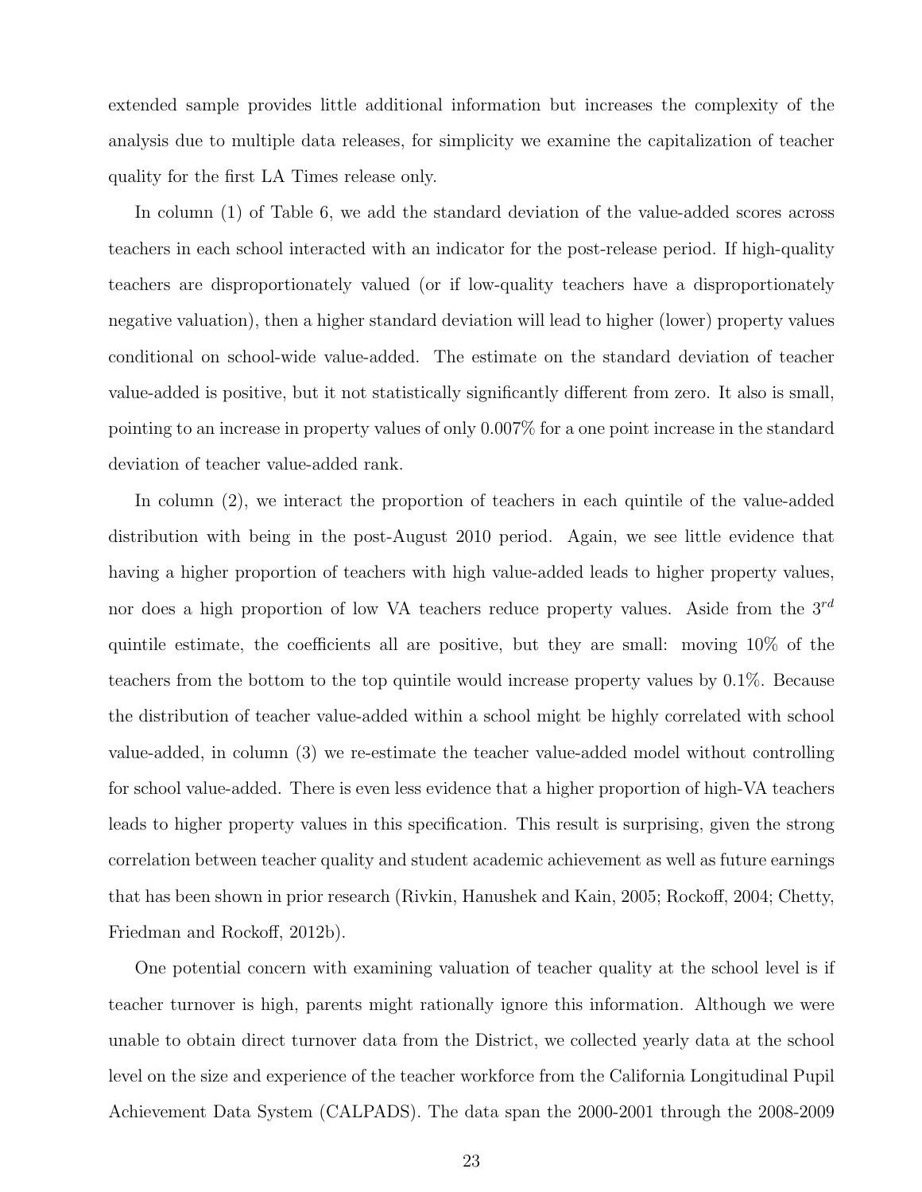extended sample provides little additional information but increases the complexity of the analysis due to multiple data releases, for simplicity we examine the capitalization of teacher quality for the first LA Times release only.

In column (1) of Table 6, we add the standard deviation of the value-added scores across teachers in each school interacted with an indicator for the post-release period. If high-quality teachers are disproportionately valued (or if low-quality teachers have a disproportionately negative valuation), then a higher standard deviation will lead to higher (lower) property values conditional on school-wide value-added. The estimate on the standard deviation of teacher value-added is positive, but it not statistically significantly different from zero. It also is small, pointing to an increase in property values of only 0.007% for a one point increase in the standard deviation of teacher value-added rank.

In column (2), we interact the proportion of teachers in each quintile of the value-added distribution with being in the post-August 2010 period. Again, we see little evidence that having a higher proportion of teachers with high value-added leads to higher property values, nor does a high proportion of low VA teachers reduce property values. Aside from the $3^{rd}$ quintile estimate, the coefficients all are positive, but they are small: moving 10% of the teachers from the bottom to the top quintile would increase property values by 0.1%. Because the distribution of teacher value-added within a school might be highly correlated with school value-added, in column (3) we re-estimate the teacher value-added model without controlling for school value-added. There is even less evidence that a higher proportion of high-VA teachers leads to higher property values in this specification. This result is surprising, given the strong correlation between teacher quality and student academic achievement as well as future earnings that has been shown in prior research (Rivkin, Hanushek and Kain, 2005; Rockoff, 2004; Chetty, Friedman and Rockoff, 2012b).

One potential concern with examining valuation of teacher quality at the school level is if teacher turnover is high, parents might rationally ignore this information. Although we were unable to obtain direct turnover data from the District, we collected yearly data at the school level on the size and experience of the teacher workforce from the California Longitudinal Pupil Achievement Data System (CALPADS). The data span the 2000-2001 through the 2008-2009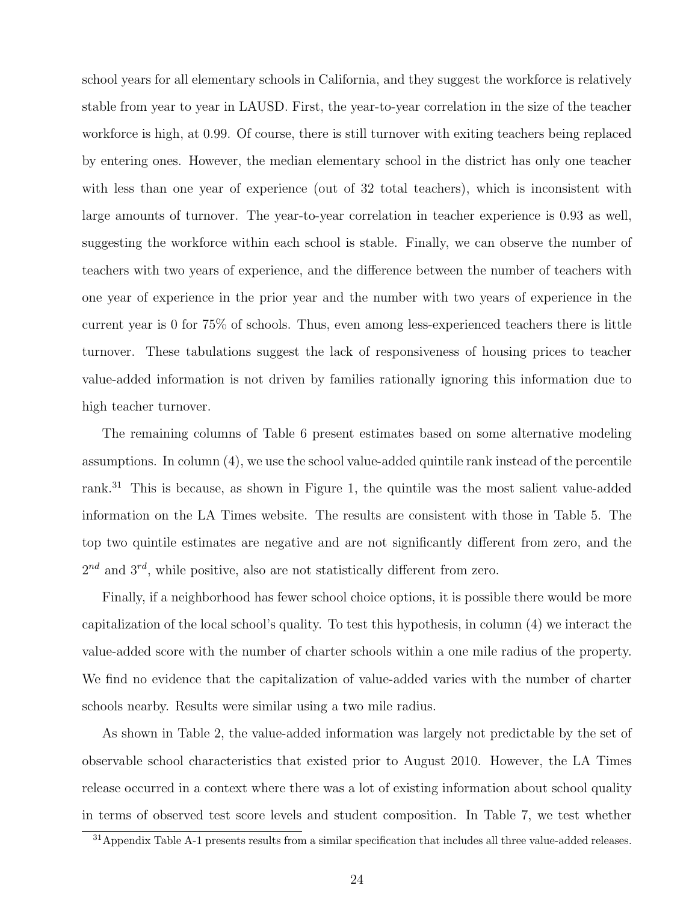school years for all elementary schools in California, and they suggest the workforce is relatively stable from year to year in LAUSD. First, the year-to-year correlation in the size of the teacher workforce is high, at 0.99. Of course, there is still turnover with exiting teachers being replaced by entering ones. However, the median elementary school in the district has only one teacher with less than one year of experience (out of 32 total teachers), which is inconsistent with large amounts of turnover. The year-to-year correlation in teacher experience is 0.93 as well, suggesting the workforce within each school is stable. Finally, we can observe the number of teachers with two years of experience, and the difference between the number of teachers with one year of experience in the prior year and the number with two years of experience in the current year is 0 for 75% of schools. Thus, even among less-experienced teachers there is little turnover. These tabulations suggest the lack of responsiveness of housing prices to teacher value-added information is not driven by families rationally ignoring this information due to high teacher turnover.

The remaining columns of Table 6 present estimates based on some alternative modeling assumptions. In column (4), we use the school value-added quintile rank instead of the percentile rank.[31] This is because, as shown in Figure 1, the quintile was the most salient value-added information on the LA Times website. The results are consistent with those in Table 5. The top two quintile estimates are negative and are not significantly different from zero, and the $2^{nd}$ and $3^{rd}$, while positive, also are not statistically different from zero.

Finally, if a neighborhood has fewer school choice options, it is possible there would be more capitalization of the local school's quality. To test this hypothesis, in column (4) we interact the value-added score with the number of charter schools within a one mile radius of the property. We find no evidence that the capitalization of value-added varies with the number of charter schools nearby. Results were similar using a two mile radius.

As shown in Table 2, the value-added information was largely not predictable by the set of observable school characteristics that existed prior to August 2010. However, the LA Times release occurred in a context where there was a lot of existing information about school quality in terms of observed test score levels and student composition. In Table 7, we test whether

[31] Appendix Table A-1 presents results from a similar specification that includes all three value-added releases.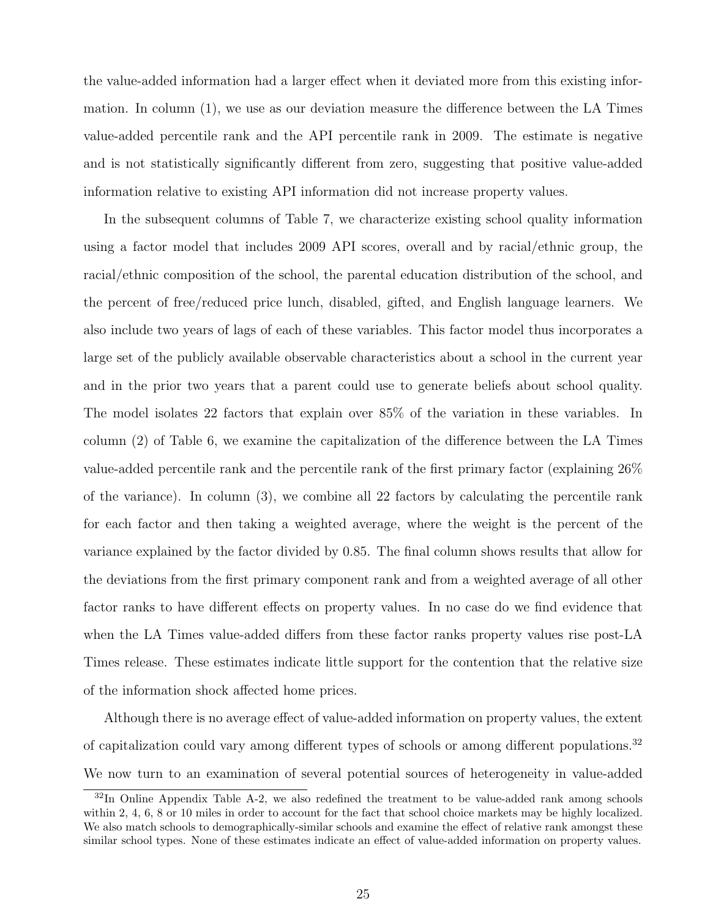the value-added information had a larger effect when it deviated more from this existing information. In column (1), we use as our deviation measure the difference between the LA Times value-added percentile rank and the API percentile rank in 2009. The estimate is negative and is not statistically significantly different from zero, suggesting that positive value-added information relative to existing API information did not increase property values.

In the subsequent columns of Table 7, we characterize existing school quality information using a factor model that includes 2009 API scores, overall and by racial/ethnic group, the racial/ethnic composition of the school, the parental education distribution of the school, and the percent of free/reduced price lunch, disabled, gifted, and English language learners. We also include two years of lags of each of these variables. This factor model thus incorporates a large set of the publicly available observable characteristics about a school in the current year and in the prior two years that a parent could use to generate beliefs about school quality. The model isolates 22 factors that explain over 85% of the variation in these variables. In column (2) of Table 6, we examine the capitalization of the difference between the LA Times value-added percentile rank and the percentile rank of the first primary factor (explaining 26% of the variance). In column (3), we combine all 22 factors by calculating the percentile rank for each factor and then taking a weighted average, where the weight is the percent of the variance explained by the factor divided by 0.85. The final column shows results that allow for the deviations from the first primary component rank and from a weighted average of all other factor ranks to have different effects on property values. In no case do we find evidence that when the LA Times value-added differs from these factor ranks property values rise post-LA Times release. These estimates indicate little support for the contention that the relative size of the information shock affected home prices.

Although there is no average effect of value-added information on property values, the extent of capitalization could vary among different types of schools or among different populations.[32] We now turn to an examination of several potential sources of heterogeneity in value-added

[32] In Online Appendix Table A-2, we also redefined the treatment to be value-added rank among schools within 2, 4, 6, 8 or 10 miles in order to account for the fact that school choice markets may be highly localized. We also match schools to demographically-similar schools and examine the effect of relative rank amongst these similar school types. None of these estimates indicate an effect of value-added information on property values.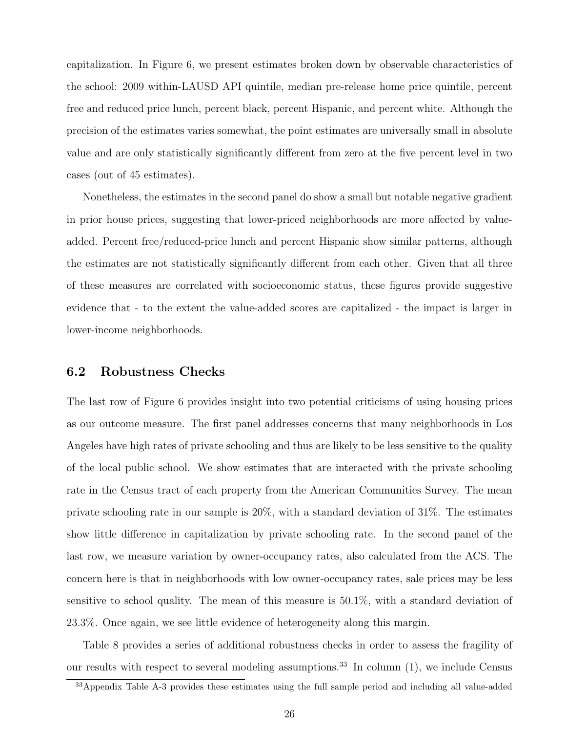capitalization. In Figure 6, we present estimates broken down by observable characteristics of the school: 2009 within-LAUSD API quintile, median pre-release home price quintile, percent free and reduced price lunch, percent black, percent Hispanic, and percent white. Although the precision of the estimates varies somewhat, the point estimates are universally small in absolute value and are only statistically significantly different from zero at the five percent level in two cases (out of 45 estimates).

Nonetheless, the estimates in the second panel do show a small but notable negative gradient in prior house prices, suggesting that lower-priced neighborhoods are more affected by value-added. Percent free/reduced-price lunch and percent Hispanic show similar patterns, although the estimates are not statistically significantly different from each other. Given that all three of these measures are correlated with socioeconomic status, these figures provide suggestive evidence that - to the extent the value-added scores are capitalized - the impact is larger in lower-income neighborhoods.

## 6.2 Robustness Checks

The last row of Figure 6 provides insight into two potential criticisms of using housing prices as our outcome measure. The first panel addresses concerns that many neighborhoods in Los Angeles have high rates of private schooling and thus are likely to be less sensitive to the quality of the local public school. We show estimates that are interacted with the private schooling rate in the Census tract of each property from the American Communities Survey. The mean private schooling rate in our sample is 20%, with a standard deviation of 31%. The estimates show little difference in capitalization by private schooling rate. In the second panel of the last row, we measure variation by owner-occupancy rates, also calculated from the ACS. The concern here is that in neighborhoods with low owner-occupancy rates, sale prices may be less sensitive to school quality. The mean of this measure is 50.1%, with a standard deviation of 23.3%. Once again, we see little evidence of heterogeneity along this margin.

Table 8 provides a series of additional robustness checks in order to assess the fragility of our results with respect to several modeling assumptions.[33] In column (1), we include Census

[33] Appendix Table A-3 provides these estimates using the full sample period and including all value-added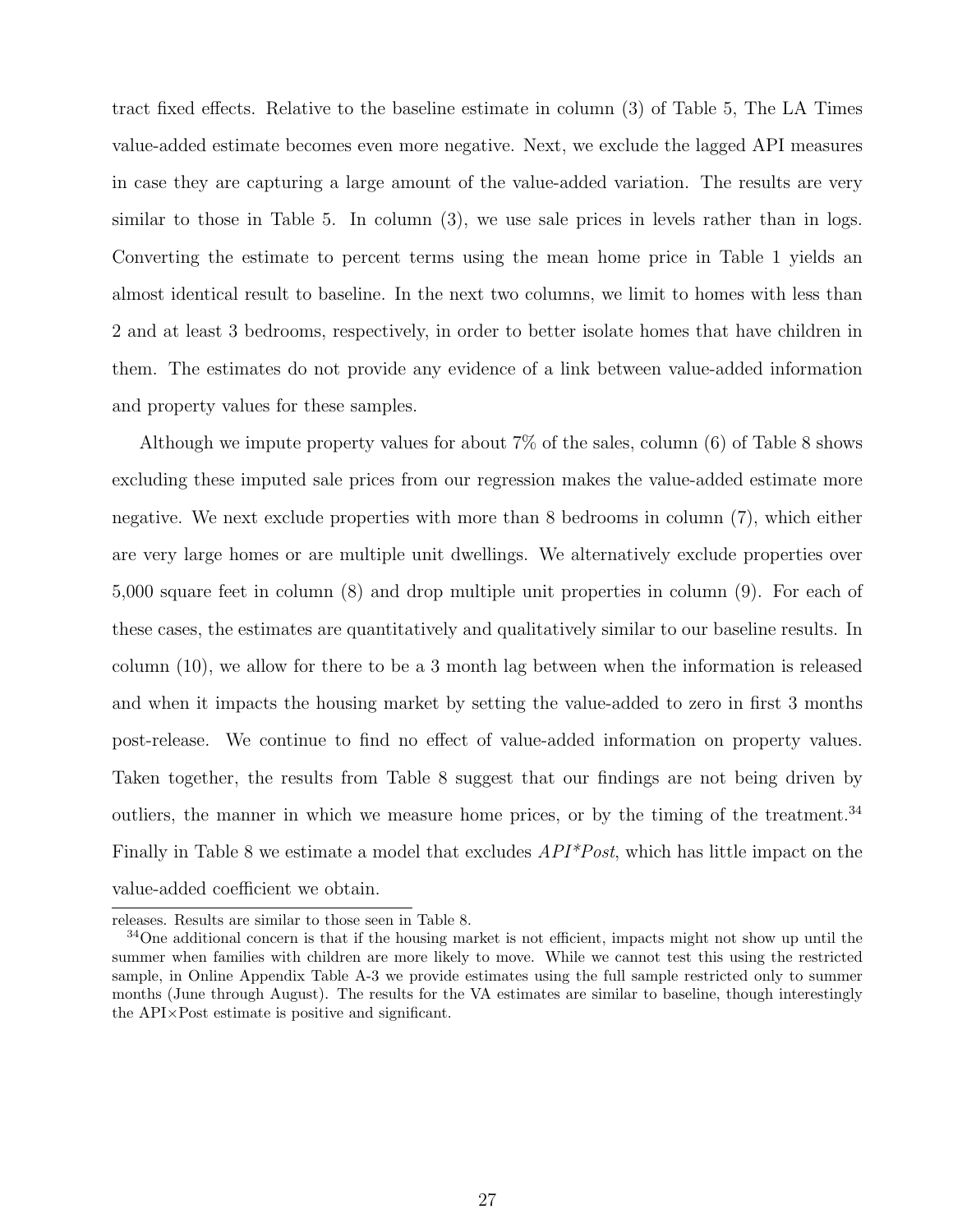tract fixed effects. Relative to the baseline estimate in column (3) of Table 5, The LA Times value-added estimate becomes even more negative. Next, we exclude the lagged API measures in case they are capturing a large amount of the value-added variation. The results are very similar to those in Table 5. In column (3), we use sale prices in levels rather than in logs. Converting the estimate to percent terms using the mean home price in Table 1 yields an almost identical result to baseline. In the next two columns, we limit to homes with less than 2 and at least 3 bedrooms, respectively, in order to better isolate homes that have children in them. The estimates do not provide any evidence of a link between value-added information and property values for these samples.

Although we impute property values for about 7% of the sales, column (6) of Table 8 shows excluding these imputed sale prices from our regression makes the value-added estimate more negative. We next exclude properties with more than 8 bedrooms in column (7), which either are very large homes or are multiple unit dwellings. We alternatively exclude properties over 5,000 square feet in column (8) and drop multiple unit properties in column (9). For each of these cases, the estimates are quantitatively and qualitatively similar to our baseline results. In column (10), we allow for there to be a 3 month lag between when the information is released and when it impacts the housing market by setting the value-added to zero in first 3 months post-release. We continue to find no effect of value-added information on property values. Taken together, the results from Table 8 suggest that our findings are not being driven by outliers, the manner in which we measure home prices, or by the timing of the treatment.[34] Finally in Table 8 we estimate a model that excludes *API\*Post*, which has little impact on the value-added coefficient we obtain.

releases. Results are similar to those seen in Table 8.

[34] One additional concern is that if the housing market is not efficient, impacts might not show up until the summer when families with children are more likely to move. While we cannot test this using the restricted sample, in Online Appendix Table A-3 we provide estimates using the full sample restricted only to summer months (June through August). The results for the VA estimates are similar to baseline, though interestingly the API×Post estimate is positive and significant.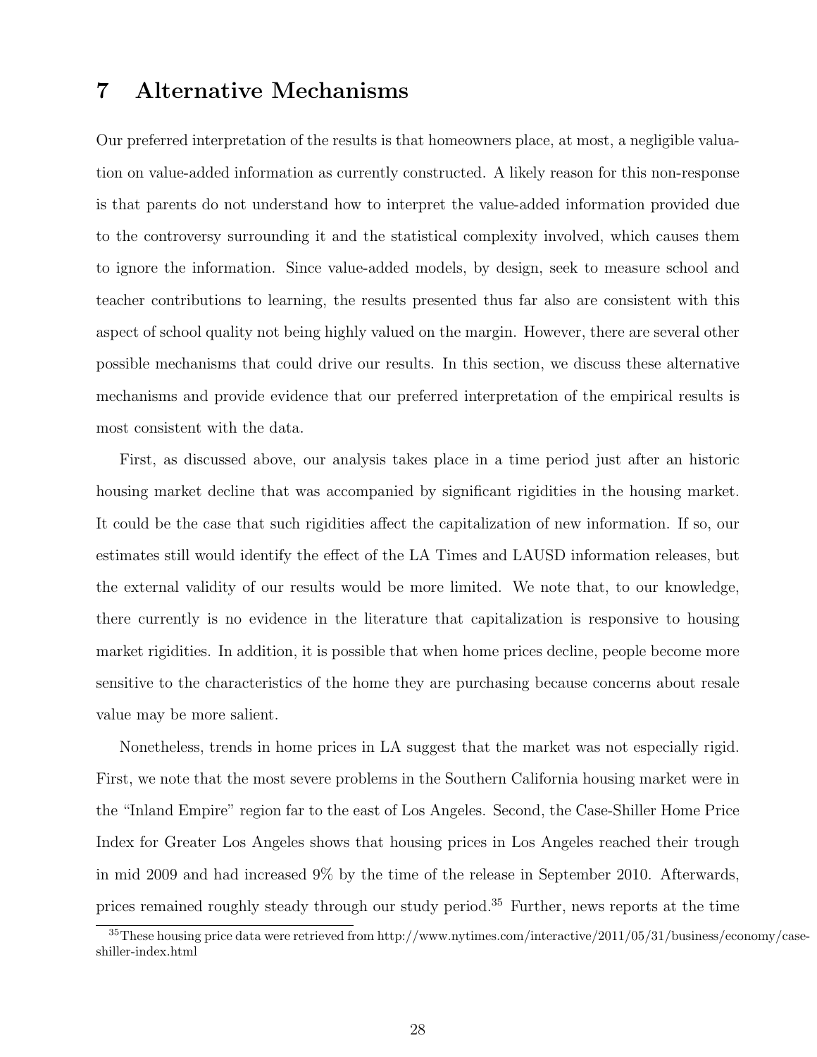# 7 Alternative Mechanisms

Our preferred interpretation of the results is that homeowners place, at most, a negligible valuation on value-added information as currently constructed. A likely reason for this non-response is that parents do not understand how to interpret the value-added information provided due to the controversy surrounding it and the statistical complexity involved, which causes them to ignore the information. Since value-added models, by design, seek to measure school and teacher contributions to learning, the results presented thus far also are consistent with this aspect of school quality not being highly valued on the margin. However, there are several other possible mechanisms that could drive our results. In this section, we discuss these alternative mechanisms and provide evidence that our preferred interpretation of the empirical results is most consistent with the data.

First, as discussed above, our analysis takes place in a time period just after an historic housing market decline that was accompanied by significant rigidities in the housing market. It could be the case that such rigidities affect the capitalization of new information. If so, our estimates still would identify the effect of the LA Times and LAUSD information releases, but the external validity of our results would be more limited. We note that, to our knowledge, there currently is no evidence in the literature that capitalization is responsive to housing market rigidities. In addition, it is possible that when home prices decline, people become more sensitive to the characteristics of the home they are purchasing because concerns about resale value may be more salient.

Nonetheless, trends in home prices in LA suggest that the market was not especially rigid. First, we note that the most severe problems in the Southern California housing market were in the "Inland Empire" region far to the east of Los Angeles. Second, the Case-Shiller Home Price Index for Greater Los Angeles shows that housing prices in Los Angeles reached their trough in mid 2009 and had increased 9% by the time of the release in September 2010. Afterwards, prices remained roughly steady through our study period.[35] Further, news reports at the time

[35] These housing price data were retrieved from http://www.nytimes.com/interactive/2011/05/31/business/economy/case-shiller-index.html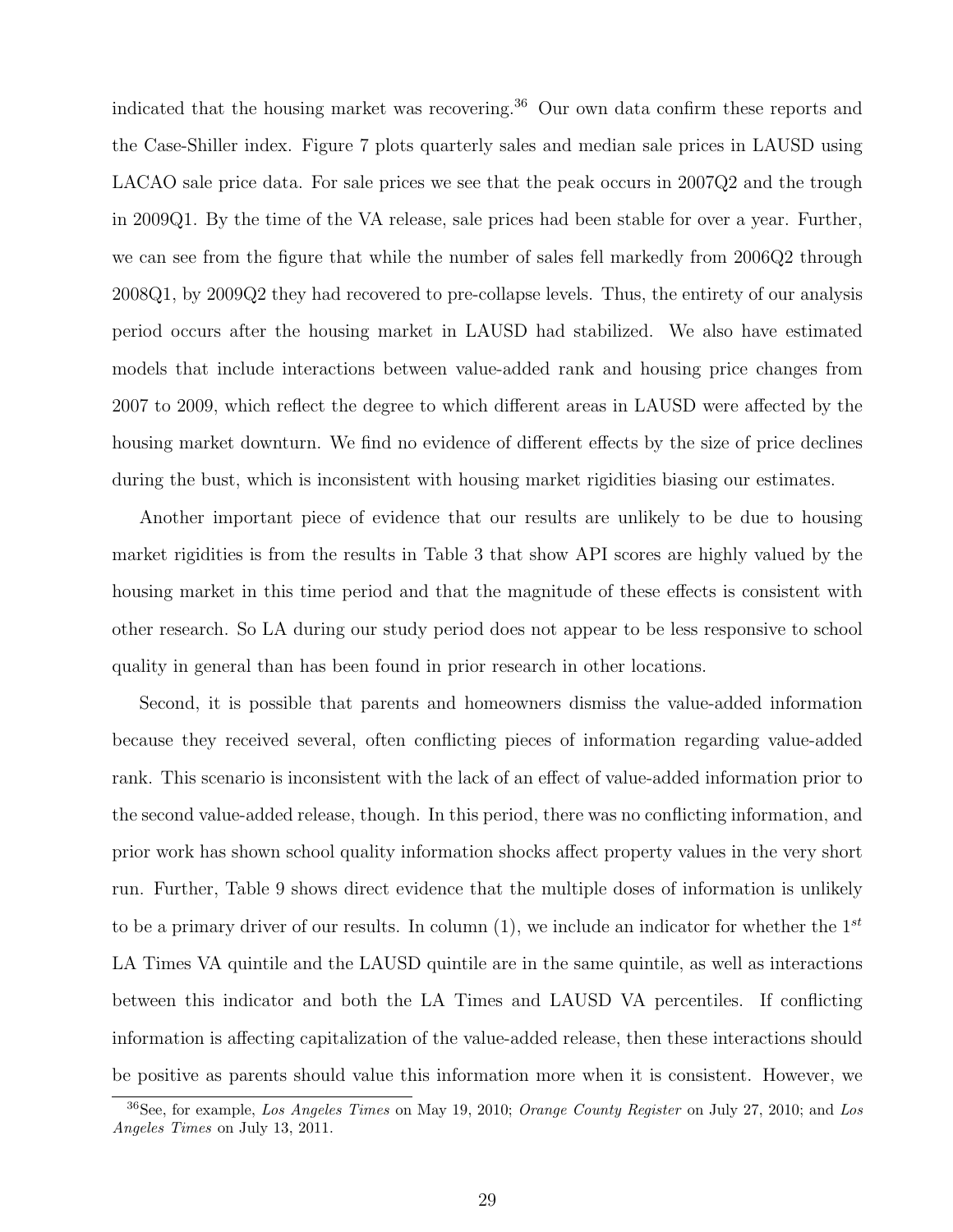indicated that the housing market was recovering.[36] Our own data confirm these reports and the Case-Shiller index. Figure 7 plots quarterly sales and median sale prices in LAUSD using LACAO sale price data. For sale prices we see that the peak occurs in 2007Q2 and the trough in 2009Q1. By the time of the VA release, sale prices had been stable for over a year. Further, we can see from the figure that while the number of sales fell markedly from 2006Q2 through 2008Q1, by 2009Q2 they had recovered to pre-collapse levels. Thus, the entirety of our analysis period occurs after the housing market in LAUSD had stabilized. We also have estimated models that include interactions between value-added rank and housing price changes from 2007 to 2009, which reflect the degree to which different areas in LAUSD were affected by the housing market downturn. We find no evidence of different effects by the size of price declines during the bust, which is inconsistent with housing market rigidities biasing our estimates.

Another important piece of evidence that our results are unlikely to be due to housing market rigidities is from the results in Table 3 that show API scores are highly valued by the housing market in this time period and that the magnitude of these effects is consistent with other research. So LA during our study period does not appear to be less responsive to school quality in general than has been found in prior research in other locations.

Second, it is possible that parents and homeowners dismiss the value-added information because they received several, often conflicting pieces of information regarding value-added rank. This scenario is inconsistent with the lack of an effect of value-added information prior to the second value-added release, though. In this period, there was no conflicting information, and prior work has shown school quality information shocks affect property values in the very short run. Further, Table 9 shows direct evidence that the multiple doses of information is unlikely to be a primary driver of our results. In column (1), we include an indicator for whether the $1^{st}$ LA Times VA quintile and the LAUSD quintile are in the same quintile, as well as interactions between this indicator and both the LA Times and LAUSD VA percentiles. If conflicting information is affecting capitalization of the value-added release, then these interactions should be positive as parents should value this information more when it is consistent. However, we

[36] See, for example, *Los Angeles Times* on May 19, 2010; *Orange County Register* on July 27, 2010; and *Los Angeles Times* on July 13, 2011.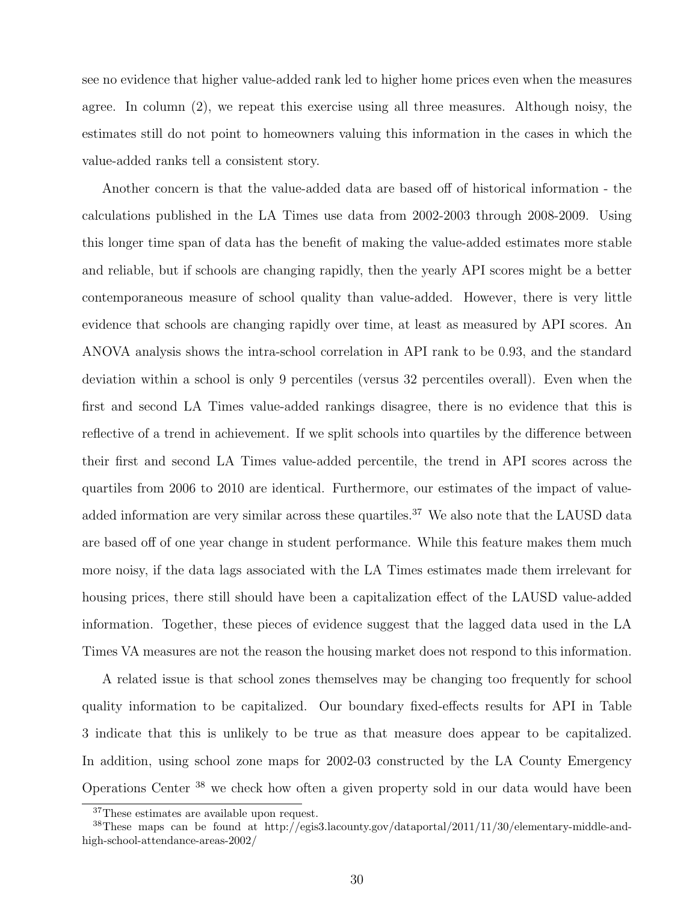see no evidence that higher value-added rank led to higher home prices even when the measures agree. In column (2), we repeat this exercise using all three measures. Although noisy, the estimates still do not point to homeowners valuing this information in the cases in which the value-added ranks tell a consistent story.

Another concern is that the value-added data are based off of historical information - the calculations published in the LA Times use data from 2002-2003 through 2008-2009. Using this longer time span of data has the benefit of making the value-added estimates more stable and reliable, but if schools are changing rapidly, then the yearly API scores might be a better contemporaneous measure of school quality than value-added. However, there is very little evidence that schools are changing rapidly over time, at least as measured by API scores. An ANOVA analysis shows the intra-school correlation in API rank to be 0.93, and the standard deviation within a school is only 9 percentiles (versus 32 percentiles overall). Even when the first and second LA Times value-added rankings disagree, there is no evidence that this is reflective of a trend in achievement. If we split schools into quartiles by the difference between their first and second LA Times value-added percentile, the trend in API scores across the quartiles from 2006 to 2010 are identical. Furthermore, our estimates of the impact of value-added information are very similar across these quartiles.[37] We also note that the LAUSD data are based off of one year change in student performance. While this feature makes them much more noisy, if the data lags associated with the LA Times estimates made them irrelevant for housing prices, there still should have been a capitalization effect of the LAUSD value-added information. Together, these pieces of evidence suggest that the lagged data used in the LA Times VA measures are not the reason the housing market does not respond to this information.

A related issue is that school zones themselves may be changing too frequently for school quality information to be capitalized. Our boundary fixed-effects results for API in Table 3 indicate that this is unlikely to be true as that measure does appear to be capitalized. In addition, using school zone maps for 2002-03 constructed by the LA County Emergency Operations Center [38] we check how often a given property sold in our data would have been

[37] These estimates are available upon request.

[38] These maps can be found at http://egis3.lacounty.gov/dataportal/2011/11/30/elementary-middle-and-high-school-attendance-areas-2002/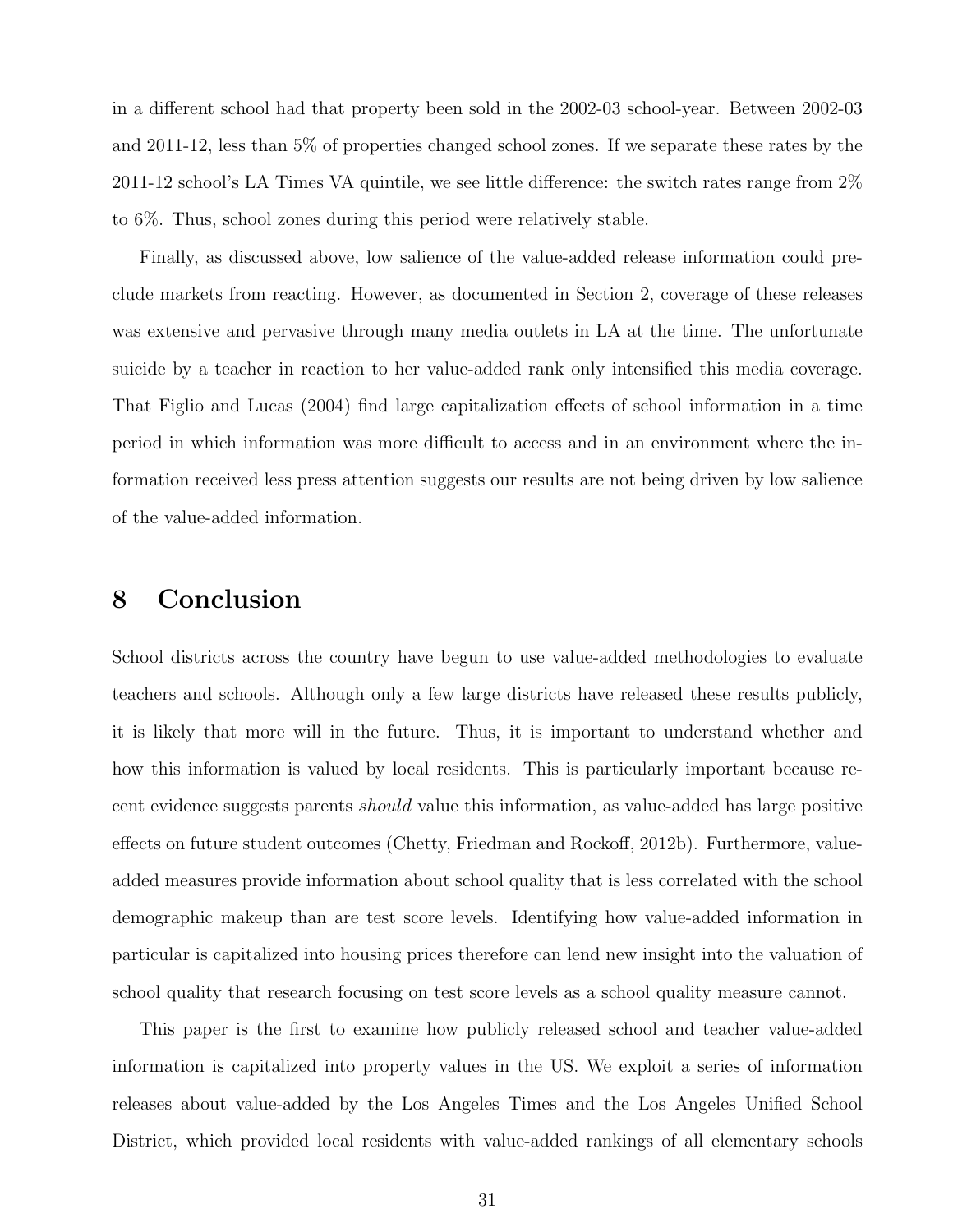in a different school had that property been sold in the 2002-03 school-year. Between 2002-03 and 2011-12, less than 5% of properties changed school zones. If we separate these rates by the 2011-12 school's LA Times VA quintile, we see little difference: the switch rates range from 2% to 6%. Thus, school zones during this period were relatively stable.

Finally, as discussed above, low salience of the value-added release information could preclude markets from reacting. However, as documented in Section 2, coverage of these releases was extensive and pervasive through many media outlets in LA at the time. The unfortunate suicide by a teacher in reaction to her value-added rank only intensified this media coverage. That Figlio and Lucas (2004) find large capitalization effects of school information in a time period in which information was more difficult to access and in an environment where the information received less press attention suggests our results are not being driven by low salience of the value-added information.

# 8 Conclusion

School districts across the country have begun to use value-added methodologies to evaluate teachers and schools. Although only a few large districts have released these results publicly, it is likely that more will in the future. Thus, it is important to understand whether and how this information is valued by local residents. This is particularly important because recent evidence suggests parents *should* value this information, as value-added has large positive effects on future student outcomes (Chetty, Friedman and Rockoff, 2012b). Furthermore, value-added measures provide information about school quality that is less correlated with the school demographic makeup than are test score levels. Identifying how value-added information in particular is capitalized into housing prices therefore can lend new insight into the valuation of school quality that research focusing on test score levels as a school quality measure cannot.

This paper is the first to examine how publicly released school and teacher value-added information is capitalized into property values in the US. We exploit a series of information releases about value-added by the Los Angeles Times and the Los Angeles Unified School District, which provided local residents with value-added rankings of all elementary schools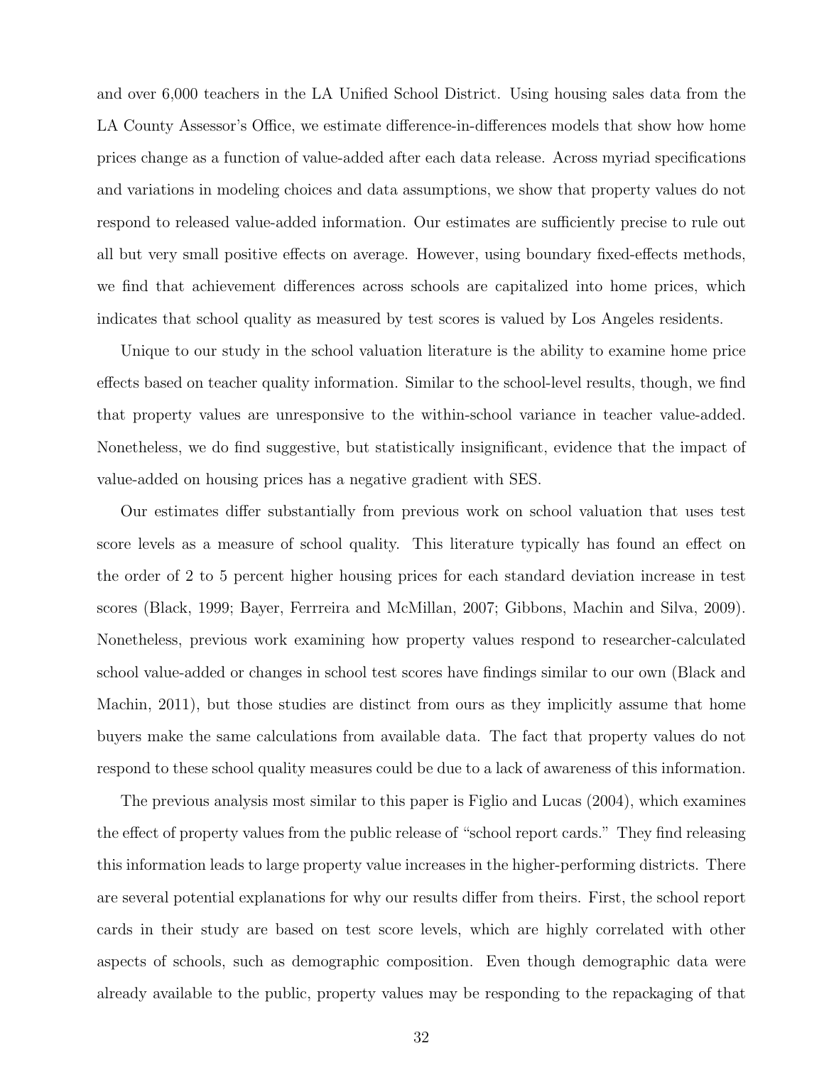and over 6,000 teachers in the LA Unified School District. Using housing sales data from the LA County Assessor's Office, we estimate difference-in-differences models that show how home prices change as a function of value-added after each data release. Across myriad specifications and variations in modeling choices and data assumptions, we show that property values do not respond to released value-added information. Our estimates are sufficiently precise to rule out all but very small positive effects on average. However, using boundary fixed-effects methods, we find that achievement differences across schools are capitalized into home prices, which indicates that school quality as measured by test scores is valued by Los Angeles residents.

Unique to our study in the school valuation literature is the ability to examine home price effects based on teacher quality information. Similar to the school-level results, though, we find that property values are unresponsive to the within-school variance in teacher value-added. Nonetheless, we do find suggestive, but statistically insignificant, evidence that the impact of value-added on housing prices has a negative gradient with SES.

Our estimates differ substantially from previous work on school valuation that uses test score levels as a measure of school quality. This literature typically has found an effect on the order of 2 to 5 percent higher housing prices for each standard deviation increase in test scores (Black, 1999; Bayer, Ferrreira and McMillan, 2007; Gibbons, Machin and Silva, 2009). Nonetheless, previous work examining how property values respond to researcher-calculated school value-added or changes in school test scores have findings similar to our own (Black and Machin, 2011), but those studies are distinct from ours as they implicitly assume that home buyers make the same calculations from available data. The fact that property values do not respond to these school quality measures could be due to a lack of awareness of this information.

The previous analysis most similar to this paper is Figlio and Lucas (2004), which examines the effect of property values from the public release of "school report cards." They find releasing this information leads to large property value increases in the higher-performing districts. There are several potential explanations for why our results differ from theirs. First, the school report cards in their study are based on test score levels, which are highly correlated with other aspects of schools, such as demographic composition. Even though demographic data were already available to the public, property values may be responding to the repackaging of that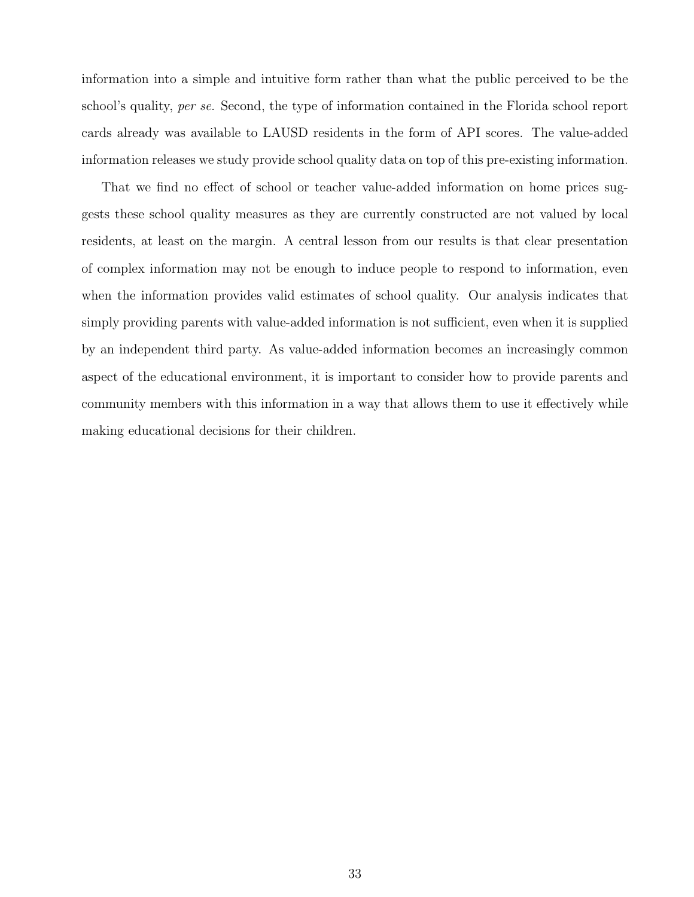information into a simple and intuitive form rather than what the public perceived to be the school's quality, *per se*. Second, the type of information contained in the Florida school report cards already was available to LAUSD residents in the form of API scores. The value-added information releases we study provide school quality data on top of this pre-existing information.

That we find no effect of school or teacher value-added information on home prices suggests these school quality measures as they are currently constructed are not valued by local residents, at least on the margin. A central lesson from our results is that clear presentation of complex information may not be enough to induce people to respond to information, even when the information provides valid estimates of school quality. Our analysis indicates that simply providing parents with value-added information is not sufficient, even when it is supplied by an independent third party. As value-added information becomes an increasingly common aspect of the educational environment, it is important to consider how to provide parents and community members with this information in a way that allows them to use it effectively while making educational decisions for their children.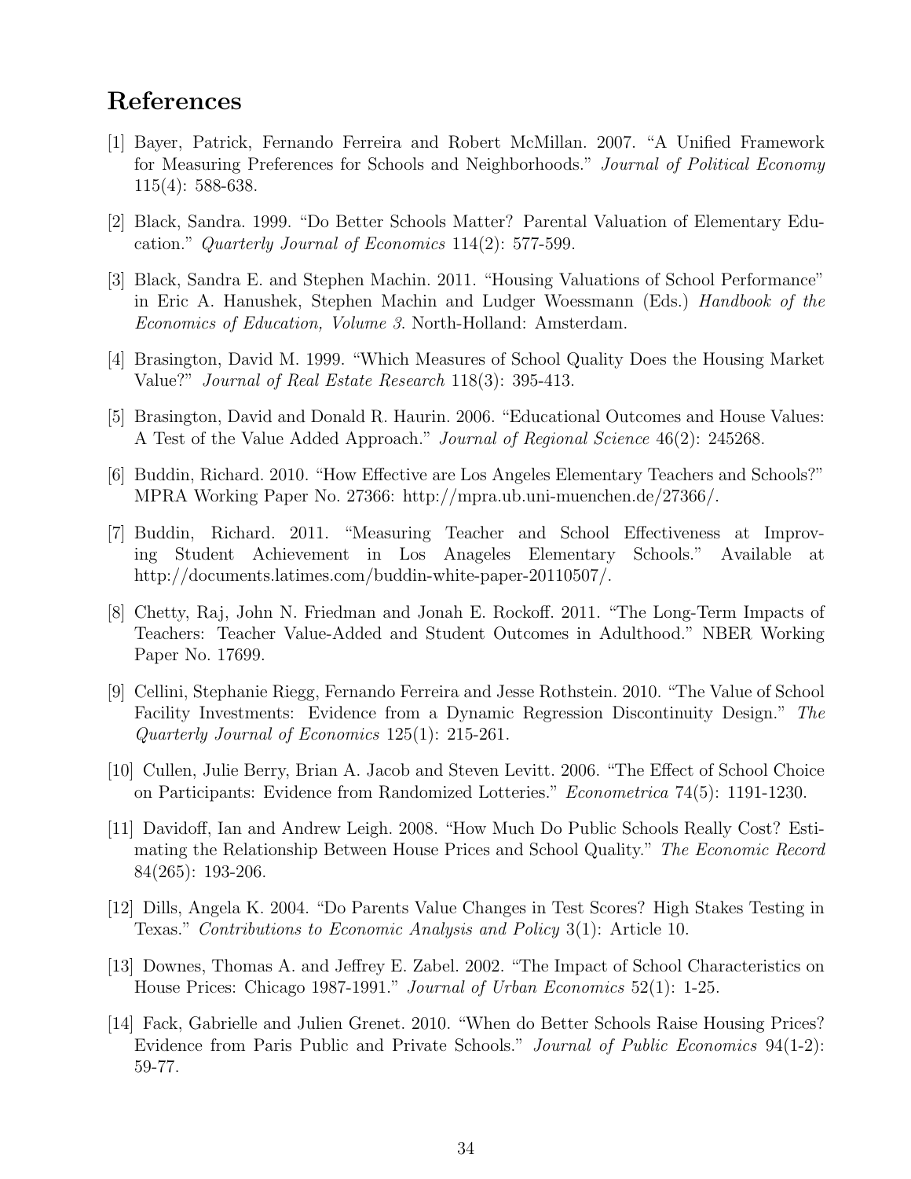## References

[1] Bayer, Patrick, Fernando Ferreira and Robert McMillan. 2007. "A Unified Framework for Measuring Preferences for Schools and Neighborhoods." *Journal of Political Economy* 115(4): 588-638.

[2] Black, Sandra. 1999. "Do Better Schools Matter? Parental Valuation of Elementary Education." *Quarterly Journal of Economics* 114(2): 577-599.

[3] Black, Sandra E. and Stephen Machin. 2011. "Housing Valuations of School Performance" in Eric A. Hanushek, Stephen Machin and Ludger Woessmann (Eds.) *Handbook of the Economics of Education, Volume 3*. North-Holland: Amsterdam.

[4] Brasington, David M. 1999. "Which Measures of School Quality Does the Housing Market Value?" *Journal of Real Estate Research* 118(3): 395-413.

[5] Brasington, David and Donald R. Haurin. 2006. "Educational Outcomes and House Values: A Test of the Value Added Approach." *Journal of Regional Science* 46(2): 245268.

[6] Buddin, Richard. 2010. "How Effective are Los Angeles Elementary Teachers and Schools?" MPRA Working Paper No. 27366: http://mpra.ub.uni-muenchen.de/27366/.

[7] Buddin, Richard. 2011. "Measuring Teacher and School Effectiveness at Improving Student Achievement in Los Anageles Elementary Schools." Available at http://documents.latimes.com/buddin-white-paper-20110507/.

[8] Chetty, Raj, John N. Friedman and Jonah E. Rockoff. 2011. "The Long-Term Impacts of Teachers: Teacher Value-Added and Student Outcomes in Adulthood." NBER Working Paper No. 17699.

[9] Cellini, Stephanie Riegg, Fernando Ferreira and Jesse Rothstein. 2010. "The Value of School Facility Investments: Evidence from a Dynamic Regression Discontinuity Design." *The Quarterly Journal of Economics* 125(1): 215-261.

[10] Cullen, Julie Berry, Brian A. Jacob and Steven Levitt. 2006. "The Effect of School Choice on Participants: Evidence from Randomized Lotteries." *Econometrica* 74(5): 1191-1230.

[11] Davidoff, Ian and Andrew Leigh. 2008. "How Much Do Public Schools Really Cost? Estimating the Relationship Between House Prices and School Quality." *The Economic Record* 84(265): 193-206.

[12] Dills, Angela K. 2004. "Do Parents Value Changes in Test Scores? High Stakes Testing in Texas." *Contributions to Economic Analysis and Policy* 3(1): Article 10.

[13] Downes, Thomas A. and Jeffrey E. Zabel. 2002. "The Impact of School Characteristics on House Prices: Chicago 1987-1991." *Journal of Urban Economics* 52(1): 1-25.

[14] Fack, Gabrielle and Julien Grenet. 2010. "When do Better Schools Raise Housing Prices? Evidence from Paris Public and Private Schools." *Journal of Public Economics* 94(1-2): 59-77.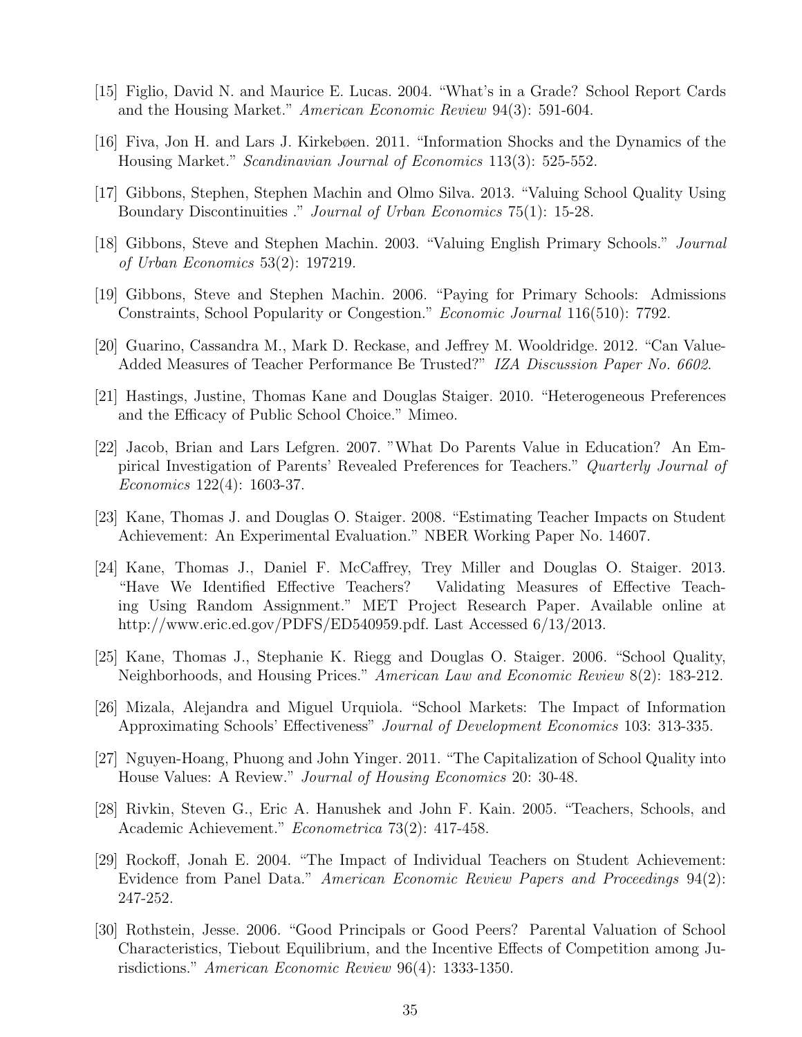[15] Figlio, David N. and Maurice E. Lucas. 2004. "What's in a Grade? School Report Cards and the Housing Market." *American Economic Review* 94(3): 591-604.

[16] Fiva, Jon H. and Lars J. Kirkebøen. 2011. "Information Shocks and the Dynamics of the Housing Market." *Scandinavian Journal of Economics* 113(3): 525-552.

[17] Gibbons, Stephen, Stephen Machin and Olmo Silva. 2013. "Valuing School Quality Using Boundary Discontinuities ." *Journal of Urban Economics* 75(1): 15-28.

[18] Gibbons, Steve and Stephen Machin. 2003. "Valuing English Primary Schools." *Journal of Urban Economics* 53(2): 197219.

[19] Gibbons, Steve and Stephen Machin. 2006. "Paying for Primary Schools: Admissions Constraints, School Popularity or Congestion." *Economic Journal* 116(510): 7792.

[20] Guarino, Cassandra M., Mark D. Reckase, and Jeffrey M. Wooldridge. 2012. "Can Value-Added Measures of Teacher Performance Be Trusted?" *IZA Discussion Paper No. 6602*.

[21] Hastings, Justine, Thomas Kane and Douglas Staiger. 2010. "Heterogeneous Preferences and the Efficacy of Public School Choice." Mimeo.

[22] Jacob, Brian and Lars Lefgren. 2007. "What Do Parents Value in Education? An Empirical Investigation of Parents' Revealed Preferences for Teachers." *Quarterly Journal of Economics* 122(4): 1603-37.

[23] Kane, Thomas J. and Douglas O. Staiger. 2008. "Estimating Teacher Impacts on Student Achievement: An Experimental Evaluation." NBER Working Paper No. 14607.

[24] Kane, Thomas J., Daniel F. McCaffrey, Trey Miller and Douglas O. Staiger. 2013. "Have We Identified Effective Teachers? Validating Measures of Effective Teaching Using Random Assignment." MET Project Research Paper. Available online at http://www.eric.ed.gov/PDFS/ED540959.pdf. Last Accessed 6/13/2013.

[25] Kane, Thomas J., Stephanie K. Riegg and Douglas O. Staiger. 2006. "School Quality, Neighborhoods, and Housing Prices." *American Law and Economic Review* 8(2): 183-212.

[26] Mizala, Alejandra and Miguel Urquiola. "School Markets: The Impact of Information Approximating Schools' Effectiveness" *Journal of Development Economics* 103: 313-335.

[27] Nguyen-Hoang, Phuong and John Yinger. 2011. "The Capitalization of School Quality into House Values: A Review." *Journal of Housing Economics* 20: 30-48.

[28] Rivkin, Steven G., Eric A. Hanushek and John F. Kain. 2005. "Teachers, Schools, and Academic Achievement." *Econometrica* 73(2): 417-458.

[29] Rockoff, Jonah E. 2004. "The Impact of Individual Teachers on Student Achievement: Evidence from Panel Data." *American Economic Review Papers and Proceedings* 94(2): 247-252.

[30] Rothstein, Jesse. 2006. "Good Principals or Good Peers? Parental Valuation of School Characteristics, Tiebout Equilibrium, and the Incentive Effects of Competition among Jurisdictions." *American Economic Review* 96(4): 1333-1350.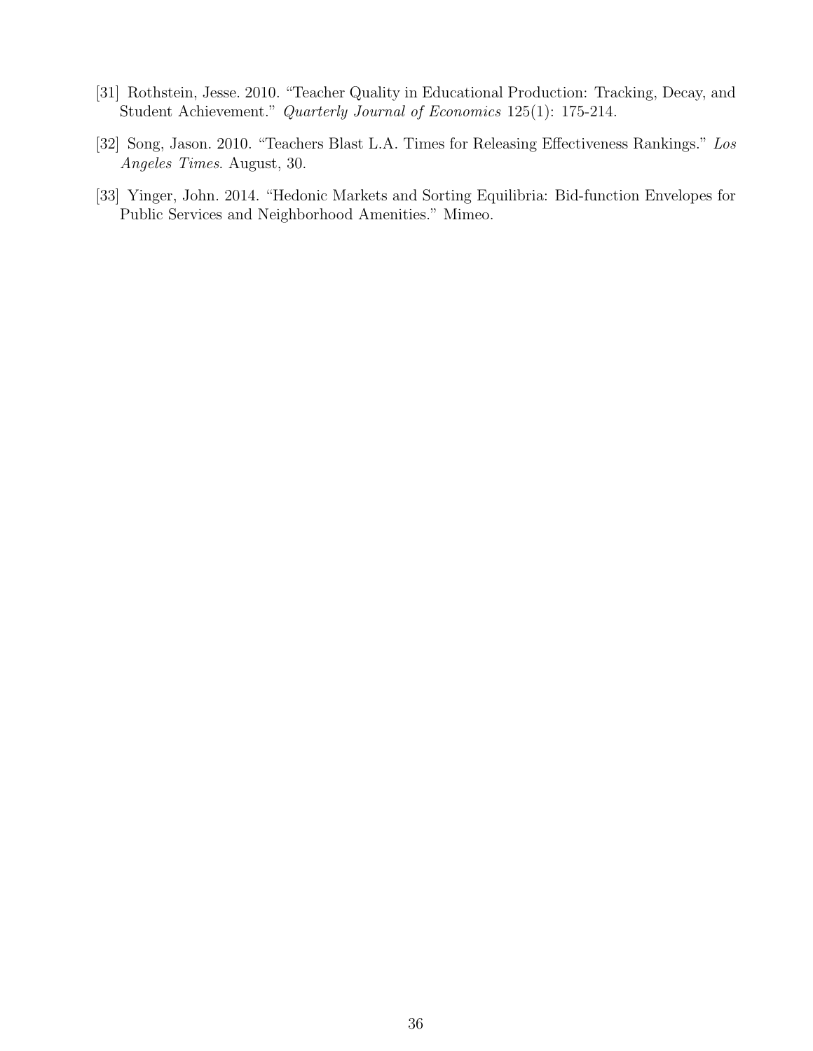[31] Rothstein, Jesse. 2010. "Teacher Quality in Educational Production: Tracking, Decay, and Student Achievement." *Quarterly Journal of Economics* 125(1): 175-214.

[32] Song, Jason. 2010. "Teachers Blast L.A. Times for Releasing Effectiveness Rankings." *Los Angeles Times*. August, 30.

[33] Yinger, John. 2014. "Hedonic Markets and Sorting Equilibria: Bid-function Envelopes for Public Services and Neighborhood Amenities." Mimeo.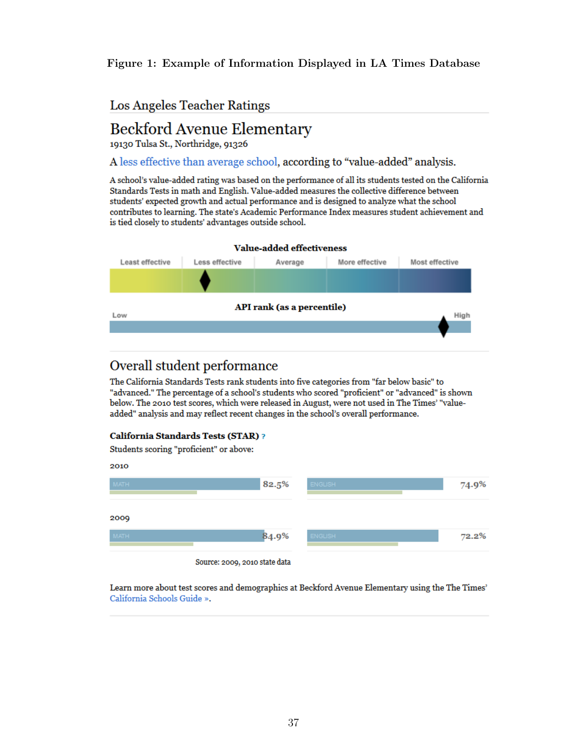Figure 1: Example of Information Displayed in LA Times Database

## Los Angeles Teacher Ratings

# Beckford Avenue Elementary

19130 Tulsa St., Northridge, 91326

A less effective than average school, according to "value-added" analysis.

A school's value-added rating was based on the performance of all its students tested on the California Standards Tests in math and English. Value-added measures the collective difference between students' expected growth and actual performance and is designed to analyze what the school contributes to learning. The state's Academic Performance Index measures student achievement and is tied closely to students' advantages outside school.

**Value-added effectiveness**

Least effective | Less effective | Average | More effective | Most effective

**API rank (as a percentile)**

Low | High

## Overall student performance

The California Standards Tests rank students into five categories from "far below basic" to "advanced." The percentage of a school's students who scored "proficient" or "advanced" is shown below. The 2010 test scores, which were released in August, were not used in The Times' "value-added" analysis and may reflect recent changes in the school's overall performance.

**California Standards Tests (STAR)** ?

Students scoring "proficient" or above:

2010

| MATH | 82.5% | ENGLISH | 74.9% |
|---|---|---|---|

2009

| MATH | 84.9% | ENGLISH | 72.2% |
|---|---|---|---|

Source: 2009, 2010 state data

Learn more about test scores and demographics at Beckford Avenue Elementary using the The Times' California Schools Guide ».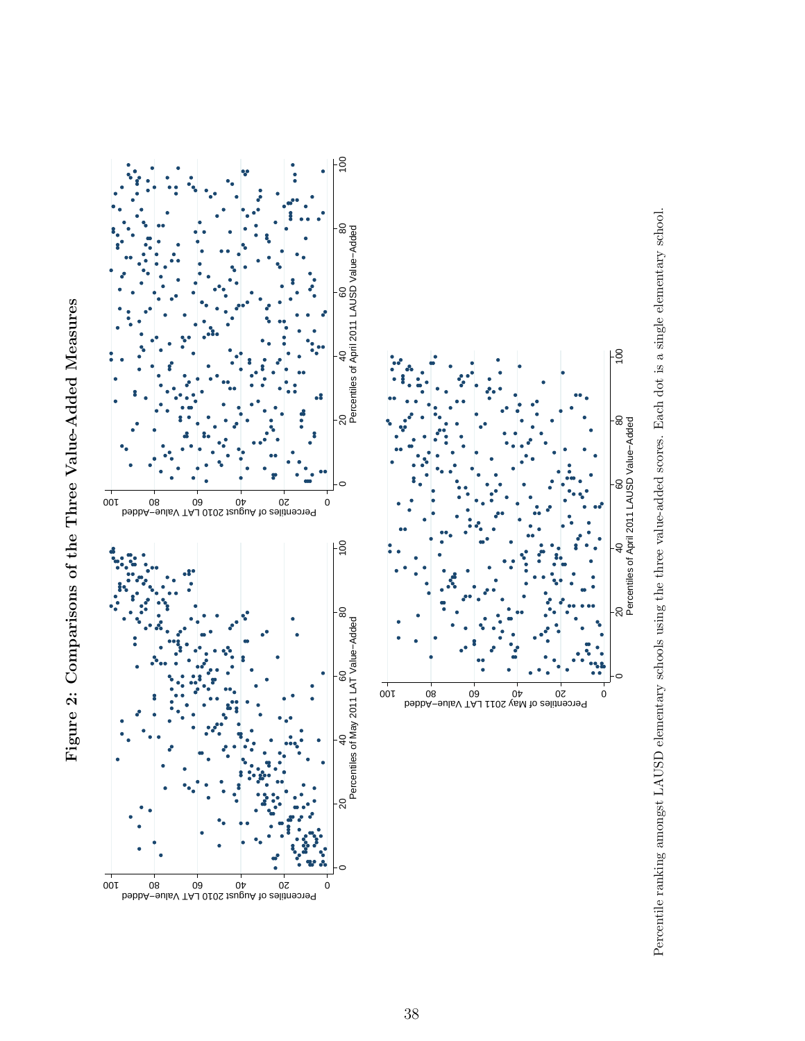# Figure 2: Comparisons of the Three Value-Added Measures

Percentiles of August 2010 LAT Value-Added

0
20
40
60
80
100

Percentiles of May 2011 LAT Value-Added

0
20
40
60
80
100

Percentiles of August 2010 LAT Value-Added

0
20
40
60
80
100

Percentiles of April 2011 LAUSD Value-Added

0
20
40
60
80
100

Percentiles of May 2011 LAT Value-Added

0
20
40
60
80
100

Percentiles of April 2011 LAUSD Value-Added

0
20
40
60
80
100

Percentile ranking amongst LAUSD elementary schools using the three value-added scores. Each dot is a single elementary school.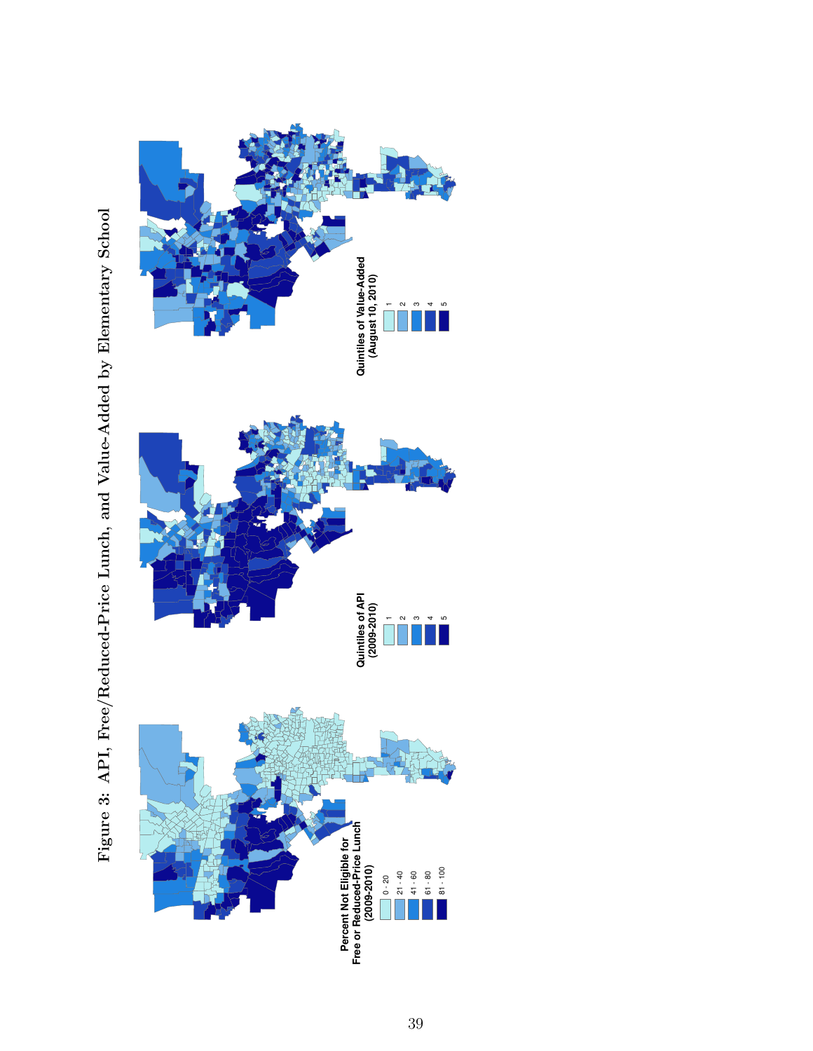Figure 3: API, Free/Reduced-Price Lunch, and Value-Added by Elementary School

Percent Not Eligible for
Free or Reduced-Price Lunch
(2009-2010)

0 - 20
21 - 40
41 - 60
61 - 80
81 - 100

Quintiles of API
(2009-2010)

1
2
3
4
5

Quintiles of Value-Added
(August 10, 2010)

1
2
3
4
5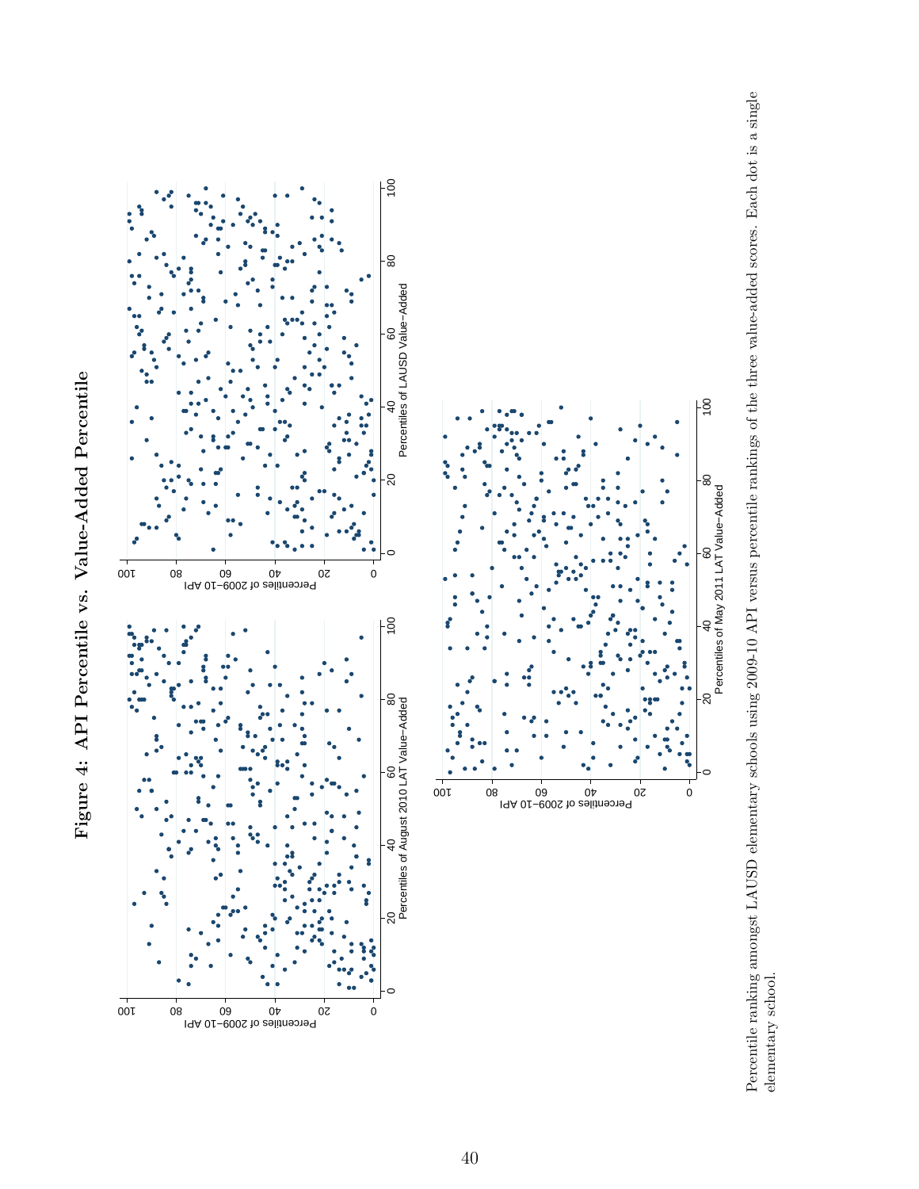# Figure 4: API Percentile vs. Value-Added Percentile

Percentiles of 2009−10 API

100
80
60
40
20
0

0
20
40
60
80
100

Percentiles of August 2010 LAT Value−Added

Percentiles of 2009−10 API

100
80
60
40
20
0

0
20
40
60
80
100

Percentiles of LAUSD Value−Added

Percentiles of 2009−10 API

100
80
60
40
20
0

0
20
40
60
80
100

Percentiles of May 2011 LAT Value−Added

Percentile ranking amongst LAUSD elementary schools using 2009-10 API versus percentile rankings of the three value-added scores. Each dot is a single elementary school.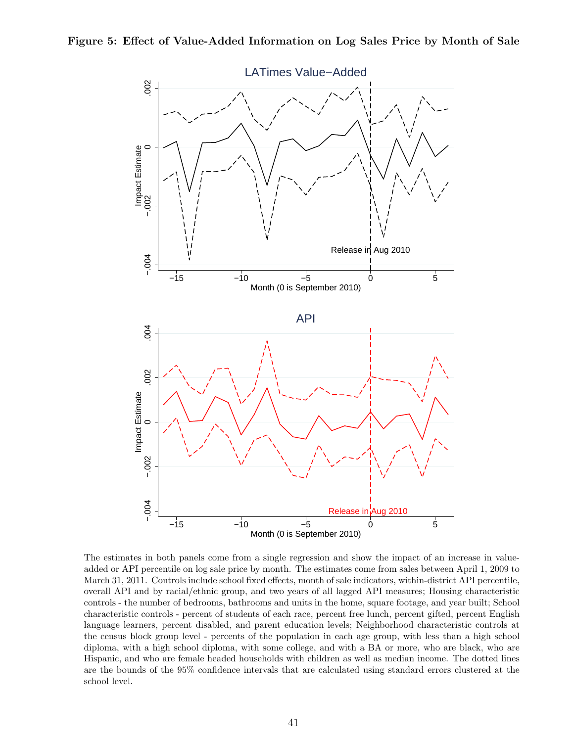**Figure 5: Effect of Value-Added Information on Log Sales Price by Month of Sale**

LATimes Value−Added

Impact Estimate

.002
0
−.002
−.004

Release in Aug 2010

−15 −10 −5 0 5

Month (0 is September 2010)

API

Impact Estimate

.004
.002
0
−.002
−.004

Release in Aug 2010

−15 −10 −5 0 5

Month (0 is September 2010)

The estimates in both panels come from a single regression and show the impact of an increase in value-added or API percentile on log sale price by month. The estimates come from sales between April 1, 2009 to March 31, 2011. Controls include school fixed effects, month of sale indicators, within-district API percentile, overall API and by racial/ethnic group, and two years of all lagged API measures; Housing characteristic controls - the number of bedrooms, bathrooms and units in the home, square footage, and year built; School characteristic controls - percent of students of each race, percent free lunch, percent gifted, percent English language learners, percent disabled, and parent education levels; Neighborhood characteristic controls at the census block group level - percents of the population in each age group, with less than a high school diploma, with a high school diploma, with some college, and with a BA or more, who are black, who are Hispanic, and who are female headed households with children as well as median income. The dotted lines are the bounds of the 95% confidence intervals that are calculated using standard errors clustered at the school level.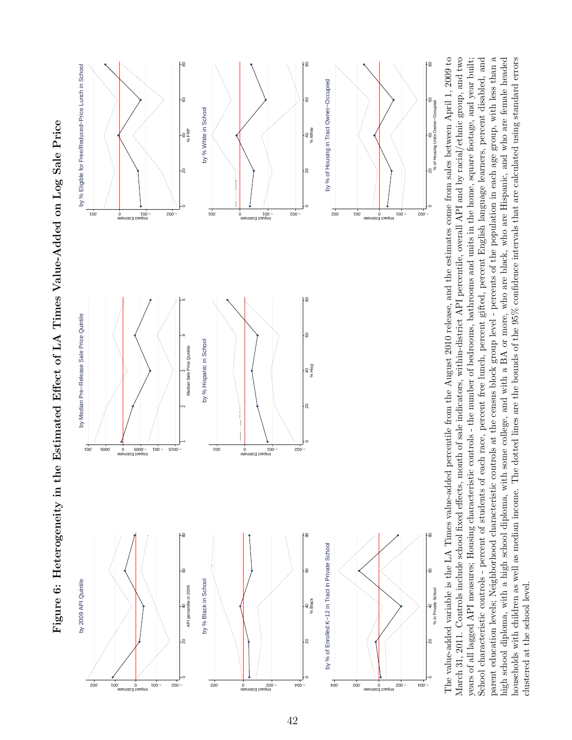# Figure 6: Heterogeneity in the Estimated Effect of LA Times Value-Added on Log Sale Price

by 2009 API Quintile

Impact Estimate

.002 .001 0 -.001 -.002

0 20 40 60 80

API percentile in 2009

by Median Pre–Release Sale Price Quintile

Impact Estimate

.001 .0005 0 -.0005 -.001 -.0015

1 2 3 4 5

Median Sale Price Quintile

by % Eligible for Free/Reduced–Price Lunch in School

Impact Estimate

.001 0 -.001 -.002

0 20 40 60 80

% FRP

by % Black in School

Impact Estimate

.002 0 -.002 -.004

0 20 40 60 80

% Black

by % Hispanic in School

Impact Estimate

.001 0 -.001 -.002

0 20 40 60 80

% Hisp

by % White in School

Impact Estimate

.001 0 -.001 -.002

0 20 40 60 80

% White

by % of Enrolled K–12 in Tract in Private School

Impact Estimate

.004 .002 0 -.002 -.004

0 20 40 60 80

% in Private School

by % of Housing in Tract Owner–Occupied

Impact Estimate

.002 .001 0 -.001 -.002

0 20 40 60 80

% of Housing Units Owner–Occupied

The value-added variable is the LA Times value-added percentile from the August 2010 release, and the estimates come from sales between April 1, 2009 to March 31, 2011. Controls include school fixed effects, month of sale indicators, within-district API percentile, overall API and by racial/ethnic group, and two years of all lagged API measures; Housing characteristic controls - the number of bedrooms, bathrooms and units in the home, square footage, and year built; School characteristic controls - percent of students of each race, percent free lunch, percent gifted, percent English language learners, percent disabled, and parent education levels; Neighborhood characteristic controls at the census block group level - percents of the population in each age group, with less than a high school diploma, with a high school diploma, with some college, and with a BA or more, who are black, who are Hispanic, and who are female headed households with children as well as median income. The dotted lines are the bounds of the 95% confidence intervals that are calculated using standard errors clustered at the school level.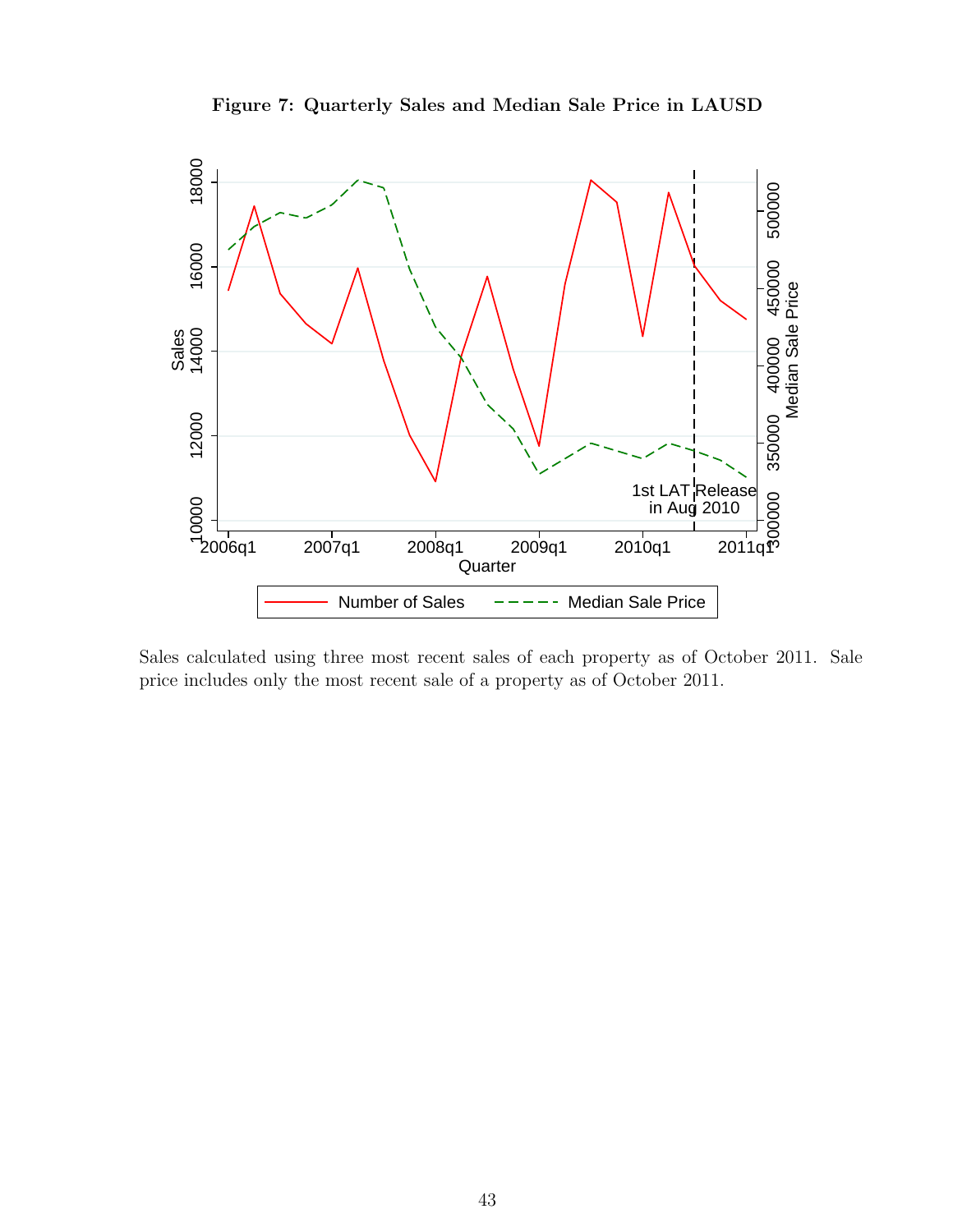**Figure 7: Quarterly Sales and Median Sale Price in LAUSD**

Sales
18000
16000
14000
12000
10000

Median Sale Price
500000
450000
400000
350000
300000

1st LAT Release
in Aug 2010

2006q1
2007q1
2008q1
2009q1
2010q1
2011q1
Quarter

Number of Sales
Median Sale Price

Sales calculated using three most recent sales of each property as of October 2011. Sale price includes only the most recent sale of a property as of October 2011.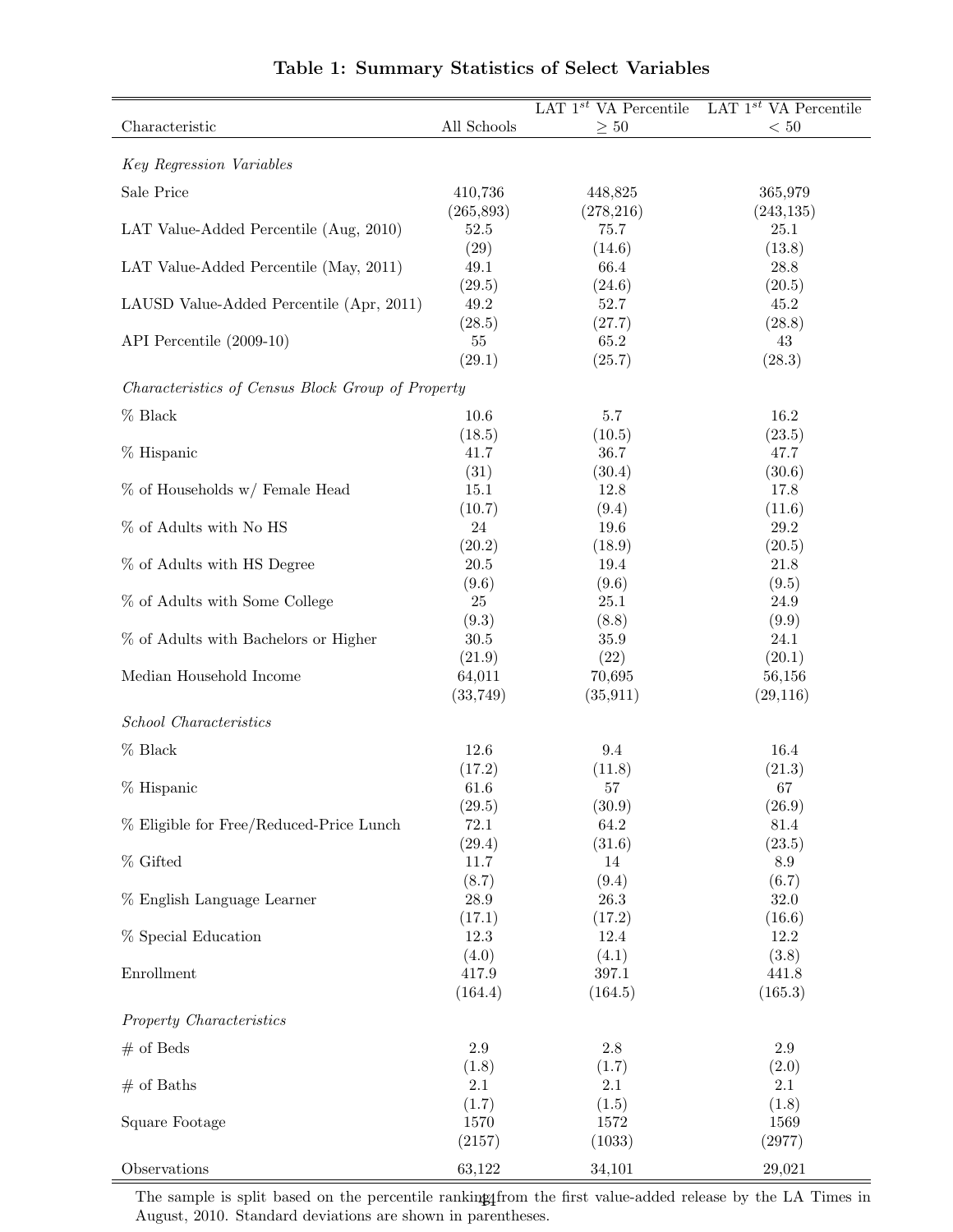**Table 1: Summary Statistics of Select Variables**

| Characteristic | All Schools | LAT $1^{st}$ VA Percentile $\geq 50$ | LAT $1^{st}$ VA Percentile $< 50$ |
|---|---|---|---|
| *Key Regression Variables* | | | |
| Sale Price | 410,736 | 448,825 | 365,979 |
| | (265,893) | (278,216) | (243,135) |
| LAT Value-Added Percentile (Aug, 2010) | 52.5 | 75.7 | 25.1 |
| | (29) | (14.6) | (13.8) |
| LAT Value-Added Percentile (May, 2011) | 49.1 | 66.4 | 28.8 |
| | (29.5) | (24.6) | (20.5) |
| LAUSD Value-Added Percentile (Apr, 2011) | 49.2 | 52.7 | 45.2 |
| | (28.5) | (27.7) | (28.8) |
| API Percentile (2009-10) | 55 | 65.2 | 43 |
| | (29.1) | (25.7) | (28.3) |
| *Characteristics of Census Block Group of Property* | | | |
| % Black | 10.6 | 5.7 | 16.2 |
| | (18.5) | (10.5) | (23.5) |
| % Hispanic | 41.7 | 36.7 | 47.7 |
| | (31) | (30.4) | (30.6) |
| % of Households w/ Female Head | 15.1 | 12.8 | 17.8 |
| | (10.7) | (9.4) | (11.6) |
| % of Adults with No HS | 24 | 19.6 | 29.2 |
| | (20.2) | (18.9) | (20.5) |
| % of Adults with HS Degree | 20.5 | 19.4 | 21.8 |
| | (9.6) | (9.6) | (9.5) |
| % of Adults with Some College | 25 | 25.1 | 24.9 |
| | (9.3) | (8.8) | (9.9) |
| % of Adults with Bachelors or Higher | 30.5 | 35.9 | 24.1 |
| | (21.9) | (22) | (20.1) |
| Median Household Income | 64,011 | 70,695 | 56,156 |
| | (33,749) | (35,911) | (29,116) |
| *School Characteristics* | | | |
| % Black | 12.6 | 9.4 | 16.4 |
| | (17.2) | (11.8) | (21.3) |
| % Hispanic | 61.6 | 57 | 67 |
| | (29.5) | (30.9) | (26.9) |
| % Eligible for Free/Reduced-Price Lunch | 72.1 | 64.2 | 81.4 |
| | (29.4) | (31.6) | (23.5) |
| % Gifted | 11.7 | 14 | 8.9 |
| | (8.7) | (9.4) | (6.7) |
| % English Language Learner | 28.9 | 26.3 | 32.0 |
| | (17.1) | (17.2) | (16.6) |
| % Special Education | 12.3 | 12.4 | 12.2 |
| | (4.0) | (4.1) | (3.8) |
| Enrollment | 417.9 | 397.1 | 441.8 |
| | (164.4) | (164.5) | (165.3) |
| *Property Characteristics* | | | |
| # of Beds | 2.9 | 2.8 | 2.9 |
| | (1.8) | (1.7) | (2.0) |
| # of Baths | 2.1 | 2.1 | 2.1 |
| | (1.7) | (1.5) | (1.8) |
| Square Footage | 1570 | 1572 | 1569 |
| | (2157) | (1033) | (2977) |
| Observations | 63,122 | 34,101 | 29,021 |

The sample is split based on the percentile ranking from the first value-added release by the LA Times in August, 2010. Standard deviations are shown in parentheses.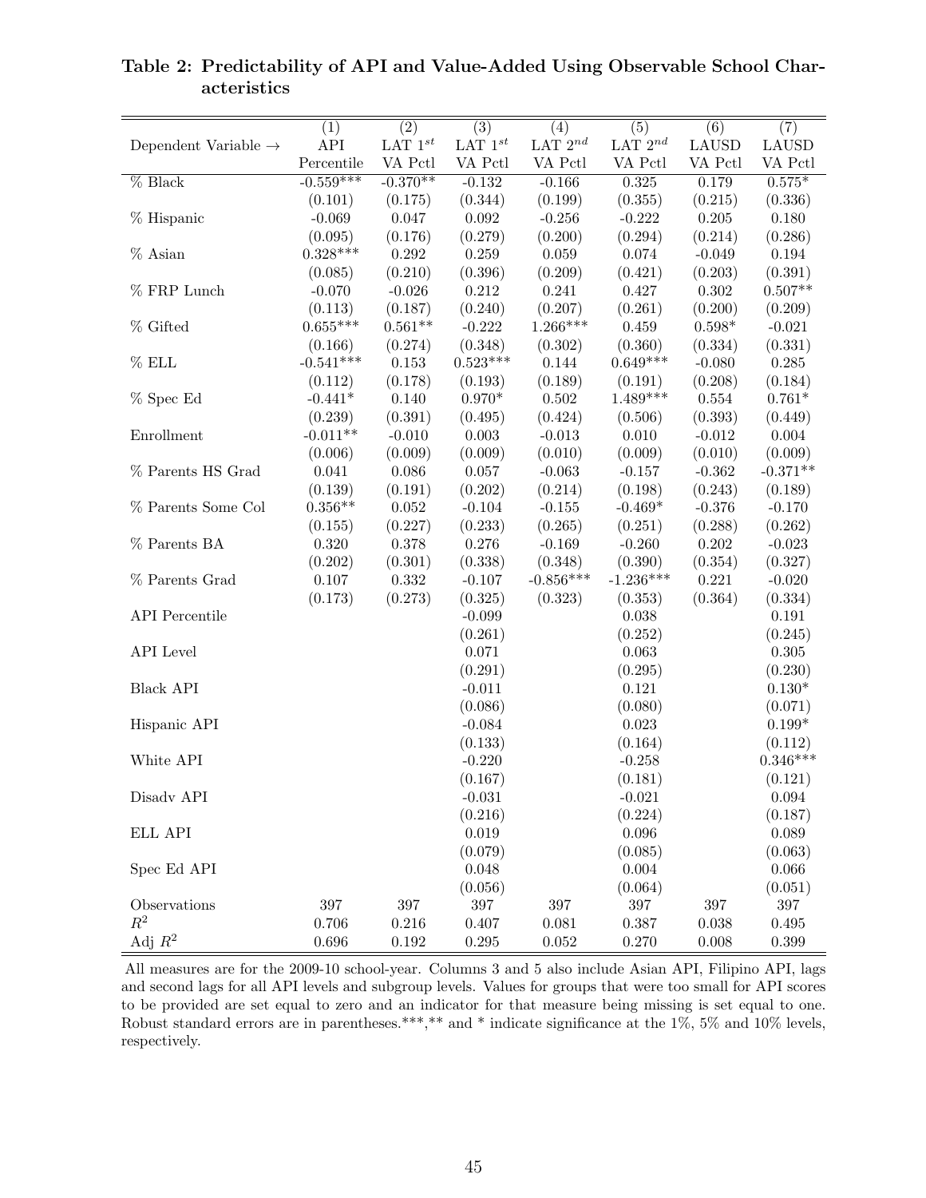**Table 2: Predictability of API and Value-Added Using Observable School Characteristics**

| | (1) | (2) | (3) | (4) | (5) | (6) | (7) |
|---|---|---|---|---|---|---|---|
| Dependent Variable → | API Percentile | LAT $1^{st}$ VA Pctl | LAT $1^{st}$ VA Pctl | LAT $2^{nd}$ VA Pctl | LAT $2^{nd}$ VA Pctl | LAUSD VA Pctl | LAUSD VA Pctl |
| % Black | -0.559*** | -0.370** | -0.132 | -0.166 | 0.325 | 0.179 | 0.575* |
| | (0.101) | (0.175) | (0.344) | (0.199) | (0.355) | (0.215) | (0.336) |
| % Hispanic | -0.069 | 0.047 | 0.092 | -0.256 | -0.222 | 0.205 | 0.180 |
| | (0.095) | (0.176) | (0.279) | (0.200) | (0.294) | (0.214) | (0.286) |
| % Asian | 0.328*** | 0.292 | 0.259 | 0.059 | 0.074 | -0.049 | 0.194 |
| | (0.085) | (0.210) | (0.396) | (0.209) | (0.421) | (0.203) | (0.391) |
| % FRP Lunch | -0.070 | -0.026 | 0.212 | 0.241 | 0.427 | 0.302 | 0.507** |
| | (0.113) | (0.187) | (0.240) | (0.207) | (0.261) | (0.200) | (0.209) |
| % Gifted | 0.655*** | 0.561** | -0.222 | 1.266*** | 0.459 | 0.598* | -0.021 |
| | (0.166) | (0.274) | (0.348) | (0.302) | (0.360) | (0.334) | (0.331) |
| % ELL | -0.541*** | 0.153 | 0.523*** | 0.144 | 0.649*** | -0.080 | 0.285 |
| | (0.112) | (0.178) | (0.193) | (0.189) | (0.191) | (0.208) | (0.184) |
| % Spec Ed | -0.441* | 0.140 | 0.970* | 0.502 | 1.489*** | 0.554 | 0.761* |
| | (0.239) | (0.391) | (0.495) | (0.424) | (0.506) | (0.393) | (0.449) |
| Enrollment | -0.011** | -0.010 | 0.003 | -0.013 | 0.010 | -0.012 | 0.004 |
| | (0.006) | (0.009) | (0.009) | (0.010) | (0.009) | (0.010) | (0.009) |
| % Parents HS Grad | 0.041 | 0.086 | 0.057 | -0.063 | -0.157 | -0.362 | -0.371** |
| | (0.139) | (0.191) | (0.202) | (0.214) | (0.198) | (0.243) | (0.189) |
| % Parents Some Col | 0.356** | 0.052 | -0.104 | -0.155 | -0.469* | -0.376 | -0.170 |
| | (0.155) | (0.227) | (0.233) | (0.265) | (0.251) | (0.288) | (0.262) |
| % Parents BA | 0.320 | 0.378 | 0.276 | -0.169 | -0.260 | 0.202 | -0.023 |
| | (0.202) | (0.301) | (0.338) | (0.348) | (0.390) | (0.354) | (0.327) |
| % Parents Grad | 0.107 | 0.332 | -0.107 | -0.856*** | -1.236*** | 0.221 | -0.020 |
| | (0.173) | (0.273) | (0.325) | (0.323) | (0.353) | (0.364) | (0.334) |
| API Percentile | | | -0.099 | | 0.038 | | 0.191 |
| | | | (0.261) | | (0.252) | | (0.245) |
| API Level | | | 0.071 | | 0.063 | | 0.305 |
| | | | (0.291) | | (0.295) | | (0.230) |
| Black API | | | -0.011 | | 0.121 | | 0.130* |
| | | | (0.086) | | (0.080) | | (0.071) |
| Hispanic API | | | -0.084 | | 0.023 | | 0.199* |
| | | | (0.133) | | (0.164) | | (0.112) |
| White API | | | -0.220 | | -0.258 | | 0.346*** |
| | | | (0.167) | | (0.181) | | (0.121) |
| Disadv API | | | -0.031 | | -0.021 | | 0.094 |
| | | | (0.216) | | (0.224) | | (0.187) |
| ELL API | | | 0.019 | | 0.096 | | 0.089 |
| | | | (0.079) | | (0.085) | | (0.063) |
| Spec Ed API | | | 0.048 | | 0.004 | | 0.066 |
| | | | (0.056) | | (0.064) | | (0.051) |
| Observations | 397 | 397 | 397 | 397 | 397 | 397 | 397 |
| $R^2$ | 0.706 | 0.216 | 0.407 | 0.081 | 0.387 | 0.038 | 0.495 |
| Adj $R^2$ | 0.696 | 0.192 | 0.295 | 0.052 | 0.270 | 0.008 | 0.399 |

All measures are for the 2009-10 school-year. Columns 3 and 5 also include Asian API, Filipino API, lags and second lags for all API levels and subgroup levels. Values for groups that were too small for API scores to be provided are set equal to zero and an indicator for that measure being missing is set equal to one. Robust standard errors are in parentheses.***,** and * indicate significance at the 1%, 5% and 10% levels, respectively.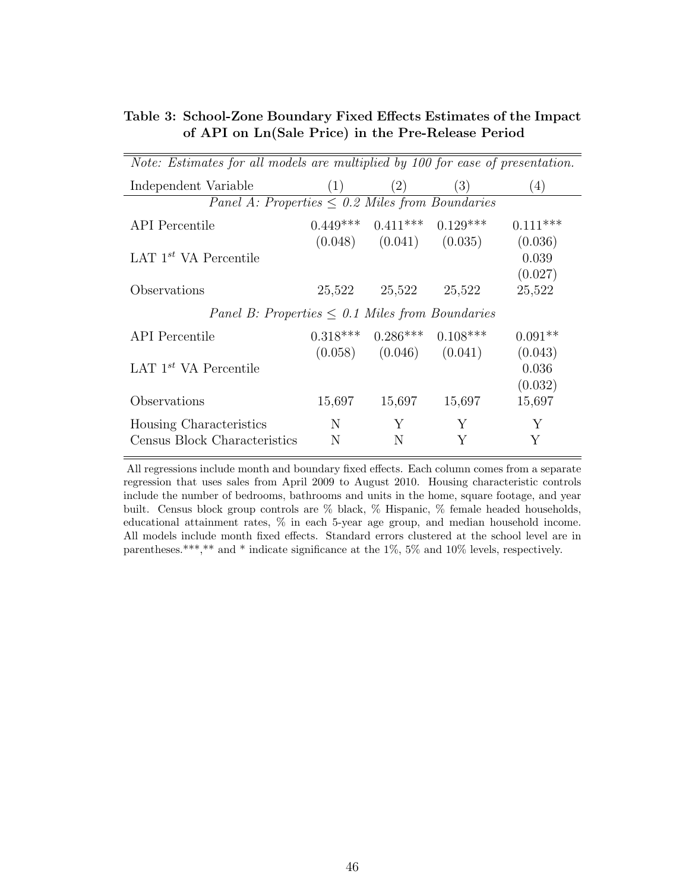**Table 3: School-Zone Boundary Fixed Effects Estimates of the Impact of API on Ln(Sale Price) in the Pre-Release Period**

*Note: Estimates for all models are multiplied by 100 for ease of presentation.*

| Independent Variable | (1) | (2) | (3) | (4) |
|---|---|---|---|---|
| *Panel A: Properties ≤ 0.2 Miles from Boundaries* | | | | |
| API Percentile | 0.449*** | 0.411*** | 0.129*** | 0.111*** |
| | (0.048) | (0.041) | (0.035) | (0.036) |
| LAT $1^{st}$ VA Percentile | | | | 0.039 |
| | | | | (0.027) |
| Observations | 25,522 | 25,522 | 25,522 | 25,522 |
| *Panel B: Properties ≤ 0.1 Miles from Boundaries* | | | | |
| API Percentile | 0.318*** | 0.286*** | 0.108*** | 0.091** |
| | (0.058) | (0.046) | (0.041) | (0.043) |
| LAT $1^{st}$ VA Percentile | | | | 0.036 |
| | | | | (0.032) |
| Observations | 15,697 | 15,697 | 15,697 | 15,697 |
| Housing Characteristics | N | Y | Y | Y |
| Census Block Characteristics | N | N | Y | Y |

All regressions include month and boundary fixed effects. Each column comes from a separate regression that uses sales from April 2009 to August 2010. Housing characteristic controls include the number of bedrooms, bathrooms and units in the home, square footage, and year built. Census block group controls are % black, % Hispanic, % female headed households, educational attainment rates, % in each 5-year age group, and median household income. All models include month fixed effects. Standard errors clustered at the school level are in parentheses.***,** and * indicate significance at the 1%, 5% and 10% levels, respectively.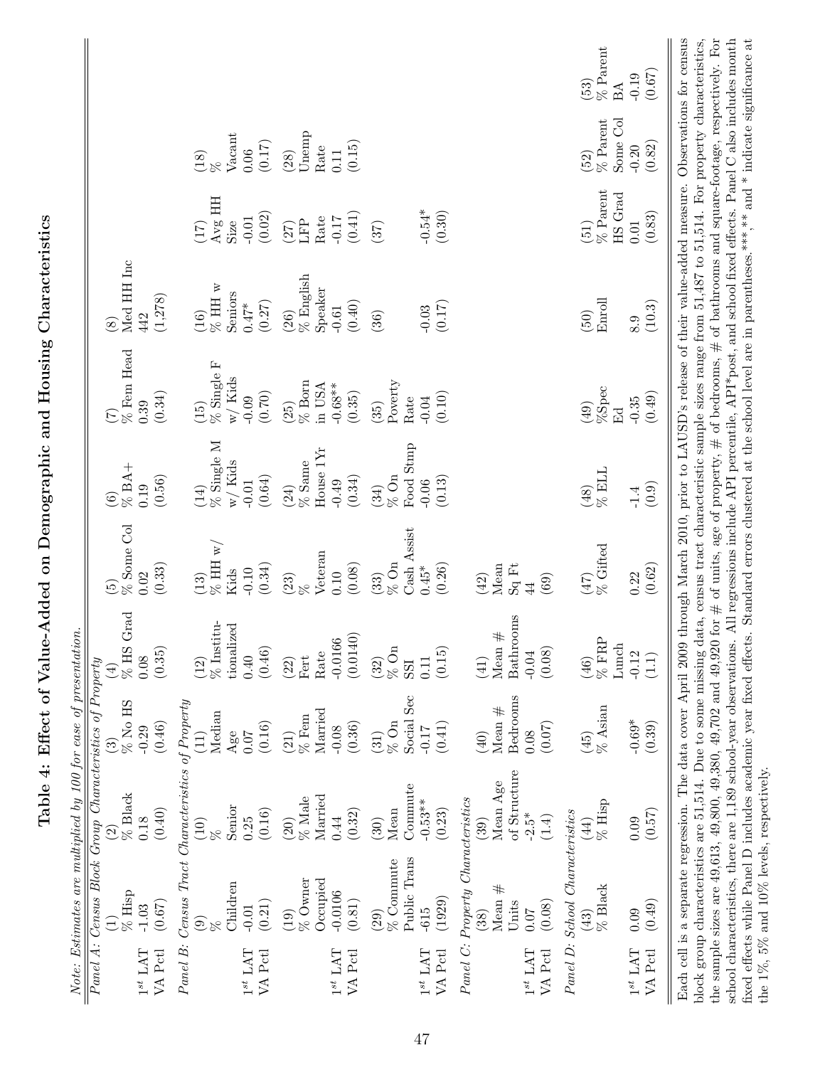# Table 4: Effect of Value-Added on Demographic and Housing Characteristics

*Note: Estimates are multiplied by 100 for ease of presentation.*

*Panel A: Census Block Group Characteristics of Property*

| | (1) % Hisp | (2) % Black | (3) % No HS | (4) % HS Grad | (5) % Some Col | (6) % BA+ | (7) % Fem Head | (8) Med HH Inc | | | |
|---|---|---|---|---|---|---|---|---|---|---|---|
| $1^{st}$ LAT | -1.03 | 0.18 | -0.29 | 0.08 | 0.02 | 0.19 | 0.39 | 442 | | | |
| VA Pctl | (0.67) | (0.40) | (0.46) | (0.35) | (0.33) | (0.56) | (0.34) | (1,278) | | | |

*Panel B: Census Tract Characteristics of Property*

| | (9) % Children | (10) % Senior | (11) Median Age | (12) % Institutionalized | (13) % HH w/ Kids | (14) % Single M w/ Kids | (15) % Single F w/ Kids | (16) % HH w Seniors | (17) Avg HH Size | (18) % Vacant |
|---|---|---|---|---|---|---|---|---|---|---|
| $1^{st}$ LAT | -0.01 | 0.25 | 0.07 | 0.40 | -0.10 | -0.01 | -0.09 | 0.47* | -0.01 | 0.06 |
| VA Pctl | (0.21) | (0.16) | (0.16) | (0.46) | (0.34) | (0.64) | (0.70) | (0.27) | (0.02) | (0.17) |

| | (19) % Owner Occupied | (20) % Male Married | (21) % Fem Married | (22) Fert Rate | (23) % Veteran | (24) % Same House 1Yr | (25) % Born in USA | (26) % English Speaker | (27) LFP Rate | (28) Unemp Rate |
|---|---|---|---|---|---|---|---|---|---|---|
| $1^{st}$ LAT | -0.0106 | 0.44 | -0.08 | -0.0166 | 0.10 | -0.49 | -0.68** | -0.61 | -0.17 | 0.11 |
| VA Pctl | (0.81) | (0.32) | (0.36) | (0.0140) | (0.08) | (0.34) | (0.35) | (0.40) | (0.41) | (0.15) |

| | (29) % Commute Public Trans | (30) Mean Commute | (31) % On Social Sec | (32) % On SSI | (33) % On Cash Assist | (34) % On Food Stmp | (35) Poverty Rate | (36) | (37) |
|---|---|---|---|---|---|---|---|---|---|
| $1^{st}$ LAT | -615 | -0.53** | -0.17 | 0.11 | 0.45* | -0.06 | -0.04 | -0.03 | -0.54* |
| VA Pctl | (1929) | (0.23) | (0.41) | (0.15) | (0.26) | (0.13) | (0.10) | (0.17) | (0.30) |

*Panel C: Property Characteristics*

| | (38) Mean # Units | (39) Mean Age of Structure | (40) Mean # Bedrooms | (41) Mean # Bathrooms | (42) Mean Sq Ft |
|---|---|---|---|---|---|
| $1^{st}$ LAT | 0.07 | -2.5* | 0.08 | -0.04 | 44 |
| VA Pctl | (0.08) | (1.4) | (0.07) | (0.08) | (69) |

*Panel D: School Characteristics*

| | (43) % Black | (44) % Hisp | (45) % Asian | (46) % FRP Lunch | (47) % Gifted | (48) % ELL | (49) %Spec Ed | (50) Enroll | (51) % Parent HS Grad | (52) % Parent Some Col | (53) % Parent BA |
|---|---|---|---|---|---|---|---|---|---|---|---|
| $1^{st}$ LAT | 0.09 | 0.09 | -0.69* | -0.12 | 0.22 | -1.4 | -0.35 | 8.9 | 0.01 | -0.20 | -0.19 |
| VA Pctl | (0.49) | (0.57) | (0.39) | (1.1) | (0.62) | (0.9) | (0.49) | (10.3) | (0.83) | (0.82) | (0.67) |

Each cell is a separate regression. The data cover April 2009 through March 2010, prior to LAUSD's release of their value-added measure. Observations for census block group characteristics are 51,514. Due to some missing data, census tract characteristic sample sizes range from 51,487 to 51,514. For property characteristics, the sample sizes are 49,613, 49,800, 49,380, 49,702 and 49,920 for # of units, age of property, # of bedrooms, # of bathrooms and square-footage, respectively. For school characteristics, there are 1,189 school-year observations. All regressions include API percentile, API*post, and school fixed effects. Panel C also includes month fixed effects while Panel D includes academic year fixed effects. Standard errors clustered at the school level are in parentheses. ***,** and * indicate significance at the 1%, 5% and 10% levels, respectively.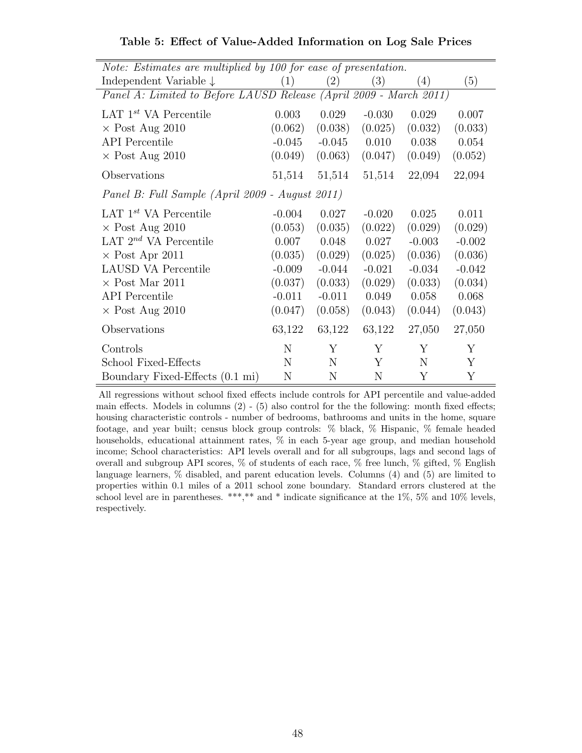**Table 5: Effect of Value-Added Information on Log Sale Prices**

| *Note: Estimates are multiplied by 100 for ease of presentation.* | | | | | |
|---|---|---|---|---|---|
| Independent Variable ↓ | (1) | (2) | (3) | (4) | (5) |
| *Panel A: Limited to Before LAUSD Release (April 2009 - March 2011)* | | | | | |
| LAT $1^{st}$ VA Percentile | 0.003 | 0.029 | -0.030 | 0.029 | 0.007 |
| × Post Aug 2010 | (0.062) | (0.038) | (0.025) | (0.032) | (0.033) |
| API Percentile | -0.045 | -0.045 | 0.010 | 0.038 | 0.054 |
| × Post Aug 2010 | (0.049) | (0.063) | (0.047) | (0.049) | (0.052) |
| Observations | 51,514 | 51,514 | 51,514 | 22,094 | 22,094 |
| *Panel B: Full Sample (April 2009 - August 2011)* | | | | | |
| LAT $1^{st}$ VA Percentile | -0.004 | 0.027 | -0.020 | 0.025 | 0.011 |
| × Post Aug 2010 | (0.053) | (0.035) | (0.022) | (0.029) | (0.029) |
| LAT $2^{nd}$ VA Percentile | 0.007 | 0.048 | 0.027 | -0.003 | -0.002 |
| × Post Apr 2011 | (0.035) | (0.029) | (0.025) | (0.036) | (0.036) |
| LAUSD VA Percentile | -0.009 | -0.044 | -0.021 | -0.034 | -0.042 |
| × Post Mar 2011 | (0.037) | (0.033) | (0.029) | (0.033) | (0.034) |
| API Percentile | -0.011 | -0.011 | 0.049 | 0.058 | 0.068 |
| × Post Aug 2010 | (0.047) | (0.058) | (0.043) | (0.044) | (0.043) |
| Observations | 63,122 | 63,122 | 63,122 | 27,050 | 27,050 |
| Controls | N | Y | Y | Y | Y |
| School Fixed-Effects | N | N | Y | N | Y |
| Boundary Fixed-Effects (0.1 mi) | N | N | N | Y | Y |

All regressions without school fixed effects include controls for API percentile and value-added main effects. Models in columns (2) - (5) also control for the the following: month fixed effects; housing characteristic controls - number of bedrooms, bathrooms and units in the home, square footage, and year built; census block group controls: % black, % Hispanic, % female headed households, educational attainment rates, % in each 5-year age group, and median household income; School characteristics: API levels overall and for all subgroups, lags and second lags of overall and subgroup API scores, % of students of each race, % free lunch, % gifted, % English language learners, % disabled, and parent education levels. Columns (4) and (5) are limited to properties within 0.1 miles of a 2011 school zone boundary. Standard errors clustered at the school level are in parentheses. ***,** and * indicate significance at the 1%, 5% and 10% levels, respectively.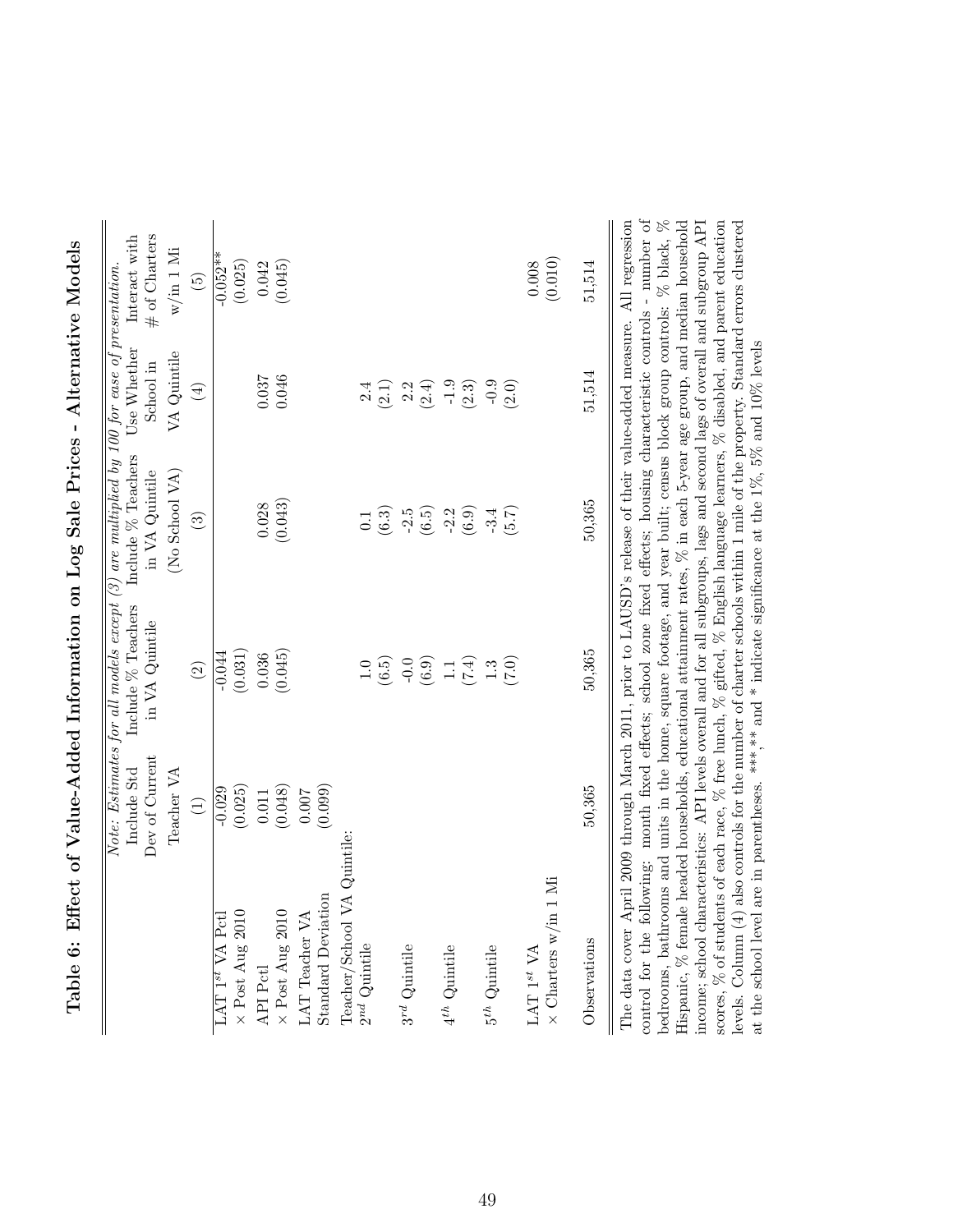# Table 6: Effect of Value-Added Information on Log Sale Prices - Alternative Models

*Note: Estimates for all models except (3) are multiplied by 100 for ease of presentation.*

| | Include Std Dev of Current Teacher VA | Include % Teachers in VA Quintile | Include % Teachers in VA Quintile (No School VA) | Use Whether School in VA Quintile | Interact with # of Charters w/in 1 Mi |
|---|---|---|---|---|---|
| | (1) | (2) | (3) | (4) | (5) |
| LAT $1^{st}$ VA Pctl | -0.029 | -0.044 | | | -0.052** |
| × Post Aug 2010 | (0.025) | (0.031) | | | (0.025) |
| API Pctl | 0.011 | 0.036 | 0.028 | 0.037 | 0.042 |
| × Post Aug 2010 | (0.048) | (0.045) | (0.043) | 0.046 | (0.045) |
| LAT Teacher VA | 0.007 | | | | |
| Standard Deviation | (0.099) | | | | |
| Teacher/School VA Quintile: | | | | | |
| $2^{nd}$ Quintile | | 1.0 | 0.1 | 2.4 | |
| | | (6.5) | (6.3) | (2.1) | |
| $3^{rd}$ Quintile | | -0.0 | -2.5 | 2.2 | |
| | | (6.9) | (6.5) | (2.4) | |
| $4^{th}$ Quintile | | 1.1 | -2.2 | -1.9 | |
| | | (7.4) | (6.9) | (2.3) | |
| $5^{th}$ Quintile | | 1.3 | -3.4 | -0.9 | |
| | | (7.0) | (5.7) | (2.0) | |
| LAT $1^{st}$ VA | | | | | 0.008 |
| × Charters w/in 1 Mi | | | | | (0.010) |
| Observations | 50,365 | 50,365 | 50,365 | 51,514 | 51,514 |

The data cover April 2009 through March 2011, prior to LAUSD's release of their value-added measure. All regression control for the following: month fixed effects; school zone fixed effects; housing characteristic controls - number of bedrooms, bathrooms and units in the home, square footage, and year built; census block group controls: % black, % Hispanic, % female headed households, educational attainment rates, % in each 5-year age group, and median household income; school characteristics: API levels overall and for all subgroups, lags and second lags of overall and subgroup API scores, % of students of each race, % free lunch, % gifted, % English language learners, % disabled, and parent education levels. Column (4) also controls for the number of charter schools within 1 mile of the property. Standard errors clustered at the school level are in parentheses. ***,** and * indicate significance at the 1%, 5% and 10% levels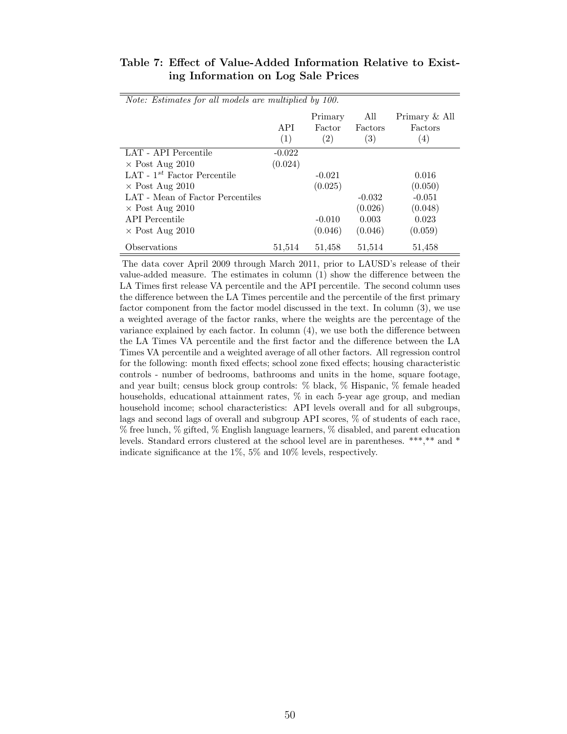**Table 7: Effect of Value-Added Information Relative to Existing Information on Log Sale Prices**

*Note: Estimates for all models are multiplied by 100.*

| | API (1) | Primary Factor (2) | All Factors (3) | Primary & All Factors (4) |
|---|---|---|---|---|
| LAT - API Percentile | -0.022 | | | |
| × Post Aug 2010 | (0.024) | | | |
| LAT - $1^{st}$ Factor Percentile | | -0.021 | | 0.016 |
| × Post Aug 2010 | | (0.025) | | (0.050) |
| LAT - Mean of Factor Percentiles | | | -0.032 | -0.051 |
| × Post Aug 2010 | | | (0.026) | (0.048) |
| API Percentile | | -0.010 | 0.003 | 0.023 |
| × Post Aug 2010 | | (0.046) | (0.046) | (0.059) |
| Observations | 51,514 | 51,458 | 51,514 | 51,458 |

The data cover April 2009 through March 2011, prior to LAUSD's release of their value-added measure. The estimates in column (1) show the difference between the LA Times first release VA percentile and the API percentile. The second column uses the difference between the LA Times percentile and the percentile of the first primary factor component from the factor model discussed in the text. In column (3), we use a weighted average of the factor ranks, where the weights are the percentage of the variance explained by each factor. In column (4), we use both the difference between the LA Times VA percentile and the first factor and the difference between the LA Times VA percentile and a weighted average of all other factors. All regression control for the following: month fixed effects; school zone fixed effects; housing characteristic controls - number of bedrooms, bathrooms and units in the home, square footage, and year built; census block group controls: % black, % Hispanic, % female headed households, educational attainment rates, % in each 5-year age group, and median household income; school characteristics: API levels overall and for all subgroups, lags and second lags of overall and subgroup API scores, % of students of each race, % free lunch, % gifted, % English language learners, % disabled, and parent education levels. Standard errors clustered at the school level are in parentheses. ***,** and * indicate significance at the 1%, 5% and 10% levels, respectively.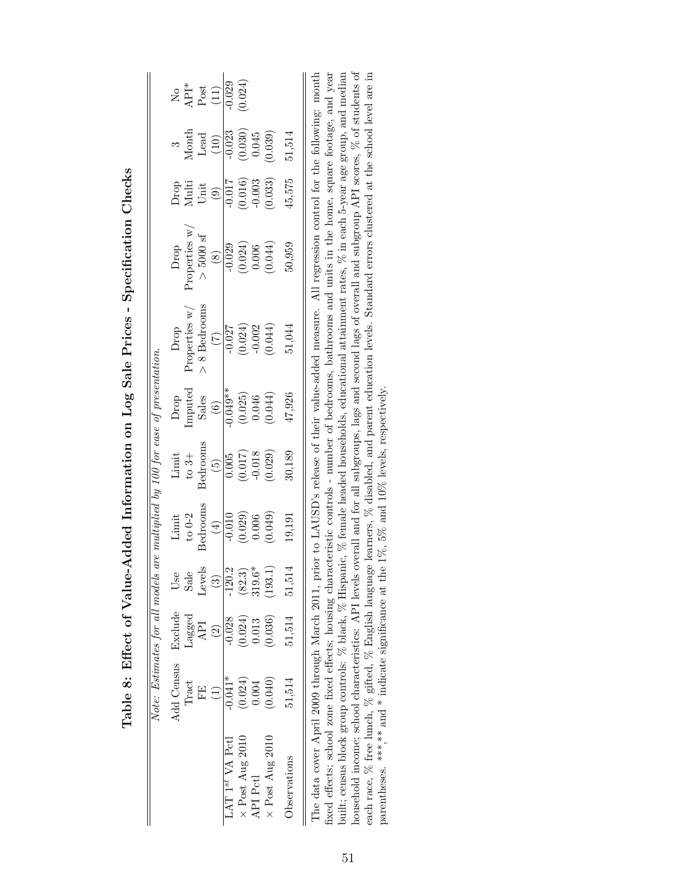# Table 8: Effect of Value-Added Information on Log Sale Prices - Specification Checks

*Note: Estimates for all models are multiplied by 100 for ease of presentation.*

| | Add Census Tract FE | Exclude Lagged API | Use Sale Levels | Limit to 0-2 Bedrooms | Limit to 3+ Bedrooms | Drop Imputed Sales | Drop Properties w/ > 8 Bedrooms | Drop Properties w/ > 5000 sf | Drop Multi Unit | 3 Month Lead | No API* Post |
|---|---|---|---|---|---|---|---|---|---|---|---|
| | (1) | (2) | (3) | (4) | (5) | (6) | (7) | (8) | (9) | (10) | (11) |
| LAT $1^{st}$ VA Pctl | -0.041* | -0.028 | -120.2 | -0.010 | 0.005 | -0.049** | -0.027 | -0.029 | -0.017 | -0.023 | -0.029 |
| × Post Aug 2010 | (0.024) | (0.024) | (82.3) | (0.029) | (0.017) | (0.025) | (0.024) | (0.024) | (0.016) | (0.030) | (0.024) |
| API Pctl | 0.004 | 0.013 | 319.6* | 0.006 | -0.018 | 0.046 | -0.002 | 0.006 | -0.003 | 0.045 | |
| × Post Aug 2010 | (0.040) | (0.036) | (193.1) | (0.049) | (0.029) | (0.044) | (0.044) | (0.044) | (0.033) | (0.039) | |
| Observations | 51,514 | 51,514 | 51,514 | 19,191 | 30,189 | 47,926 | 51,044 | 50,959 | 45,575 | 51,514 | |

The data cover April 2009 through March 2011, prior to LAUSD's release of their value-added measure. All regression control for the following: month fixed effects; school zone fixed effects; housing characteristic controls - number of bedrooms, bathrooms and units in the home, square footage, and year built; census block group controls: % black, % Hispanic, % female headed households, educational attainment rates, % in each 5-year age group, and median household income; school characteristics: API levels overall and for all subgroups, lags and second lags of overall and subgroup API scores, % of students of each race, % free lunch, % gifted, % English language learners, % disabled, and parent education levels. Standard errors clustered at the school level are in parentheses. ***,** and * indicate significance at the 1%, 5% and 10% levels, respectively.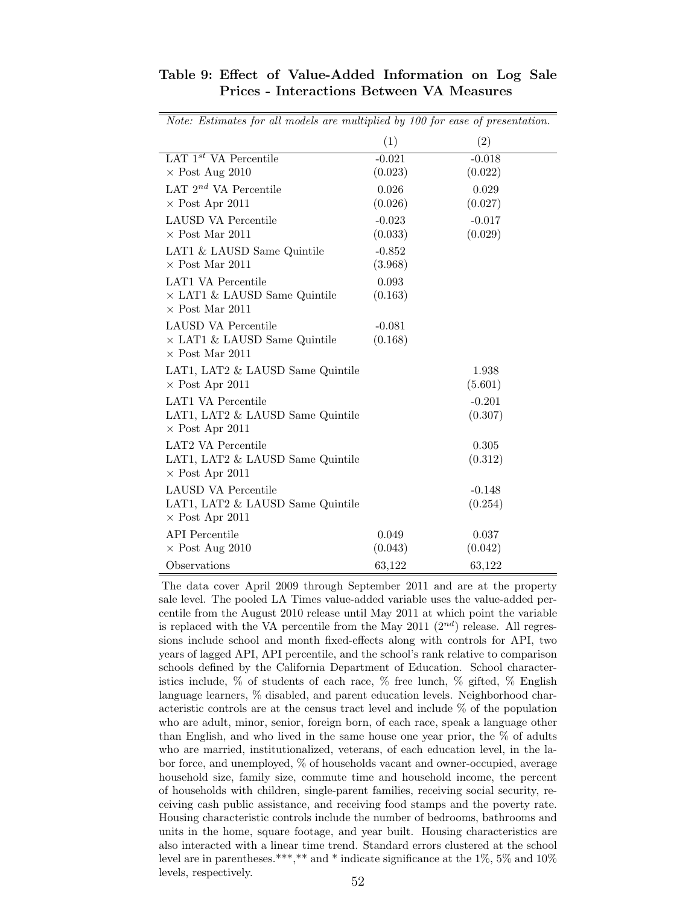**Table 9: Effect of Value-Added Information on Log Sale Prices - Interactions Between VA Measures**

*Note: Estimates for all models are multiplied by 100 for ease of presentation.*

| | (1) | (2) |
|---|---|---|
| LAT $1^{st}$ VA Percentile × Post Aug 2010 | -0.021 (0.023) | -0.018 (0.022) |
| LAT $2^{nd}$ VA Percentile × Post Apr 2011 | 0.026 (0.026) | 0.029 (0.027) |
| LAUSD VA Percentile × Post Mar 2011 | -0.023 (0.033) | -0.017 (0.029) |
| LAT1 & LAUSD Same Quintile × Post Mar 2011 | -0.852 (3.968) | |
| LAT1 VA Percentile × LAT1 & LAUSD Same Quintile × Post Mar 2011 | 0.093 (0.163) | |
| LAUSD VA Percentile × LAT1 & LAUSD Same Quintile × Post Mar 2011 | -0.081 (0.168) | |
| LAT1, LAT2 & LAUSD Same Quintile × Post Apr 2011 | | 1.938 (5.601) |
| LAT1 VA Percentile LAT1, LAT2 & LAUSD Same Quintile × Post Apr 2011 | | -0.201 (0.307) |
| LAT2 VA Percentile LAT1, LAT2 & LAUSD Same Quintile × Post Apr 2011 | | 0.305 (0.312) |
| LAUSD VA Percentile LAT1, LAT2 & LAUSD Same Quintile × Post Apr 2011 | | -0.148 (0.254) |
| API Percentile × Post Aug 2010 | 0.049 (0.043) | 0.037 (0.042) |
| Observations | 63,122 | 63,122 |

The data cover April 2009 through September 2011 and are at the property sale level. The pooled LA Times value-added variable uses the value-added percentile from the August 2010 release until May 2011 at which point the variable is replaced with the VA percentile from the May 2011 ($2^{nd}$) release. All regressions include school and month fixed-effects along with controls for API, two years of lagged API, API percentile, and the school's rank relative to comparison schools defined by the California Department of Education. School characteristics include, % of students of each race, % free lunch, % gifted, % English language learners, % disabled, and parent education levels. Neighborhood characteristic controls are at the census tract level and include % of the population who are adult, minor, senior, foreign born, of each race, speak a language other than English, and who lived in the same house one year prior, the % of adults who are married, institutionalized, veterans, of each education level, in the labor force, and unemployed, % of households vacant and owner-occupied, average household size, family size, commute time and household income, the percent of households with children, single-parent families, receiving social security, receiving cash public assistance, and receiving food stamps and the poverty rate. Housing characteristic controls include the number of bedrooms, bathrooms and units in the home, square footage, and year built. Housing characteristics are also interacted with a linear time trend. Standard errors clustered at the school level are in parentheses.***,** and * indicate significance at the 1%, 5% and 10% levels, respectively.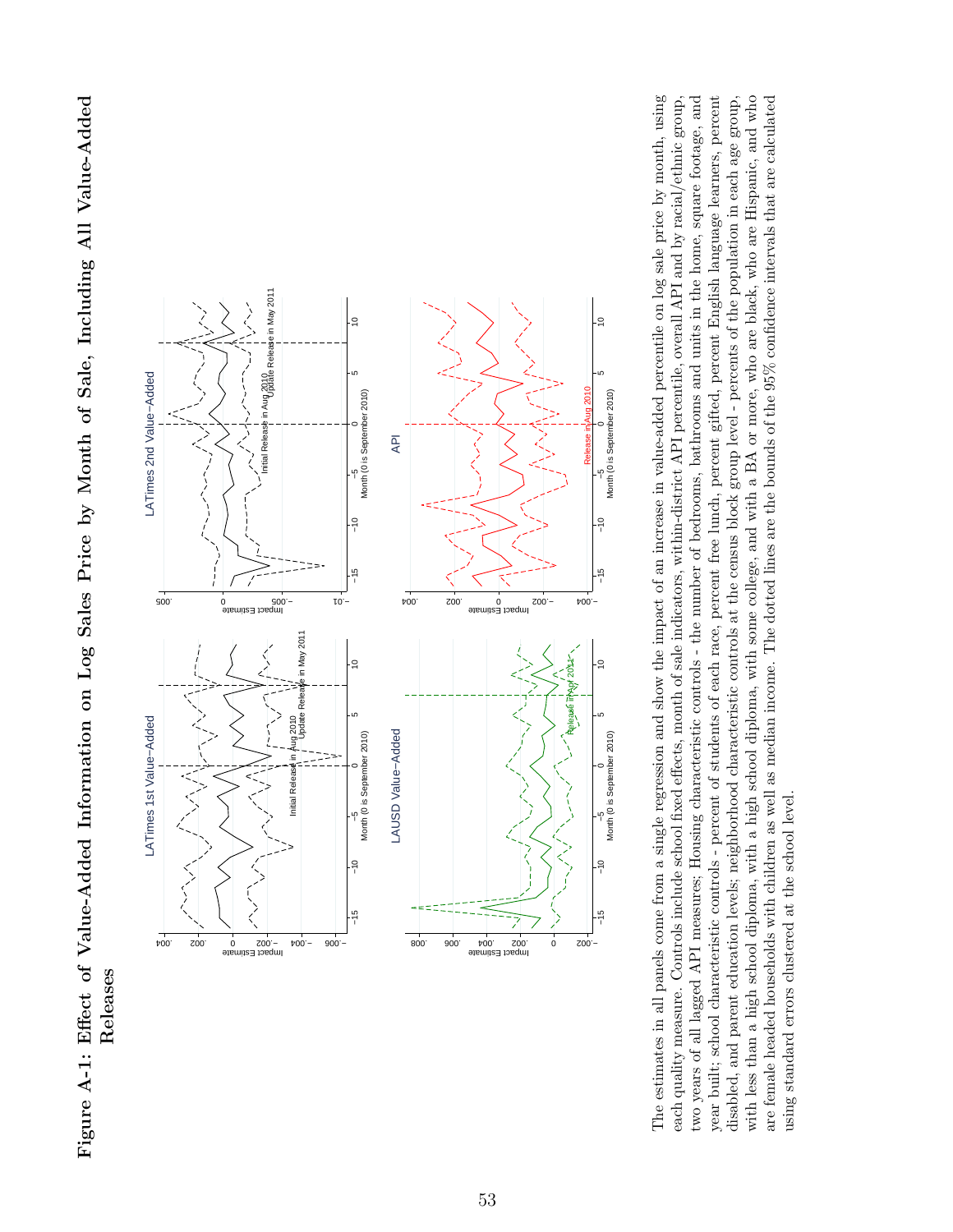# Figure A-1: Effect of Value-Added Information on Log Sales Price by Month of Sale, Including All Value-Added Releases

LATimes 1st Value−Added

Impact Estimate

.004
.002
0
−.002
−.004
−.006

Month (0 is September 2010)

−15 −10 −5 0 5 10

Initial Release in Aug 2010
Update Release in May 2011

LATimes 2nd Value−Added

Impact Estimate

.005
0
−.005
−.01

Month (0 is September 2010)

−15 −10 −5 0 5 10

Initial Release in Aug 2010
Update Release in May 2011

LAUSD Value−Added

Impact Estimate

.008
.006
.004
.002
0
−.002

Month (0 is September 2010)

−15 −10 −5 0 5 10

Release in April 2011

API

Impact Estimate

.004
.002
0
−.002
−.004

Month (0 is September 2010)

−15 −10 −5 0 5 10

Release in Aug 2010

The estimates in all panels come from a single regression and show the impact of an increase in value-added percentile on log sale price by month, using each quality measure. Controls include school fixed effects, month of sale indicators, within-district API percentile, overall API and by racial/ethnic group, two years of all lagged API measures; Housing characteristic controls - the number of bedrooms, bathrooms and units in the home, square footage, and year built; school characteristic controls - percent of students of each race, percent free lunch, percent gifted, percent English language learners, percent disabled, and parent education levels; neighborhood characteristic controls at the census block group level - percents of the population in each age group, with less than a high school diploma, with a high school diploma, with some college, and with a BA or more, who are black, who are Hispanic, and who are female headed households with children as well as median income. The dotted lines are the bounds of the 95% confidence intervals that are calculated using standard errors clustered at the school level.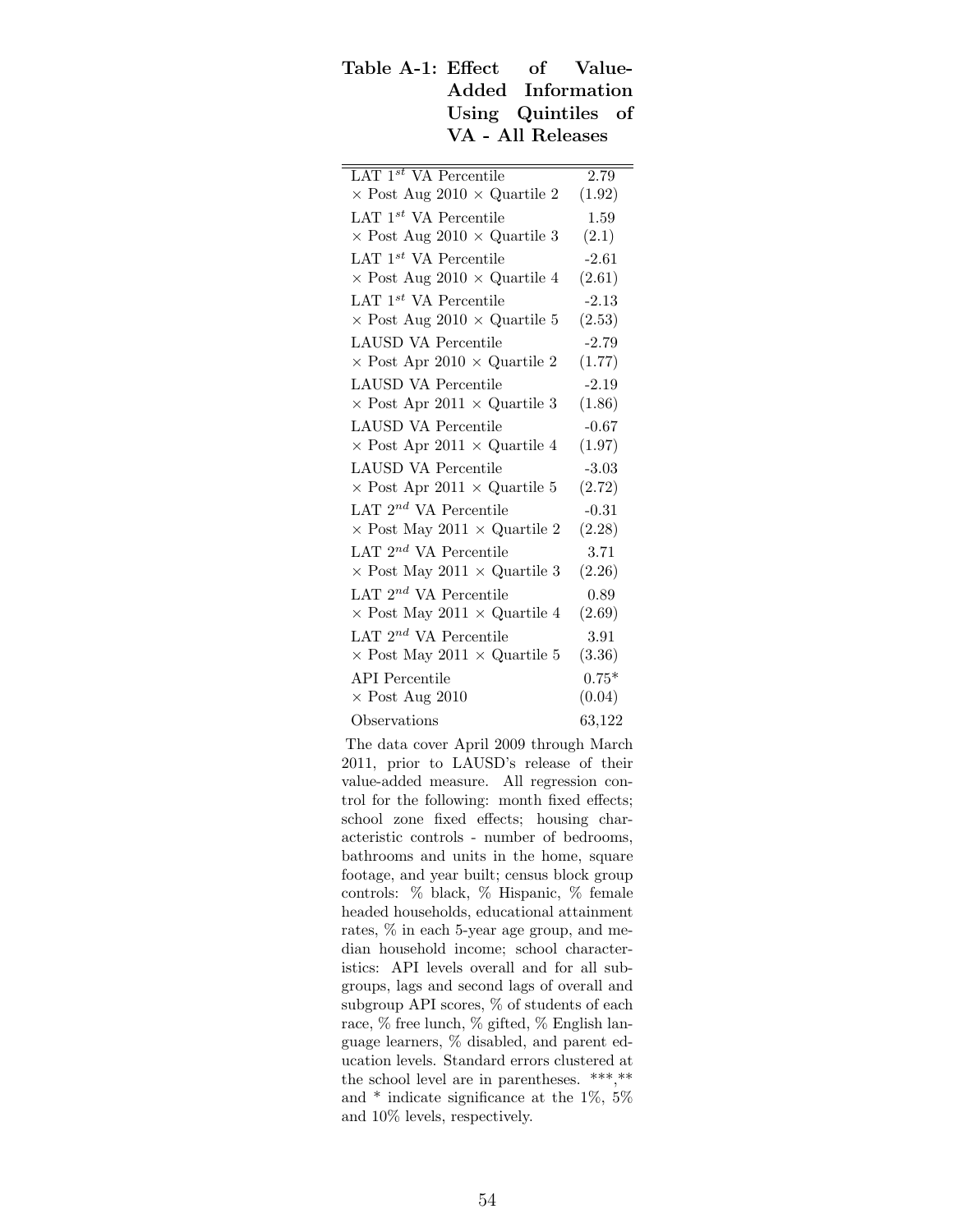**Table A-1: Effect of Value-Added Information Using Quintiles of VA - All Releases**

| | |
|---|---|
| LAT $1^{st}$ VA Percentile × Post Aug 2010 × Quartile 2 | 2.79 (1.92) |
| LAT $1^{st}$ VA Percentile × Post Aug 2010 × Quartile 3 | 1.59 (2.1) |
| LAT $1^{st}$ VA Percentile × Post Aug 2010 × Quartile 4 | -2.61 (2.61) |
| LAT $1^{st}$ VA Percentile × Post Aug 2010 × Quartile 5 | -2.13 (2.53) |
| LAUSD VA Percentile × Post Apr 2010 × Quartile 2 | -2.79 (1.77) |
| LAUSD VA Percentile × Post Apr 2011 × Quartile 3 | -2.19 (1.86) |
| LAUSD VA Percentile × Post Apr 2011 × Quartile 4 | -0.67 (1.97) |
| LAUSD VA Percentile × Post Apr 2011 × Quartile 5 | -3.03 (2.72) |
| LAT $2^{nd}$ VA Percentile × Post May 2011 × Quartile 2 | -0.31 (2.28) |
| LAT $2^{nd}$ VA Percentile × Post May 2011 × Quartile 3 | 3.71 (2.26) |
| LAT $2^{nd}$ VA Percentile × Post May 2011 × Quartile 4 | 0.89 (2.69) |
| LAT $2^{nd}$ VA Percentile × Post May 2011 × Quartile 5 | 3.91 (3.36) |
| API Percentile × Post Aug 2010 | 0.75* (0.04) |
| Observations | 63,122 |

The data cover April 2009 through March 2011, prior to LAUSD's release of their value-added measure. All regression control for the following: month fixed effects; school zone fixed effects; housing characteristic controls - number of bedrooms, bathrooms and units in the home, square footage, and year built; census block group controls: % black, % Hispanic, % female headed households, educational attainment rates, % in each 5-year age group, and median household income; school characteristics: API levels overall and for all subgroups, lags and second lags of overall and subgroup API scores, % of students of each race, % free lunch, % gifted, % English language learners, % disabled, and parent education levels. Standard errors clustered at the school level are in parentheses. ***,** and * indicate significance at the 1%, 5% and 10% levels, respectively.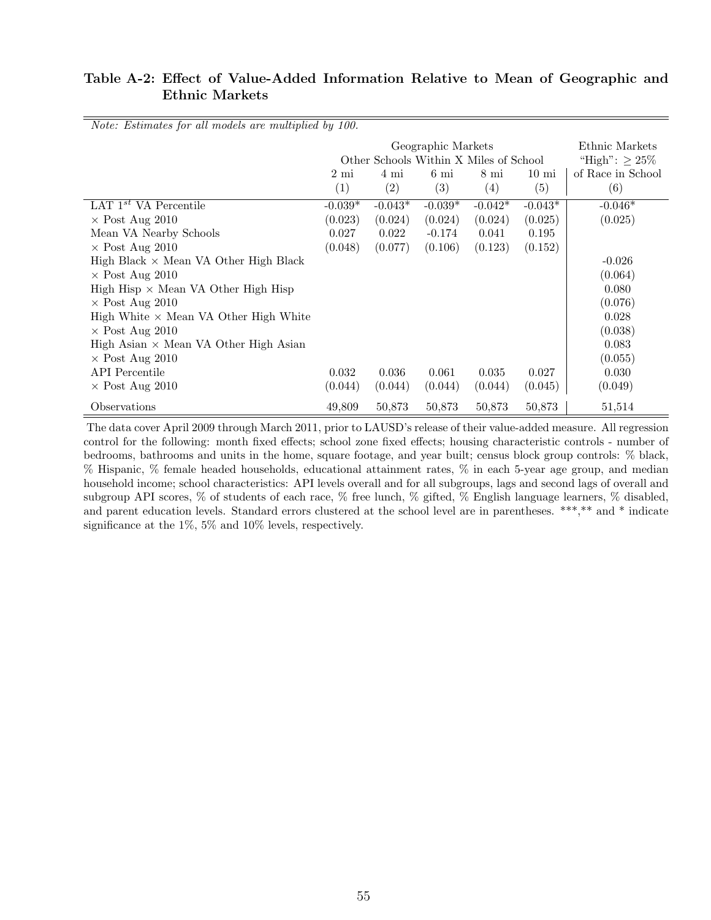**Table A-2: Effect of Value-Added Information Relative to Mean of Geographic and Ethnic Markets**

*Note: Estimates for all models are multiplied by 100.*

| | Geographic Markets | | | | | Ethnic Markets |
|---|---|---|---|---|---|---|
| | Other Schools Within X Miles of School | | | | | "High": ≥ 25% |
| | 2 mi | 4 mi | 6 mi | 8 mi | 10 mi | of Race in School |
| | (1) | (2) | (3) | (4) | (5) | (6) |
| LAT $1^{st}$ VA Percentile | -0.039* | -0.043* | -0.039* | -0.042* | -0.043* | -0.046* |
| × Post Aug 2010 | (0.023) | (0.024) | (0.024) | (0.024) | (0.025) | (0.025) |
| Mean VA Nearby Schools | 0.027 | 0.022 | -0.174 | 0.041 | 0.195 | |
| × Post Aug 2010 | (0.048) | (0.077) | (0.106) | (0.123) | (0.152) | |
| High Black × Mean VA Other High Black | | | | | | -0.026 |
| × Post Aug 2010 | | | | | | (0.064) |
| High Hisp × Mean VA Other High Hisp | | | | | | 0.080 |
| × Post Aug 2010 | | | | | | (0.076) |
| High White × Mean VA Other High White | | | | | | 0.028 |
| × Post Aug 2010 | | | | | | (0.038) |
| High Asian × Mean VA Other High Asian | | | | | | 0.083 |
| × Post Aug 2010 | | | | | | (0.055) |
| API Percentile | 0.032 | 0.036 | 0.061 | 0.035 | 0.027 | 0.030 |
| × Post Aug 2010 | (0.044) | (0.044) | (0.044) | (0.044) | (0.045) | (0.049) |
| Observations | 49,809 | 50,873 | 50,873 | 50,873 | 50,873 | 51,514 |

The data cover April 2009 through March 2011, prior to LAUSD's release of their value-added measure. All regression control for the following: month fixed effects; school zone fixed effects; housing characteristic controls - number of bedrooms, bathrooms and units in the home, square footage, and year built; census block group controls: % black, % Hispanic, % female headed households, educational attainment rates, % in each 5-year age group, and median household income; school characteristics: API levels overall and for all subgroups, lags and second lags of overall and subgroup API scores, % of students of each race, % free lunch, % gifted, % English language learners, % disabled, and parent education levels. Standard errors clustered at the school level are in parentheses. ***,** and * indicate significance at the 1%, 5% and 10% levels, respectively.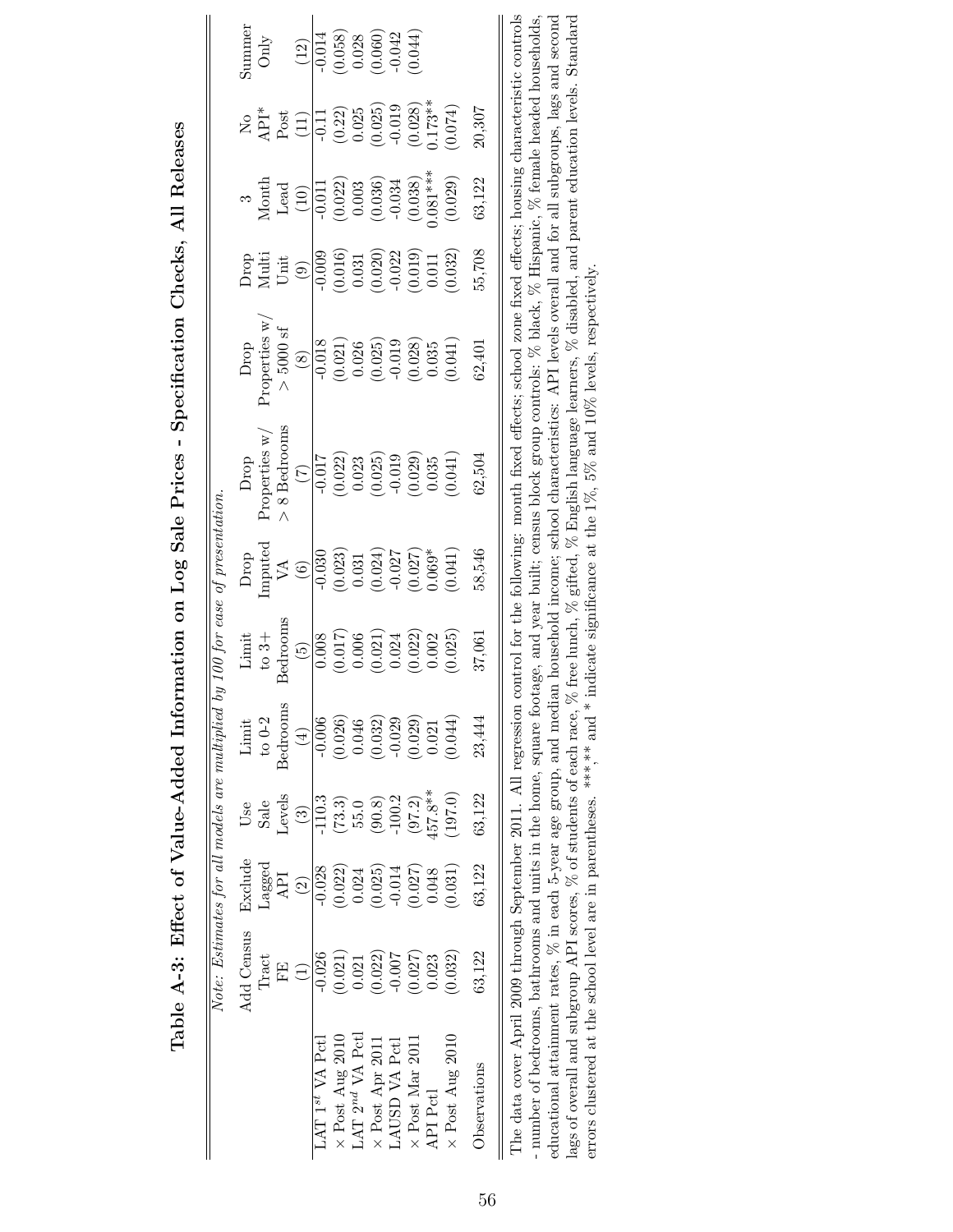# Table A-3: Effect of Value-Added Information on Log Sale Prices - Specification Checks, All Releases

*Note: Estimates for all models are multiplied by 100 for ease of presentation.*

| | Add Census Tract FE (1) | Exclude Lagged API (2) | Use Sale Levels (3) | Limit to 0-2 Bedrooms (4) | Limit to 3+ Bedrooms (5) | Drop Imputed VA (6) | Drop Properties w/ > 8 Bedrooms (7) | Drop Properties w/ > 5000 sf (8) | Drop Multi Unit (9) | 3 Month Lead (10) | No API* Post (11) | Summer Only (12) |
|---|---|---|---|---|---|---|---|---|---|---|---|---|
| LAT $1^{st}$ VA Pctl | -0.026 | -0.028 | -110.3 | -0.006 | 0.008 | -0.030 | -0.017 | -0.018 | -0.009 | -0.011 | -0.11 | -0.014 |
| × Post Aug 2010 | (0.021) | (0.022) | (73.3) | (0.026) | (0.017) | (0.023) | (0.022) | (0.021) | (0.016) | (0.022) | (0.22) | (0.058) |
| LAT $2^{nd}$ VA Pctl | 0.021 | 0.024 | 55.0 | 0.046 | 0.006 | 0.031 | 0.023 | 0.026 | 0.031 | 0.003 | 0.025 | 0.028 |
| × Post Apr 2011 | (0.022) | (0.025) | (90.8) | (0.032) | (0.021) | (0.024) | (0.025) | (0.025) | (0.020) | (0.036) | (0.025) | (0.060) |
| LAUSD VA Pctl | -0.007 | -0.014 | -100.2 | -0.029 | 0.024 | -0.027 | -0.019 | -0.019 | -0.022 | -0.034 | -0.019 | -0.042 |
| × Post Mar 2011 | (0.027) | (0.027) | (97.2) | (0.029) | (0.022) | (0.027) | (0.029) | (0.028) | (0.019) | (0.038) | (0.028) | (0.044) |
| API Pctl | 0.023 | 0.048 | 457.8** | 0.021 | 0.002 | 0.069* | 0.035 | 0.035 | 0.011 | 0.081*** | 0.173** | |
| × Post Aug 2010 | (0.032) | (0.031) | (197.0) | (0.044) | (0.025) | (0.041) | (0.041) | (0.041) | (0.032) | (0.029) | (0.074) | |
| Observations | 63,122 | 63,122 | 63,122 | 23,444 | 37,061 | 58,546 | 62,504 | 62,401 | 55,708 | 63,122 | 20,307 | |

The data cover April 2009 through September 2011. All regression control for the following: month fixed effects; school zone fixed effects; housing characteristic controls - number of bedrooms, bathrooms and units in the home, square footage, and year built; census block group controls: % black, % Hispanic, % female headed households, educational attainment rates, % in each 5-year age group, and median household income; school characteristics: API levels overall and for all subgroups, lags and second lags of overall and subgroup API scores, % of students of each race, % free lunch, % gifted, % English language learners, % disabled, and parent education levels. Standard errors clustered at the school level are in parentheses. ***,** and * indicate significance at the 1%, 5% and 10% levels, respectively.